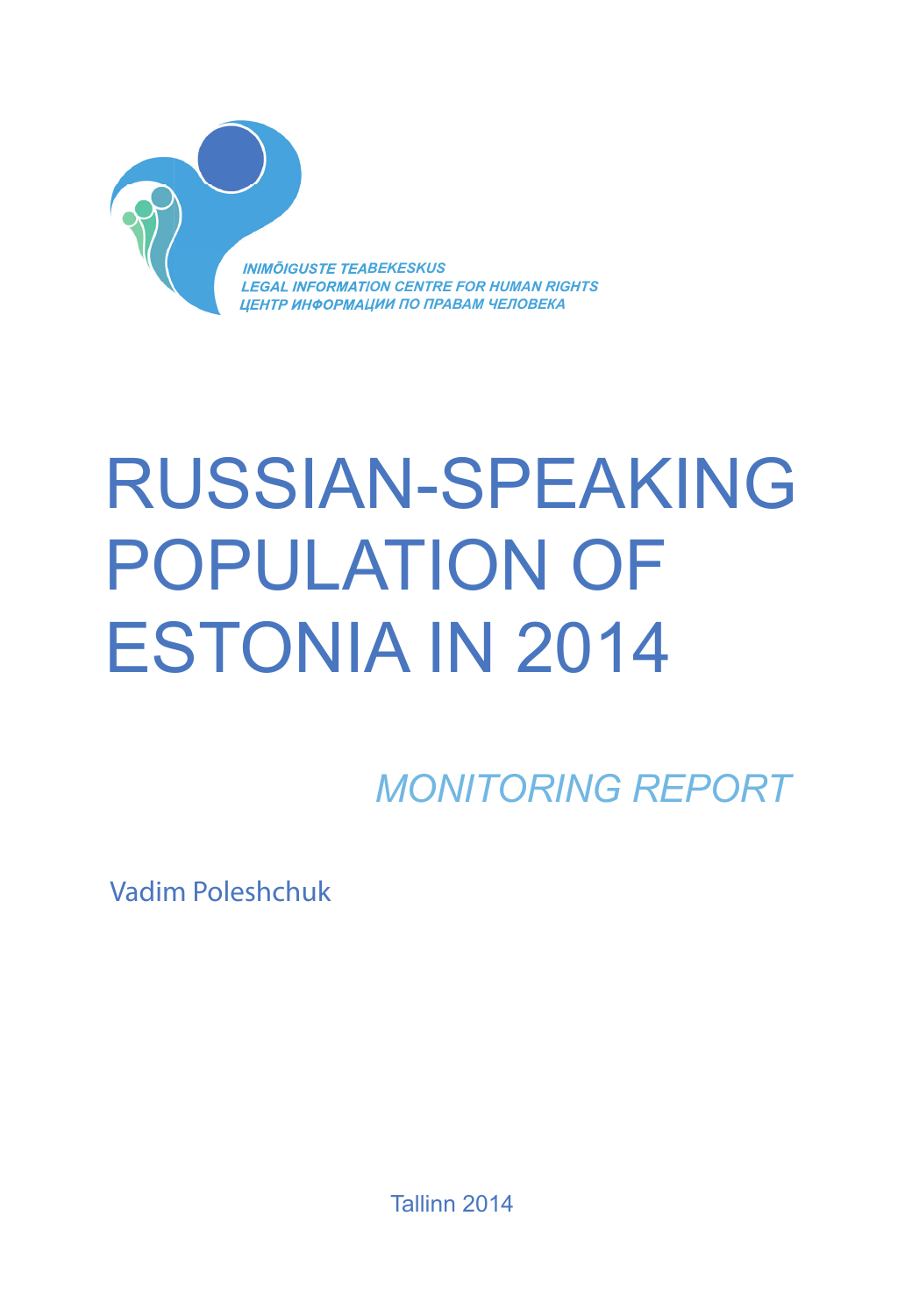INIMÕIGUSTE TEABEKESKUS
LEGAL INFORMATION CENTRE FOR HUMAN RIGHTS
ЦЕНТР ИНФОРМАЦИИ ПО ПРАВАМ ЧЕЛОВЕКА

# RUSSIAN-SPEAKING POPULATION OF ESTONIA IN 2014

*MONITORING REPORT*

Vadim Poleshchuk

Tallinn 2014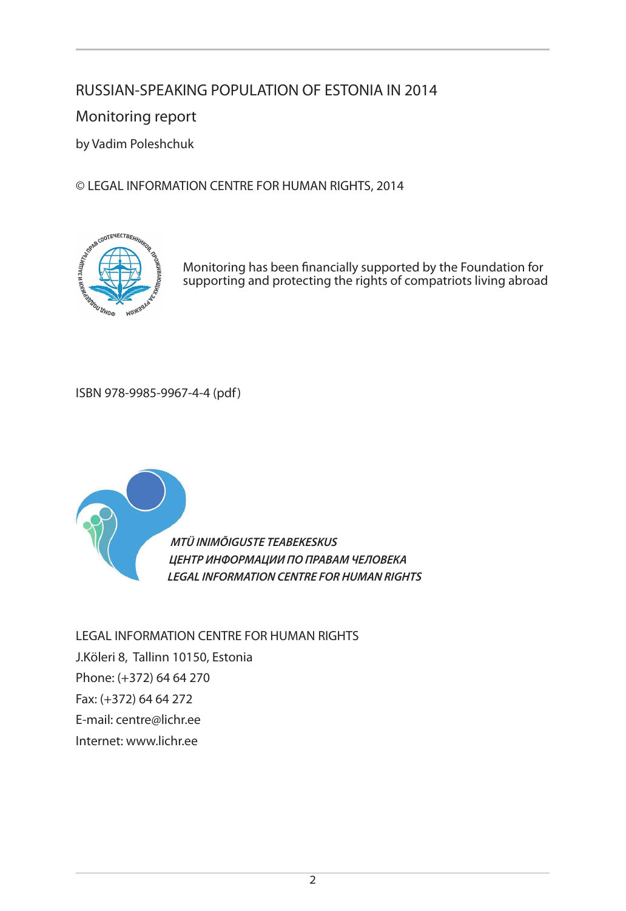RUSSIAN-SPEAKING POPULATION OF ESTONIA IN 2014

Monitoring report

by Vadim Poleshchuk

© LEGAL INFORMATION CENTRE FOR HUMAN RIGHTS, 2014

Monitoring has been financially supported by the Foundation for supporting and protecting the rights of compatriots living abroad

ISBN 978-9985-9967-4-4 (pdf)

*MTÜ INIMÕIGUSTE TEABEKESKUS*
*ЦЕНТР ИНФОРМАЦИИ ПО ПРАВАМ ЧЕЛОВЕКА*
*LEGAL INFORMATION CENTRE FOR HUMAN RIGHTS*

LEGAL INFORMATION CENTRE FOR HUMAN RIGHTS
J.Köleri 8, Tallinn 10150, Estonia
Phone: (+372) 64 64 270
Fax: (+372) 64 64 272
E-mail: centre@lichr.ee
Internet: www.lichr.ee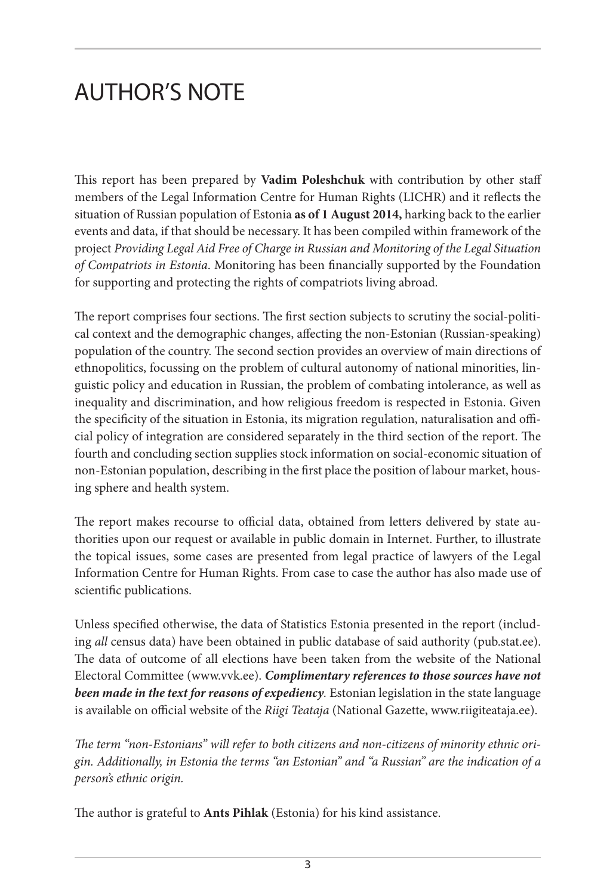# AUTHOR'S NOTE

This report has been prepared by **Vadim Poleshchuk** with contribution by other staff members of the Legal Information Centre for Human Rights (LICHR) and it reflects the situation of Russian population of Estonia **as of 1 August 2014,** harking back to the earlier events and data, if that should be necessary. It has been compiled within framework of the project *Providing Legal Aid Free of Charge in Russian and Monitoring of the Legal Situation of Compatriots in Estonia*. Monitoring has been financially supported by the Foundation for supporting and protecting the rights of compatriots living abroad.

The report comprises four sections. The first section subjects to scrutiny the social-political context and the demographic changes, affecting the non-Estonian (Russian-speaking) population of the country. The second section provides an overview of main directions of ethnopolitics, focussing on the problem of cultural autonomy of national minorities, linguistic policy and education in Russian, the problem of combating intolerance, as well as inequality and discrimination, and how religious freedom is respected in Estonia. Given the specificity of the situation in Estonia, its migration regulation, naturalisation and official policy of integration are considered separately in the third section of the report. The fourth and concluding section supplies stock information on social-economic situation of non-Estonian population, describing in the first place the position of labour market, housing sphere and health system.

The report makes recourse to official data, obtained from letters delivered by state authorities upon our request or available in public domain in Internet. Further, to illustrate the topical issues, some cases are presented from legal practice of lawyers of the Legal Information Centre for Human Rights. From case to case the author has also made use of scientific publications.

Unless specified otherwise, the data of Statistics Estonia presented in the report (including *all* census data) have been obtained in public database of said authority (pub.stat.ee). The data of outcome of all elections have been taken from the website of the National Electoral Committee (www.vvk.ee). ***Complimentary references to those sources have not been made in the text for reasons of expediency***. Estonian legislation in the state language is available on official website of the *Riigi Teataja* (National Gazette, www.riigiteataja.ee).

*The term "non-Estonians" will refer to both citizens and non-citizens of minority ethnic origin. Additionally, in Estonia the terms "an Estonian" and "a Russian" are the indication of a person's ethnic origin.*

The author is grateful to **Ants Pihlak** (Estonia) for his kind assistance.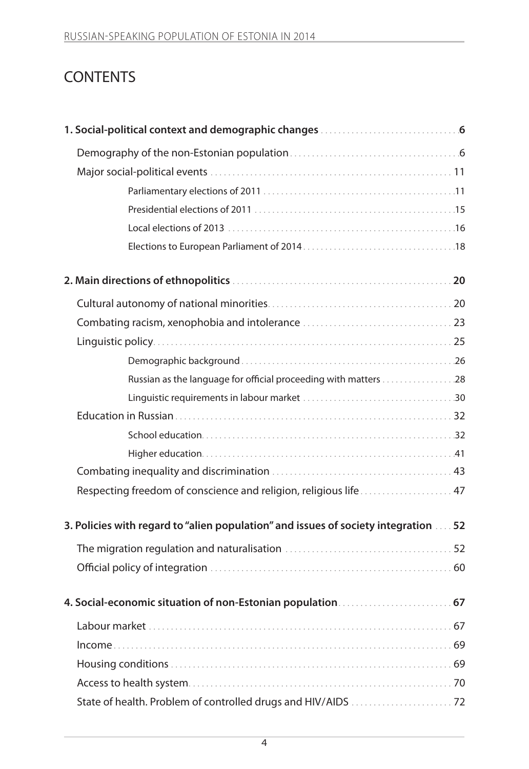# CONTENTS

**1. Social-political context and demographic changes** . . . . . . . . . . . . . . . . . . . . . . . . . . . . . . . . 6

- Demography of the non-Estonian population . . . . . . . . . . . . . . . . . . . . . . . . . . . . . . . . . . . . . . . 6
- Major social-political events . . . . . . . . . . . . . . . . . . . . . . . . . . . . . . . . . . . . . . . . . . . . . . . . . . . . . . . 11
  - Parliamentary elections of 2011 . . . . . . . . . . . . . . . . . . . . . . . . . . . . . . . . . . . . . . . . . . . . 11
  - Presidential elections of 2011 . . . . . . . . . . . . . . . . . . . . . . . . . . . . . . . . . . . . . . . . . . . . . . 15
  - Local elections of 2013 . . . . . . . . . . . . . . . . . . . . . . . . . . . . . . . . . . . . . . . . . . . . . . . . . . . . 16
  - Elections to European Parliament of 2014 . . . . . . . . . . . . . . . . . . . . . . . . . . . . . . . . . . 18

**2. Main directions of ethnopolitics** . . . . . . . . . . . . . . . . . . . . . . . . . . . . . . . . . . . . . . . . . . . . . . . . . . . 20

- Cultural autonomy of national minorities . . . . . . . . . . . . . . . . . . . . . . . . . . . . . . . . . . . . . . . . . . 20
- Combating racism, xenophobia and intolerance . . . . . . . . . . . . . . . . . . . . . . . . . . . . . . . . . . 23
- Linguistic policy . . . . . . . . . . . . . . . . . . . . . . . . . . . . . . . . . . . . . . . . . . . . . . . . . . . . . . . . . . . . . . . . . . . 25
  - Demographic background . . . . . . . . . . . . . . . . . . . . . . . . . . . . . . . . . . . . . . . . . . . . . . . . . 26
  - Russian as the language for official proceeding with matters . . . . . . . . . . . . . . . . 28
  - Linguistic requirements in labour market . . . . . . . . . . . . . . . . . . . . . . . . . . . . . . . . . . . 30
- Education in Russian . . . . . . . . . . . . . . . . . . . . . . . . . . . . . . . . . . . . . . . . . . . . . . . . . . . . . . . . . . . . . . 32
  - School education . . . . . . . . . . . . . . . . . . . . . . . . . . . . . . . . . . . . . . . . . . . . . . . . . . . . . . . . . . 32
  - Higher education . . . . . . . . . . . . . . . . . . . . . . . . . . . . . . . . . . . . . . . . . . . . . . . . . . . . . . . . . . 41
- Combating inequality and discrimination . . . . . . . . . . . . . . . . . . . . . . . . . . . . . . . . . . . . . . . . . 43
- Respecting freedom of conscience and religion, religious life . . . . . . . . . . . . . . . . . . . . . 47

**3. Policies with regard to "alien population" and issues of society integration** . . . . 52

- The migration regulation and naturalisation . . . . . . . . . . . . . . . . . . . . . . . . . . . . . . . . . . . . . . 52
- Official policy of integration . . . . . . . . . . . . . . . . . . . . . . . . . . . . . . . . . . . . . . . . . . . . . . . . . . . . . . . . 60

**4. Social-economic situation of non-Estonian population** . . . . . . . . . . . . . . . . . . . . . . . . . . 67

- Labour market . . . . . . . . . . . . . . . . . . . . . . . . . . . . . . . . . . . . . . . . . . . . . . . . . . . . . . . . . . . . . . . . . . . . . 67
- Income . . . . . . . . . . . . . . . . . . . . . . . . . . . . . . . . . . . . . . . . . . . . . . . . . . . . . . . . . . . . . . . . . . . . . . . . . . . . . 69
- Housing conditions . . . . . . . . . . . . . . . . . . . . . . . . . . . . . . . . . . . . . . . . . . . . . . . . . . . . . . . . . . . . . . . . . 69
- Access to health system . . . . . . . . . . . . . . . . . . . . . . . . . . . . . . . . . . . . . . . . . . . . . . . . . . . . . . . . . . . . 70
- State of health. Problem of controlled drugs and HIV/AIDS . . . . . . . . . . . . . . . . . . . . . . . 72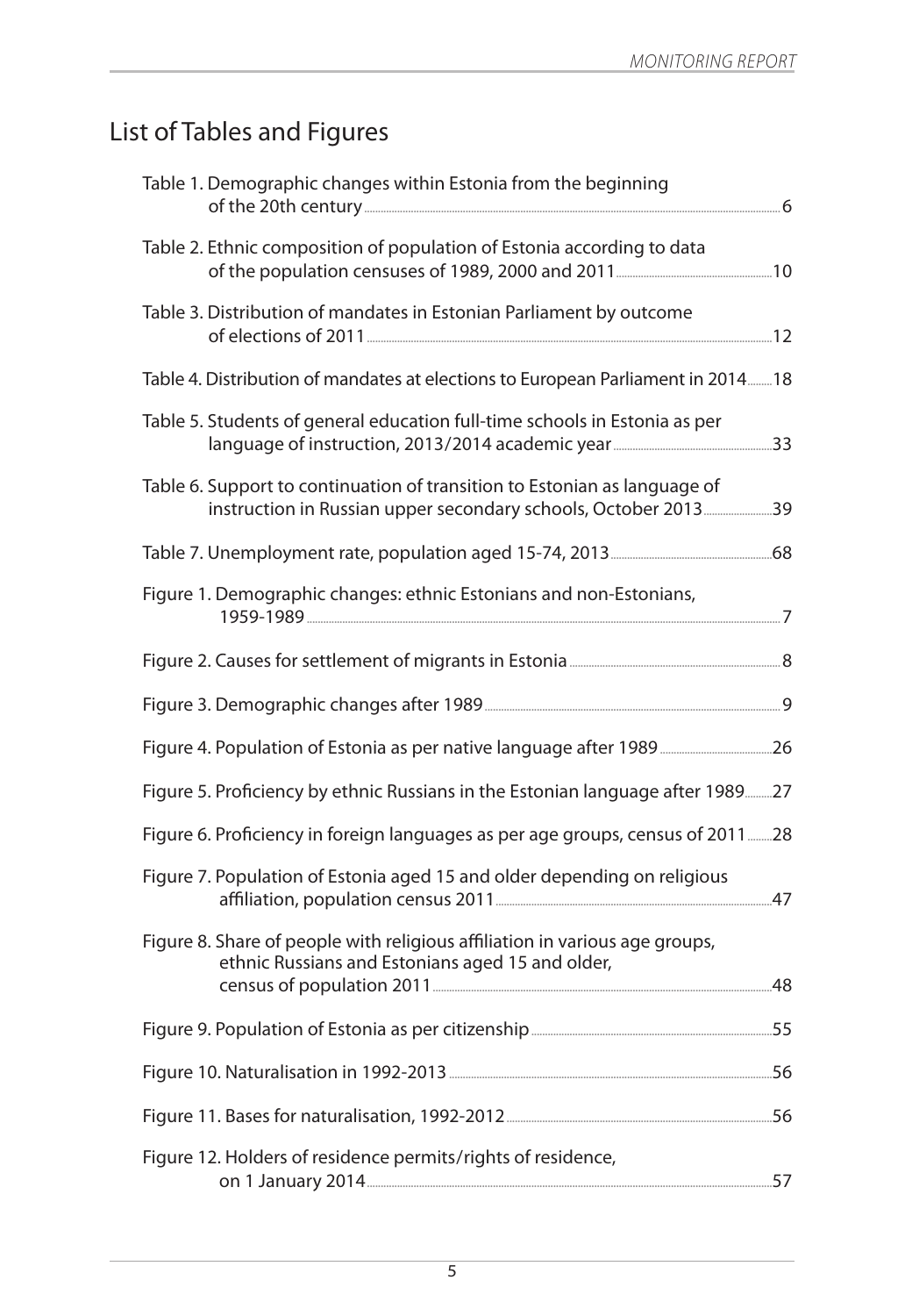## List of Tables and Figures

Table 1. Demographic changes within Estonia from the beginning of the 20th century ..... 6

Table 2. Ethnic composition of population of Estonia according to data of the population censuses of 1989, 2000 and 2011 ..... 10

Table 3. Distribution of mandates in Estonian Parliament by outcome of elections of 2011 ..... 12

Table 4. Distribution of mandates at elections to European Parliament in 2014 ..... 18

Table 5. Students of general education full-time schools in Estonia as per language of instruction, 2013/2014 academic year ..... 33

Table 6. Support to continuation of transition to Estonian as language of instruction in Russian upper secondary schools, October 2013 ..... 39

Table 7. Unemployment rate, population aged 15-74, 2013 ..... 68

Figure 1. Demographic changes: ethnic Estonians and non-Estonians, 1959-1989 ..... 7

Figure 2. Causes for settlement of migrants in Estonia ..... 8

Figure 3. Demographic changes after 1989 ..... 9

Figure 4. Population of Estonia as per native language after 1989 ..... 26

Figure 5. Proficiency by ethnic Russians in the Estonian language after 1989 ..... 27

Figure 6. Proficiency in foreign languages as per age groups, census of 2011 ..... 28

Figure 7. Population of Estonia aged 15 and older depending on religious affiliation, population census 2011 ..... 47

Figure 8. Share of people with religious affiliation in various age groups, ethnic Russians and Estonians aged 15 and older, census of population 2011 ..... 48

Figure 9. Population of Estonia as per citizenship ..... 55

Figure 10. Naturalisation in 1992-2013 ..... 56

Figure 11. Bases for naturalisation, 1992-2012 ..... 56

Figure 12. Holders of residence permits/rights of residence, on 1 January 2014 ..... 57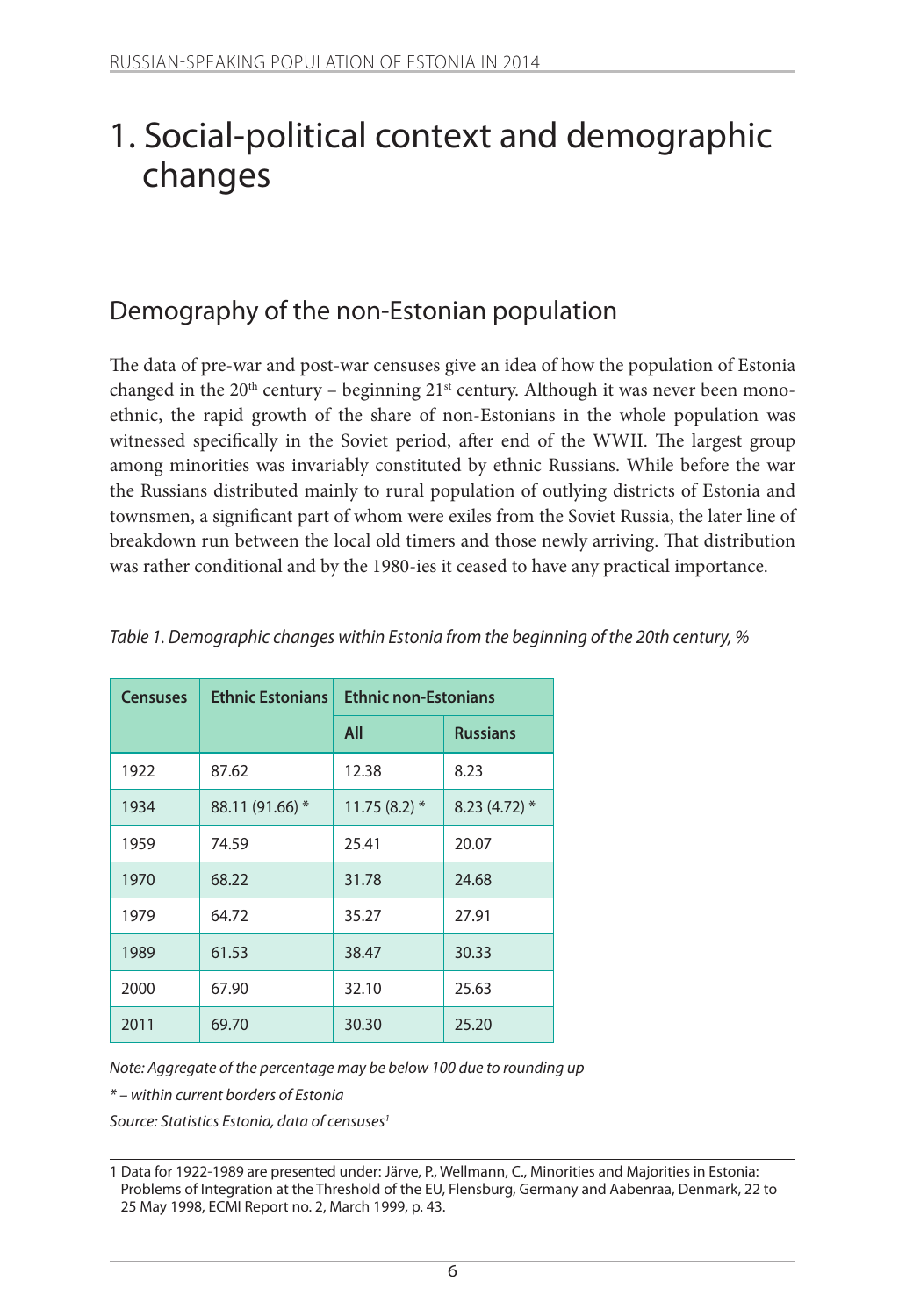# 1. Social-political context and demographic changes

## Demography of the non-Estonian population

The data of pre-war and post-war censuses give an idea of how the population of Estonia changed in the 20th century – beginning 21st century. Although it was never been mono-ethnic, the rapid growth of the share of non-Estonians in the whole population was witnessed specifically in the Soviet period, after end of the WWII. The largest group among minorities was invariably constituted by ethnic Russians. While before the war the Russians distributed mainly to rural population of outlying districts of Estonia and townsmen, a significant part of whom were exiles from the Soviet Russia, the later line of breakdown run between the local old timers and those newly arriving. That distribution was rather conditional and by the 1980-ies it ceased to have any practical importance.

*Table 1. Demographic changes within Estonia from the beginning of the 20th century, %*

| Censuses | Ethnic Estonians | Ethnic non-Estonians | |
|---|---|---|---|
| | | All | Russians |
| 1922 | 87.62 | 12.38 | 8.23 |
| 1934 | 88.11 (91.66) * | 11.75 (8.2) * | 8.23 (4.72) * |
| 1959 | 74.59 | 25.41 | 20.07 |
| 1970 | 68.22 | 31.78 | 24.68 |
| 1979 | 64.72 | 35.27 | 27.91 |
| 1989 | 61.53 | 38.47 | 30.33 |
| 2000 | 67.90 | 32.10 | 25.63 |
| 2011 | 69.70 | 30.30 | 25.20 |

*Note: Aggregate of the percentage may be below 100 due to rounding up*

*\* – within current borders of Estonia*

*Source: Statistics Estonia, data of censuses[1]*

1 Data for 1922-1989 are presented under: Järve, P., Wellmann, C., Minorities and Majorities in Estonia: Problems of Integration at the Threshold of the EU, Flensburg, Germany and Aabenraa, Denmark, 22 to 25 May 1998, ECMI Report no. 2, March 1999, p. 43.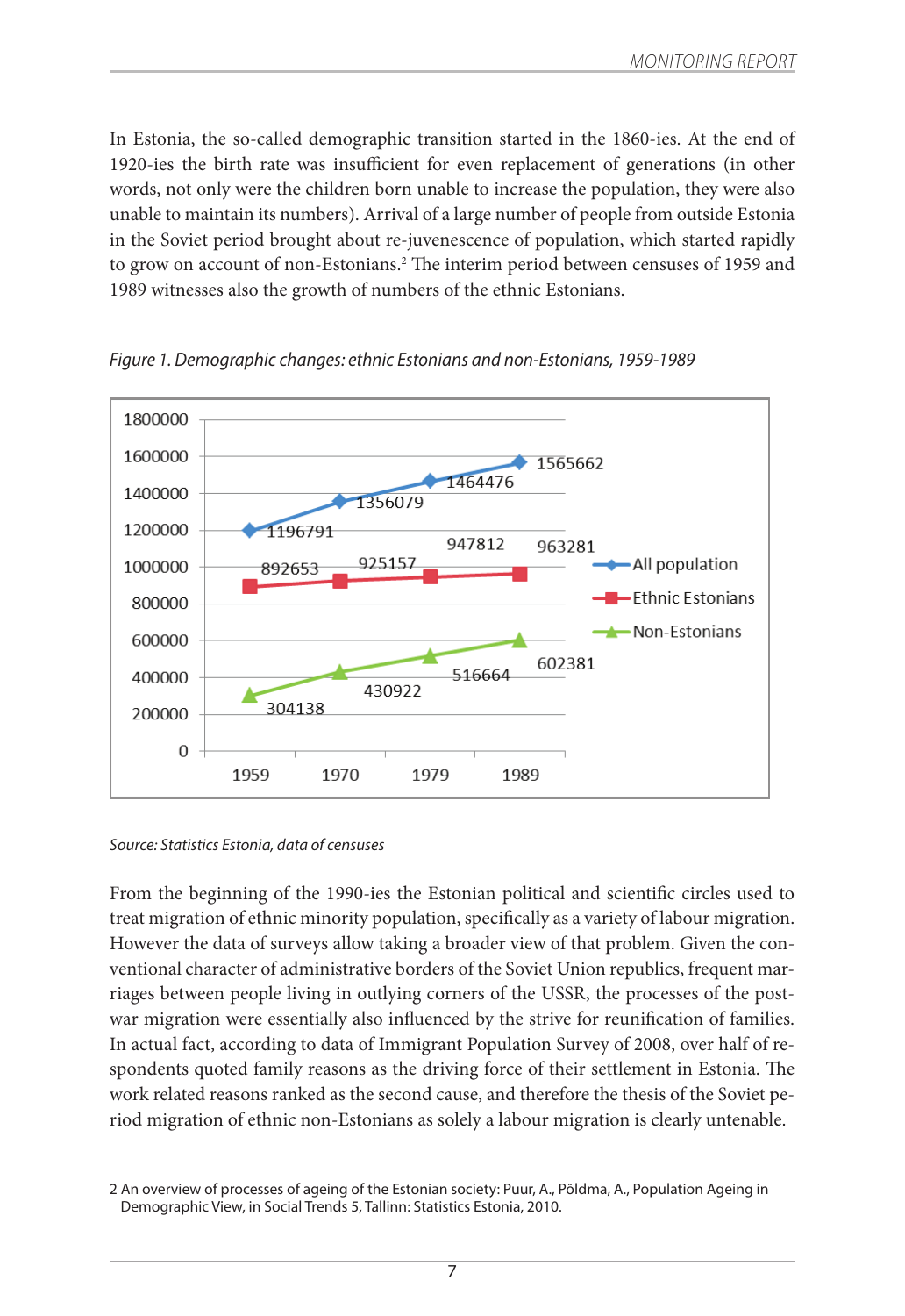In Estonia, the so-called demographic transition started in the 1860-ies. At the end of 1920-ies the birth rate was insufficient for even replacement of generations (in other words, not only were the children born unable to increase the population, they were also unable to maintain its numbers). Arrival of a large number of people from outside Estonia in the Soviet period brought about re-juvenescence of population, which started rapidly to grow on account of non-Estonians.[2] The interim period between censuses of 1959 and 1989 witnesses also the growth of numbers of the ethnic Estonians.

*Figure 1. Demographic changes: ethnic Estonians and non-Estonians, 1959-1989*

| | 1959 | 1970 | 1979 | 1989 |
|---|---|---|---|---|
| All population | 1196791 | 1356079 | 1464476 | 1565662 |
| Ethnic Estonians | 892653 | 925157 | 947812 | 963281 |
| Non-Estonians | 304138 | 430922 | 516664 | 602381 |

*Source: Statistics Estonia, data of censuses*

From the beginning of the 1990-ies the Estonian political and scientific circles used to treat migration of ethnic minority population, specifically as a variety of labour migration. However the data of surveys allow taking a broader view of that problem. Given the conventional character of administrative borders of the Soviet Union republics, frequent marriages between people living in outlying corners of the USSR, the processes of the post-war migration were essentially also influenced by the strive for reunification of families. In actual fact, according to data of Immigrant Population Survey of 2008, over half of respondents quoted family reasons as the driving force of their settlement in Estonia. The work related reasons ranked as the second cause, and therefore the thesis of the Soviet period migration of ethnic non-Estonians as solely a labour migration is clearly untenable.

---

2 An overview of processes of ageing of the Estonian society: Puur, A., Põldma, A., Population Ageing in Demographic View, in Social Trends 5, Tallinn: Statistics Estonia, 2010.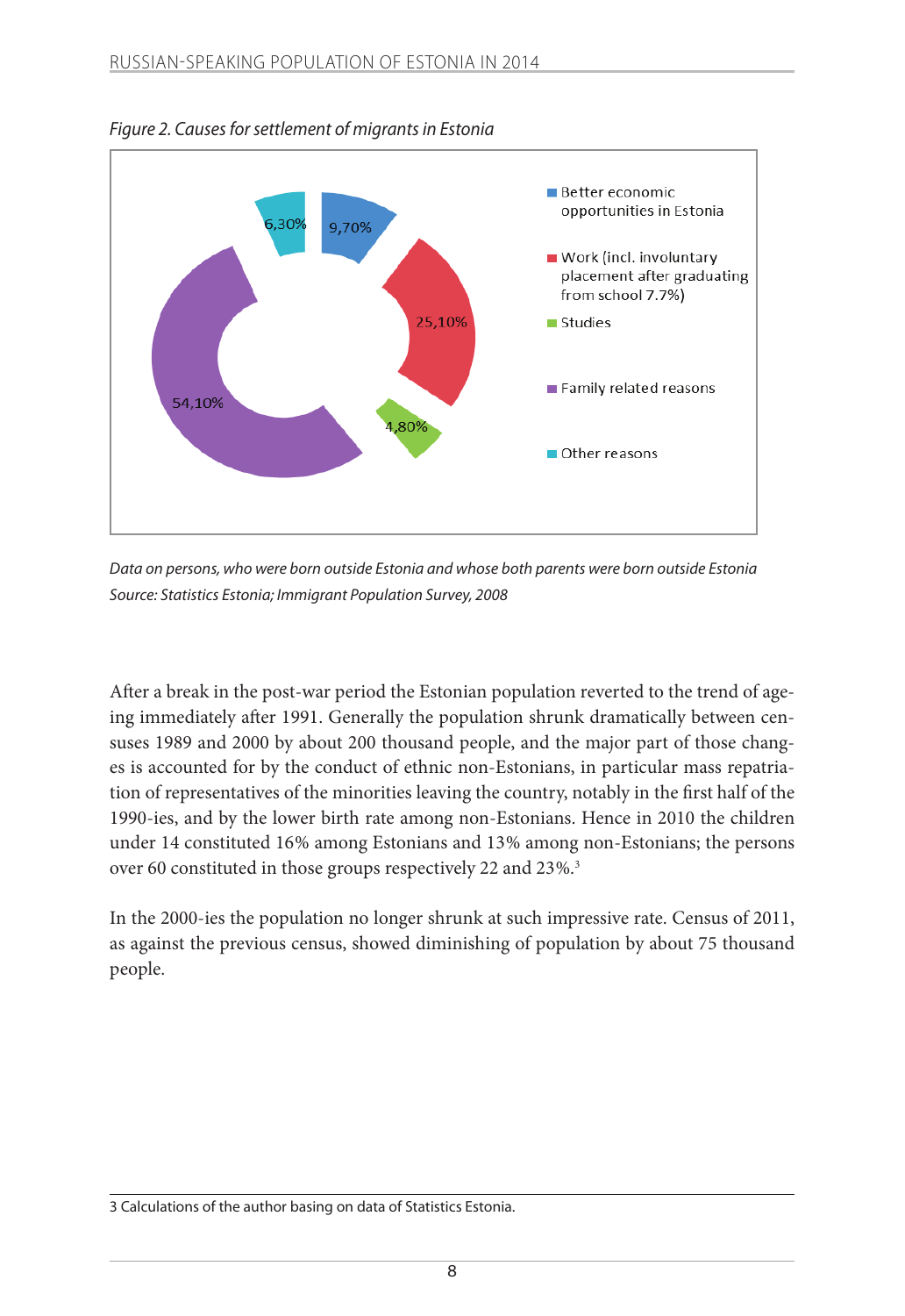*Figure 2. Causes for settlement of migrants in Estonia*

| Cause | Share |
|---|---|
| Better economic opportunities in Estonia | 9,70% |
| Work (incl. involuntary placement after graduating from school 7.7%) | 25,10% |
| Studies | 4,80% |
| Family related reasons | 54,10% |
| Other reasons | 6,30% |

*Data on persons, who were born outside Estonia and whose both parents were born outside Estonia*
*Source: Statistics Estonia; Immigrant Population Survey, 2008*

After a break in the post-war period the Estonian population reverted to the trend of ageing immediately after 1991. Generally the population shrunk dramatically between censuses 1989 and 2000 by about 200 thousand people, and the major part of those changes is accounted for by the conduct of ethnic non-Estonians, in particular mass repatriation of representatives of the minorities leaving the country, notably in the first half of the 1990-ies, and by the lower birth rate among non-Estonians. Hence in 2010 the children under 14 constituted 16% among Estonians and 13% among non-Estonians; the persons over 60 constituted in those groups respectively 22 and 23%.[3]

In the 2000-ies the population no longer shrunk at such impressive rate. Census of 2011, as against the previous census, showed diminishing of population by about 75 thousand people.

3 Calculations of the author basing on data of Statistics Estonia.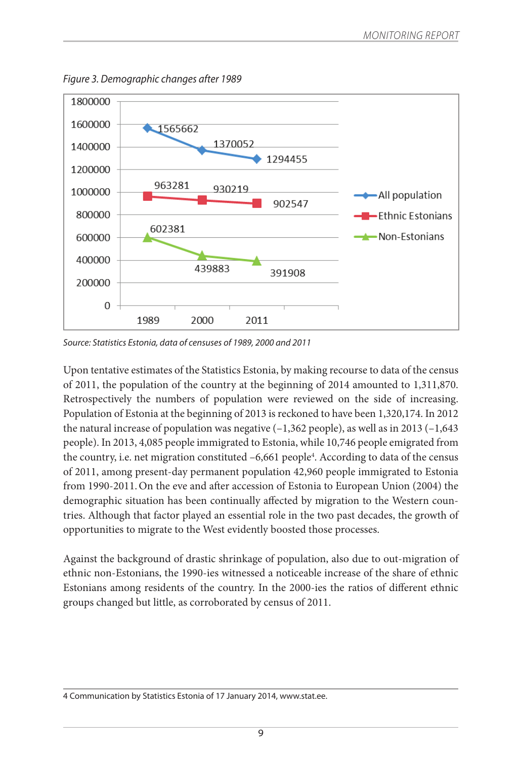*Figure 3. Demographic changes after 1989*

| | 1989 | 2000 | 2011 |
|---|---|---|---|
| All population | 1565662 | 1370052 | 1294455 |
| Ethnic Estonians | 963281 | 930219 | 902547 |
| Non-Estonians | 602381 | 439883 | 391908 |

*Source: Statistics Estonia, data of censuses of 1989, 2000 and 2011*

Upon tentative estimates of the Statistics Estonia, by making recourse to data of the census of 2011, the population of the country at the beginning of 2014 amounted to 1,311,870. Retrospectively the numbers of population were reviewed on the side of increasing. Population of Estonia at the beginning of 2013 is reckoned to have been 1,320,174. In 2012 the natural increase of population was negative (–1,362 people), as well as in 2013 (–1,643 people). In 2013, 4,085 people immigrated to Estonia, while 10,746 people emigrated from the country, i.e. net migration constituted –6,661 people[4]. According to data of the census of 2011, among present-day permanent population 42,960 people immigrated to Estonia from 1990-2011. On the eve and after accession of Estonia to European Union (2004) the demographic situation has been continually affected by migration to the Western countries. Although that factor played an essential role in the two past decades, the growth of opportunities to migrate to the West evidently boosted those processes.

Against the background of drastic shrinkage of population, also due to out-migration of ethnic non-Estonians, the 1990-ies witnessed a noticeable increase of the share of ethnic Estonians among residents of the country. In the 2000-ies the ratios of different ethnic groups changed but little, as corroborated by census of 2011.

4 Communication by Statistics Estonia of 17 January 2014, www.stat.ee.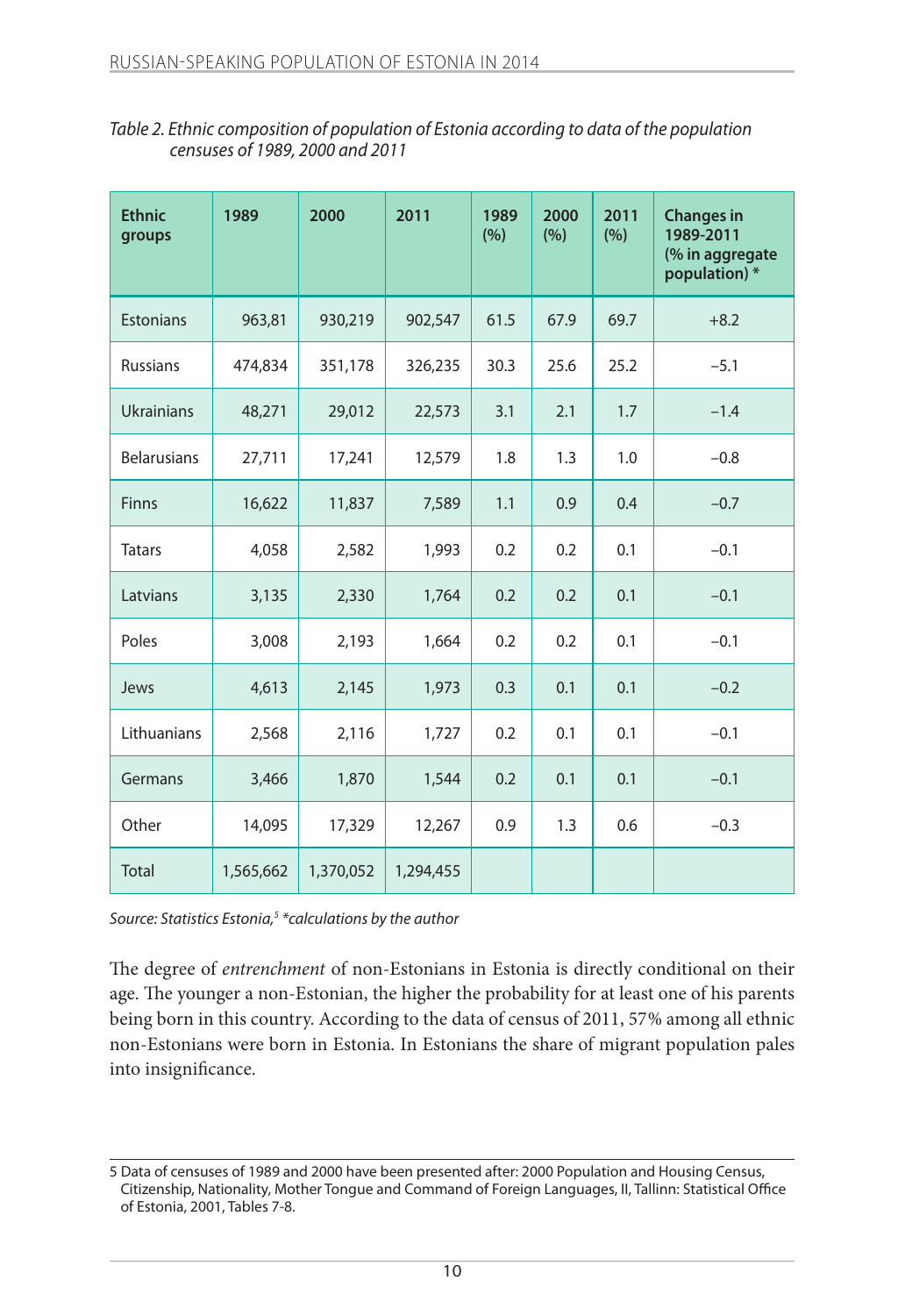*Table 2. Ethnic composition of population of Estonia according to data of the population censuses of 1989, 2000 and 2011*

| Ethnic groups | 1989 | 2000 | 2011 | 1989 (%) | 2000 (%) | 2011 (%) | Changes in 1989-2011 (% in aggregate population) * |
|---|---|---|---|---|---|---|---|
| Estonians | 963,81 | 930,219 | 902,547 | 61.5 | 67.9 | 69.7 | +8.2 |
| Russians | 474,834 | 351,178 | 326,235 | 30.3 | 25.6 | 25.2 | −5.1 |
| Ukrainians | 48,271 | 29,012 | 22,573 | 3.1 | 2.1 | 1.7 | −1.4 |
| Belarusians | 27,711 | 17,241 | 12,579 | 1.8 | 1.3 | 1.0 | −0.8 |
| Finns | 16,622 | 11,837 | 7,589 | 1.1 | 0.9 | 0.4 | −0.7 |
| Tatars | 4,058 | 2,582 | 1,993 | 0.2 | 0.2 | 0.1 | −0.1 |
| Latvians | 3,135 | 2,330 | 1,764 | 0.2 | 0.2 | 0.1 | −0.1 |
| Poles | 3,008 | 2,193 | 1,664 | 0.2 | 0.2 | 0.1 | −0.1 |
| Jews | 4,613 | 2,145 | 1,973 | 0.3 | 0.1 | 0.1 | −0.2 |
| Lithuanians | 2,568 | 2,116 | 1,727 | 0.2 | 0.1 | 0.1 | −0.1 |
| Germans | 3,466 | 1,870 | 1,544 | 0.2 | 0.1 | 0.1 | −0.1 |
| Other | 14,095 | 17,329 | 12,267 | 0.9 | 1.3 | 0.6 | −0.3 |
| Total | 1,565,662 | 1,370,052 | 1,294,455 | | | | |

*Source: Statistics Estonia,[5] \*calculations by the author*

The degree of *entrenchment* of non-Estonians in Estonia is directly conditional on their age. The younger a non-Estonian, the higher the probability for at least one of his parents being born in this country. According to the data of census of 2011, 57% among all ethnic non-Estonians were born in Estonia. In Estonians the share of migrant population pales into insignificance.

5 Data of censuses of 1989 and 2000 have been presented after: 2000 Population and Housing Census, Citizenship, Nationality, Mother Tongue and Command of Foreign Languages, II, Tallinn: Statistical Office of Estonia, 2001, Tables 7-8.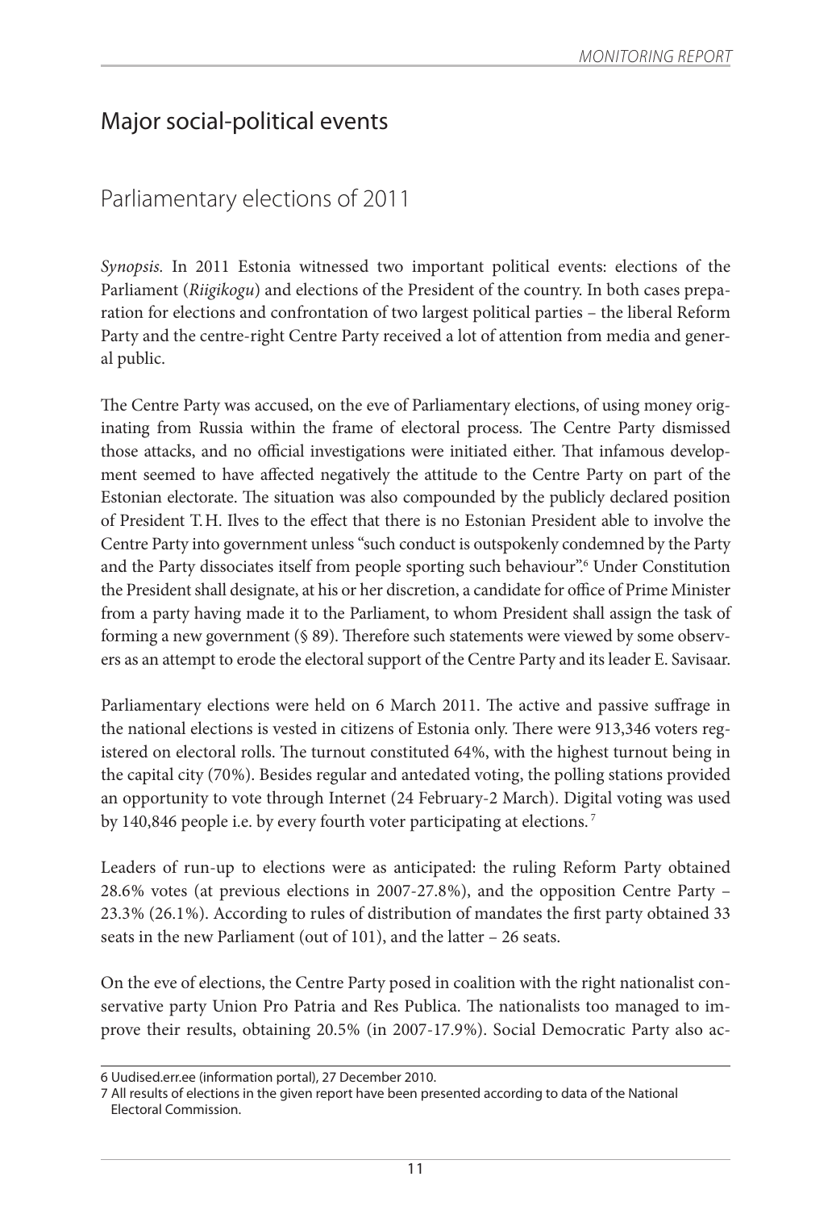# Major social-political events

## Parliamentary elections of 2011

*Synopsis.* In 2011 Estonia witnessed two important political events: elections of the Parliament (*Riigikogu*) and elections of the President of the country. In both cases preparation for elections and confrontation of two largest political parties – the liberal Reform Party and the centre-right Centre Party received a lot of attention from media and general public.

The Centre Party was accused, on the eve of Parliamentary elections, of using money originating from Russia within the frame of electoral process. The Centre Party dismissed those attacks, and no official investigations were initiated either. That infamous development seemed to have affected negatively the attitude to the Centre Party on part of the Estonian electorate. The situation was also compounded by the publicly declared position of President T. H. Ilves to the effect that there is no Estonian President able to involve the Centre Party into government unless "such conduct is outspokenly condemned by the Party and the Party dissociates itself from people sporting such behaviour".[6] Under Constitution the President shall designate, at his or her discretion, a candidate for office of Prime Minister from a party having made it to the Parliament, to whom President shall assign the task of forming a new government (§ 89). Therefore such statements were viewed by some observers as an attempt to erode the electoral support of the Centre Party and its leader E. Savisaar.

Parliamentary elections were held on 6 March 2011. The active and passive suffrage in the national elections is vested in citizens of Estonia only. There were 913,346 voters registered on electoral rolls. The turnout constituted 64%, with the highest turnout being in the capital city (70%). Besides regular and antedated voting, the polling stations provided an opportunity to vote through Internet (24 February-2 March). Digital voting was used by 140,846 people i.e. by every fourth voter participating at elections.[7]

Leaders of run-up to elections were as anticipated: the ruling Reform Party obtained 28.6% votes (at previous elections in 2007-27.8%), and the opposition Centre Party – 23.3% (26.1%). According to rules of distribution of mandates the first party obtained 33 seats in the new Parliament (out of 101), and the latter – 26 seats.

On the eve of elections, the Centre Party posed in coalition with the right nationalist conservative party Union Pro Patria and Res Publica. The nationalists too managed to improve their results, obtaining 20.5% (in 2007-17.9%). Social Democratic Party also ac-

---

6 Uudised.err.ee (information portal), 27 December 2010.

7 All results of elections in the given report have been presented according to data of the National Electoral Commission.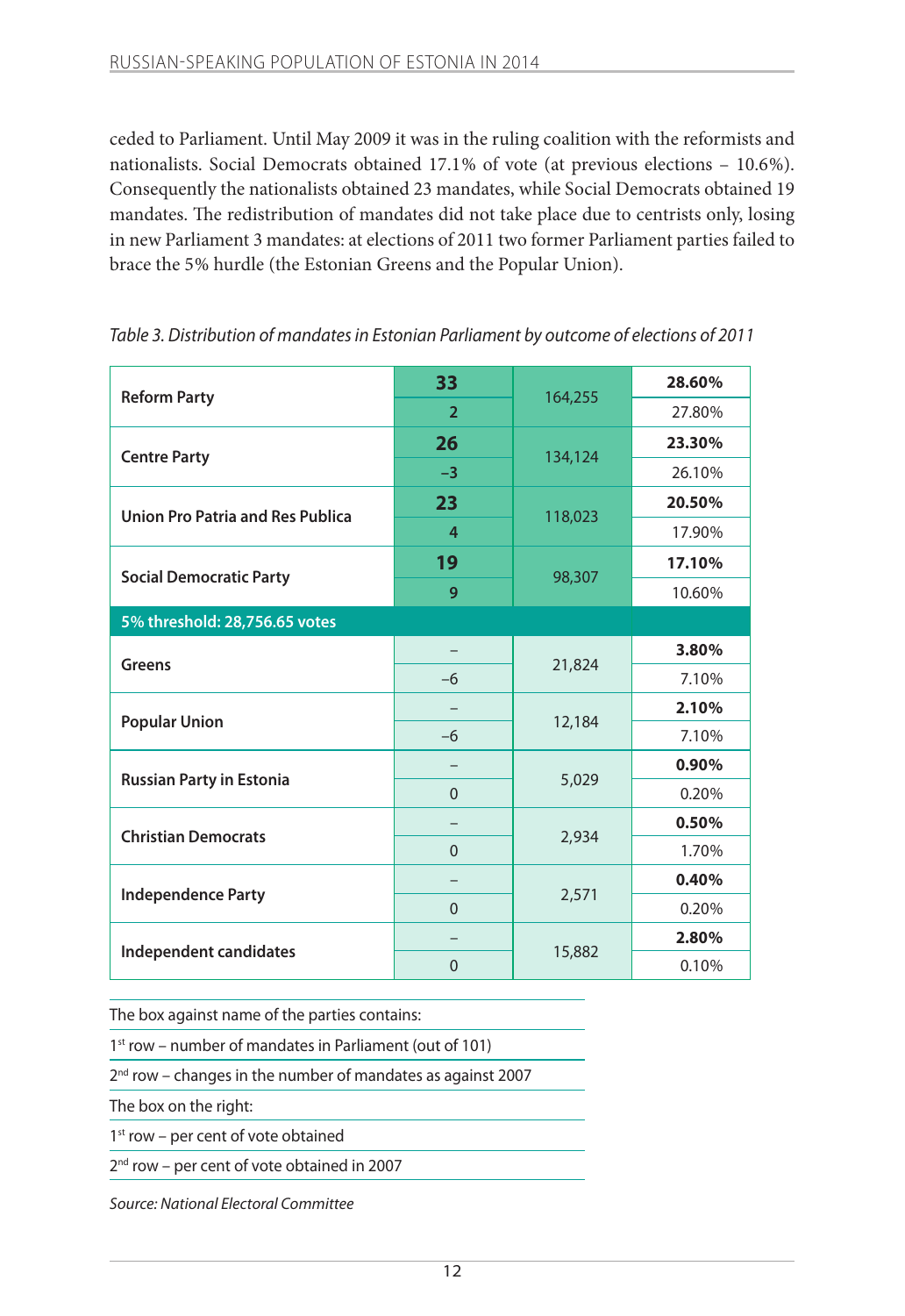ceded to Parliament. Until May 2009 it was in the ruling coalition with the reformists and nationalists. Social Democrats obtained 17.1% of vote (at previous elections – 10.6%). Consequently the nationalists obtained 23 mandates, while Social Democrats obtained 19 mandates. The redistribution of mandates did not take place due to centrists only, losing in new Parliament 3 mandates: at elections of 2011 two former Parliament parties failed to brace the 5% hurdle (the Estonian Greens and the Popular Union).

*Table 3. Distribution of mandates in Estonian Parliament by outcome of elections of 2011*

| Party | Mandates | Votes | Per cent |
|---|---|---|---|
| **Reform Party** | **33** | 164,255 | **28.60%** |
| | 2 | | 27.80% |
| **Centre Party** | **26** | 134,124 | **23.30%** |
| | –3 | | 26.10% |
| **Union Pro Patria and Res Publica** | **23** | 118,023 | **20.50%** |
| | 4 | | 17.90% |
| **Social Democratic Party** | **19** | 98,307 | **17.10%** |
| | 9 | | 10.60% |
| **5% threshold: 28,756.65 votes** | | | |
| **Greens** | – | 21,824 | **3.80%** |
| | –6 | | 7.10% |
| **Popular Union** | – | 12,184 | **2.10%** |
| | –6 | | 7.10% |
| **Russian Party in Estonia** | – | 5,029 | **0.90%** |
| | 0 | | 0.20% |
| **Christian Democrats** | – | 2,934 | **0.50%** |
| | 0 | | 1.70% |
| **Independence Party** | – | 2,571 | **0.40%** |
| | 0 | | 0.20% |
| **Independent candidates** | – | 15,882 | **2.80%** |
| | 0 | | 0.10% |

The box against name of the parties contains:

1st row – number of mandates in Parliament (out of 101)

2nd row – changes in the number of mandates as against 2007

The box on the right:

1st row – per cent of vote obtained

2nd row – per cent of vote obtained in 2007

*Source: National Electoral Committee*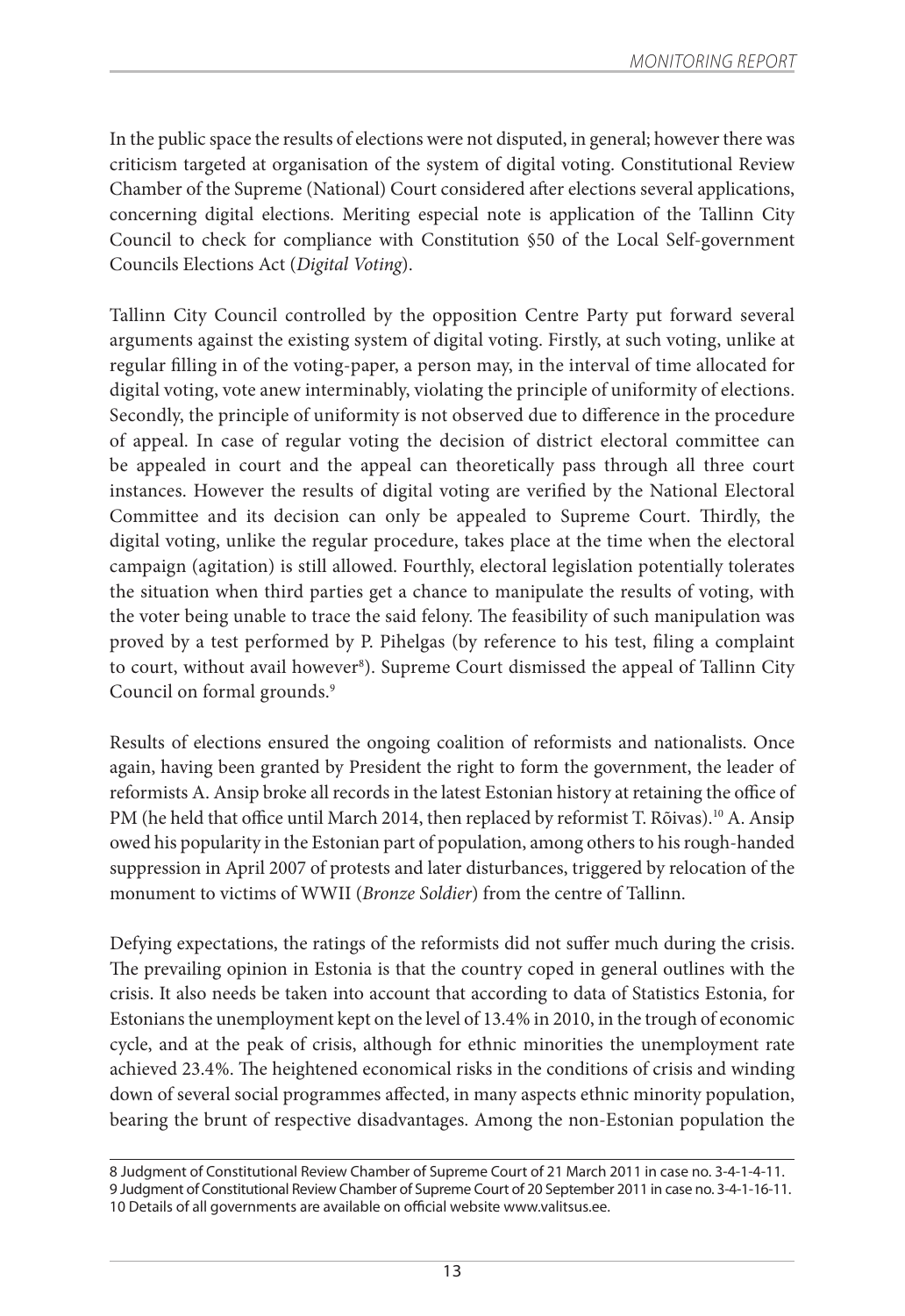In the public space the results of elections were not disputed, in general; however there was criticism targeted at organisation of the system of digital voting. Constitutional Review Chamber of the Supreme (National) Court considered after elections several applications, concerning digital elections. Meriting especial note is application of the Tallinn City Council to check for compliance with Constitution §50 of the Local Self-government Councils Elections Act (*Digital Voting*).

Tallinn City Council controlled by the opposition Centre Party put forward several arguments against the existing system of digital voting. Firstly, at such voting, unlike at regular filling in of the voting-paper, a person may, in the interval of time allocated for digital voting, vote anew interminably, violating the principle of uniformity of elections. Secondly, the principle of uniformity is not observed due to difference in the procedure of appeal. In case of regular voting the decision of district electoral committee can be appealed in court and the appeal can theoretically pass through all three court instances. However the results of digital voting are verified by the National Electoral Committee and its decision can only be appealed to Supreme Court. Thirdly, the digital voting, unlike the regular procedure, takes place at the time when the electoral campaign (agitation) is still allowed. Fourthly, electoral legislation potentially tolerates the situation when third parties get a chance to manipulate the results of voting, with the voter being unable to trace the said felony. The feasibility of such manipulation was proved by a test performed by P. Pihelgas (by reference to his test, filing a complaint to court, without avail however[8]). Supreme Court dismissed the appeal of Tallinn City Council on formal grounds.[9]

Results of elections ensured the ongoing coalition of reformists and nationalists. Once again, having been granted by President the right to form the government, the leader of reformists A. Ansip broke all records in the latest Estonian history at retaining the office of PM (he held that office until March 2014, then replaced by reformist T. Rõivas).[10] A. Ansip owed his popularity in the Estonian part of population, among others to his rough-handed suppression in April 2007 of protests and later disturbances, triggered by relocation of the monument to victims of WWII (*Bronze Soldier*) from the centre of Tallinn.

Defying expectations, the ratings of the reformists did not suffer much during the crisis. The prevailing opinion in Estonia is that the country coped in general outlines with the crisis. It also needs be taken into account that according to data of Statistics Estonia, for Estonians the unemployment kept on the level of 13.4% in 2010, in the trough of economic cycle, and at the peak of crisis, although for ethnic minorities the unemployment rate achieved 23.4%. The heightened economical risks in the conditions of crisis and winding down of several social programmes affected, in many aspects ethnic minority population, bearing the brunt of respective disadvantages. Among the non-Estonian population the

---

8 Judgment of Constitutional Review Chamber of Supreme Court of 21 March 2011 in case no. 3-4-1-4-11.
9 Judgment of Constitutional Review Chamber of Supreme Court of 20 September 2011 in case no. 3-4-1-16-11.
10 Details of all governments are available on official website www.valitsus.ee.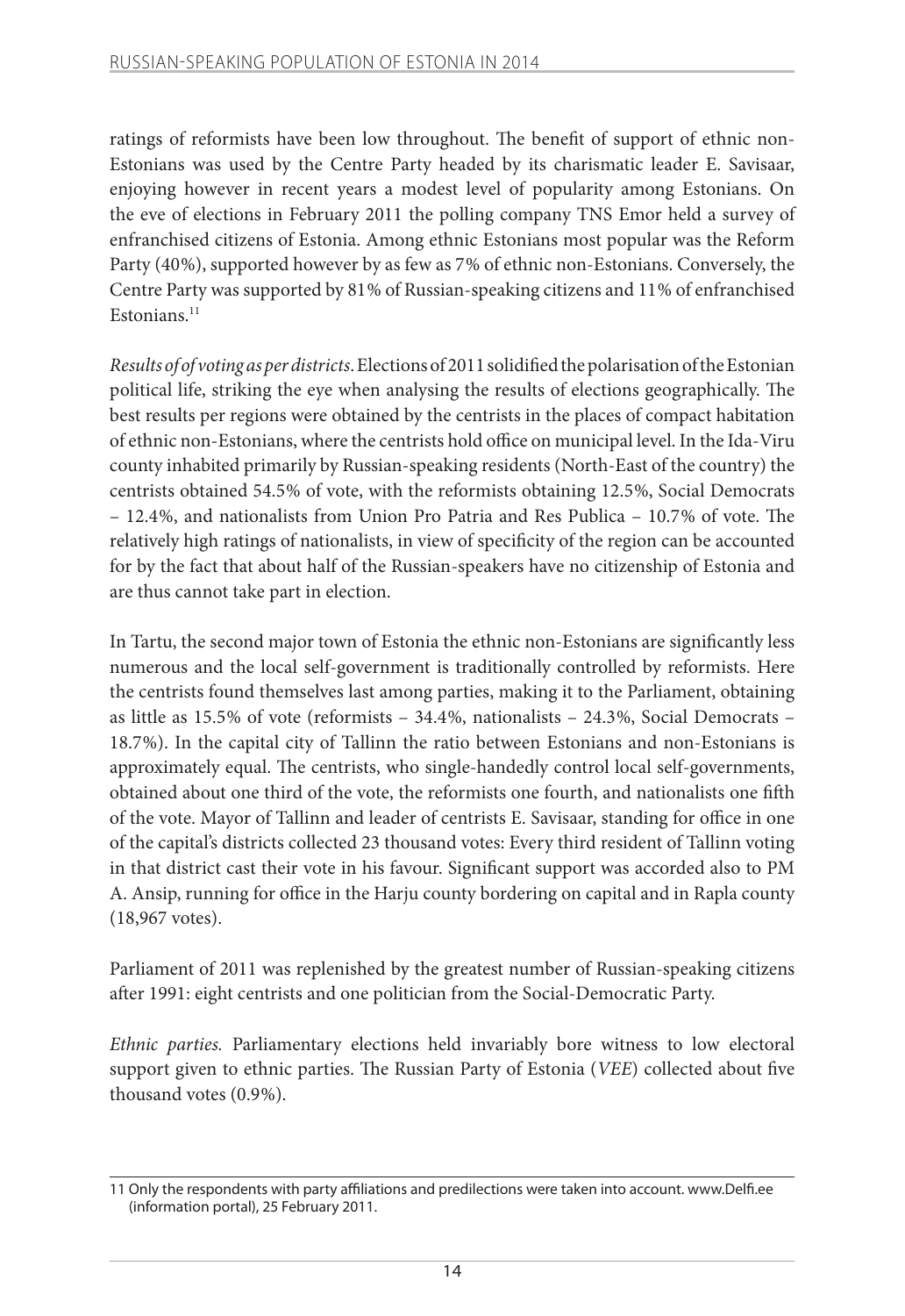ratings of reformists have been low throughout. The benefit of support of ethnic non-Estonians was used by the Centre Party headed by its charismatic leader E. Savisaar, enjoying however in recent years a modest level of popularity among Estonians. On the eve of elections in February 2011 the polling company TNS Emor held a survey of enfranchised citizens of Estonia. Among ethnic Estonians most popular was the Reform Party (40%), supported however by as few as 7% of ethnic non-Estonians. Conversely, the Centre Party was supported by 81% of Russian-speaking citizens and 11% of enfranchised Estonians.[11]

*Results of of voting as per districts.* Elections of 2011 solidified the polarisation of the Estonian political life, striking the eye when analysing the results of elections geographically. The best results per regions were obtained by the centrists in the places of compact habitation of ethnic non-Estonians, where the centrists hold office on municipal level. In the Ida-Viru county inhabited primarily by Russian-speaking residents (North-East of the country) the centrists obtained 54.5% of vote, with the reformists obtaining 12.5%, Social Democrats – 12.4%, and nationalists from Union Pro Patria and Res Publica – 10.7% of vote. The relatively high ratings of nationalists, in view of specificity of the region can be accounted for by the fact that about half of the Russian-speakers have no citizenship of Estonia and are thus cannot take part in election.

In Tartu, the second major town of Estonia the ethnic non-Estonians are significantly less numerous and the local self-government is traditionally controlled by reformists. Here the centrists found themselves last among parties, making it to the Parliament, obtaining as little as 15.5% of vote (reformists – 34.4%, nationalists – 24.3%, Social Democrats – 18.7%). In the capital city of Tallinn the ratio between Estonians and non-Estonians is approximately equal. The centrists, who single-handedly control local self-governments, obtained about one third of the vote, the reformists one fourth, and nationalists one fifth of the vote. Mayor of Tallinn and leader of centrists E. Savisaar, standing for office in one of the capital's districts collected 23 thousand votes: Every third resident of Tallinn voting in that district cast their vote in his favour. Significant support was accorded also to PM A. Ansip, running for office in the Harju county bordering on capital and in Rapla county (18,967 votes).

Parliament of 2011 was replenished by the greatest number of Russian-speaking citizens after 1991: eight centrists and one politician from the Social-Democratic Party.

*Ethnic parties.* Parliamentary elections held invariably bore witness to low electoral support given to ethnic parties. The Russian Party of Estonia (*VEE*) collected about five thousand votes (0.9%).

---

11 Only the respondents with party affiliations and predilections were taken into account. www.Delfi.ee (information portal), 25 February 2011.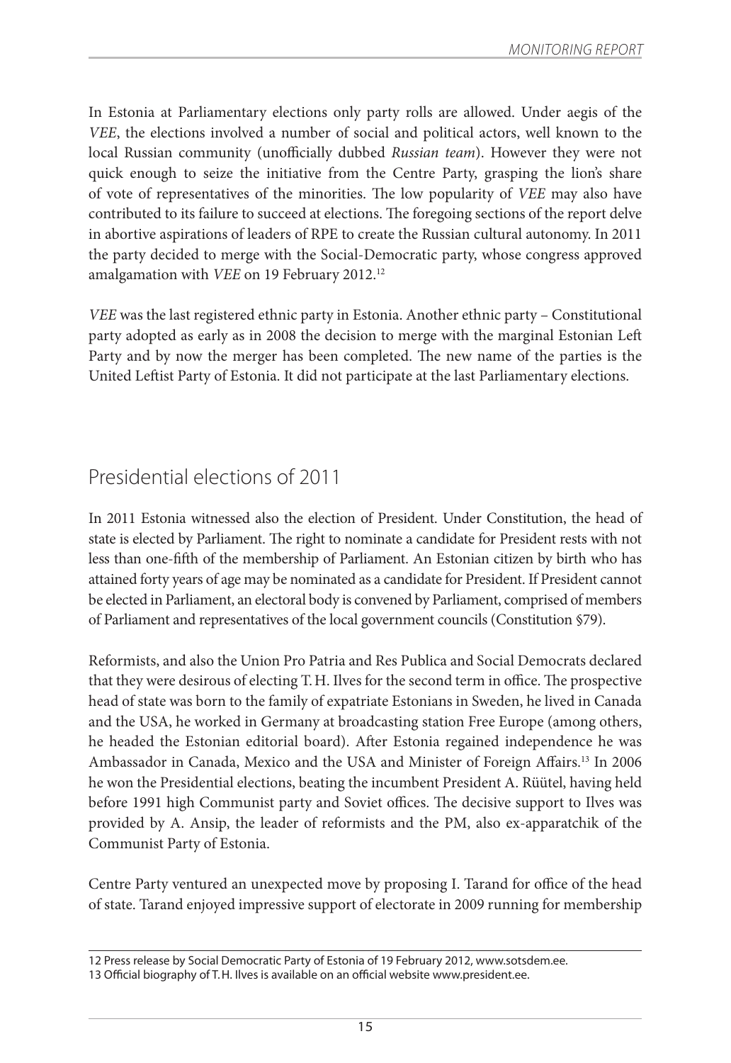In Estonia at Parliamentary elections only party rolls are allowed. Under aegis of the *VEE*, the elections involved a number of social and political actors, well known to the local Russian community (unofficially dubbed *Russian team*). However they were not quick enough to seize the initiative from the Centre Party, grasping the lion's share of vote of representatives of the minorities. The low popularity of *VEE* may also have contributed to its failure to succeed at elections. The foregoing sections of the report delve in abortive aspirations of leaders of RPE to create the Russian cultural autonomy. In 2011 the party decided to merge with the Social-Democratic party, whose congress approved amalgamation with *VEE* on 19 February 2012.[12]

*VEE* was the last registered ethnic party in Estonia. Another ethnic party – Constitutional party adopted as early as in 2008 the decision to merge with the marginal Estonian Left Party and by now the merger has been completed. The new name of the parties is the United Leftist Party of Estonia. It did not participate at the last Parliamentary elections.

## Presidential elections of 2011

In 2011 Estonia witnessed also the election of President. Under Constitution, the head of state is elected by Parliament. The right to nominate a candidate for President rests with not less than one-fifth of the membership of Parliament. An Estonian citizen by birth who has attained forty years of age may be nominated as a candidate for President. If President cannot be elected in Parliament, an electoral body is convened by Parliament, comprised of members of Parliament and representatives of the local government councils (Constitution §79).

Reformists, and also the Union Pro Patria and Res Publica and Social Democrats declared that they were desirous of electing T. H. Ilves for the second term in office. The prospective head of state was born to the family of expatriate Estonians in Sweden, he lived in Canada and the USA, he worked in Germany at broadcasting station Free Europe (among others, he headed the Estonian editorial board). After Estonia regained independence he was Ambassador in Canada, Mexico and the USA and Minister of Foreign Affairs.[13] In 2006 he won the Presidential elections, beating the incumbent President A. Rüütel, having held before 1991 high Communist party and Soviet offices. The decisive support to Ilves was provided by A. Ansip, the leader of reformists and the PM, also ex-apparatchik of the Communist Party of Estonia.

Centre Party ventured an unexpected move by proposing I. Tarand for office of the head of state. Tarand enjoyed impressive support of electorate in 2009 running for membership

---

12 Press release by Social Democratic Party of Estonia of 19 February 2012, www.sotsdem.ee.

13 Official biography of T. H. Ilves is available on an official website www.president.ee.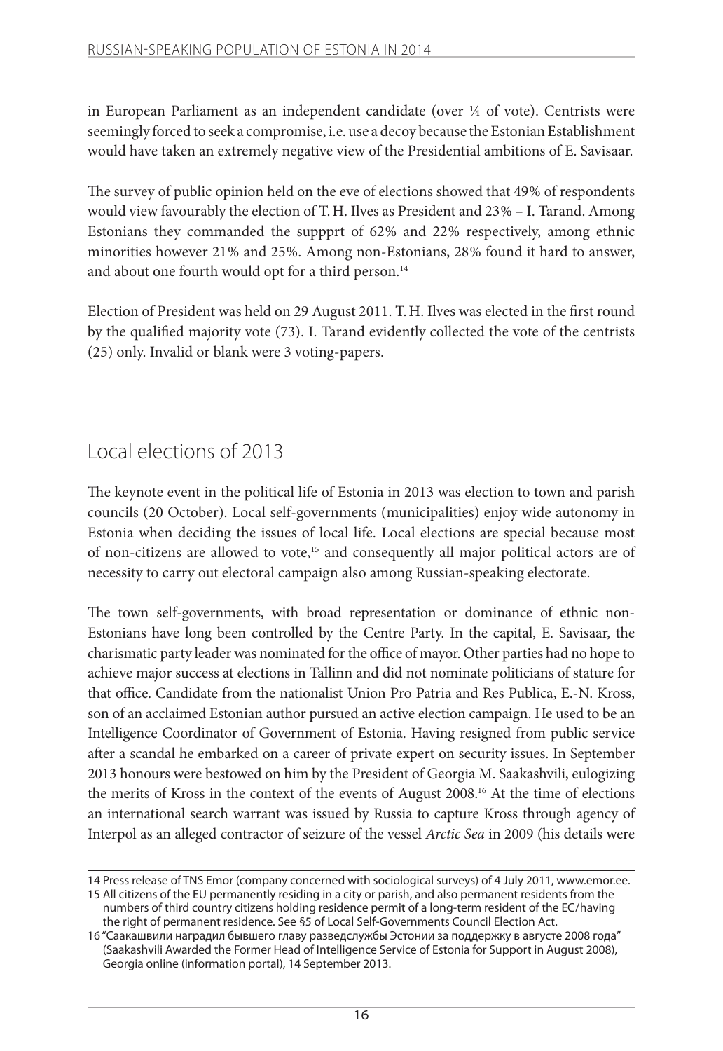in European Parliament as an independent candidate (over ¼ of vote). Centrists were seemingly forced to seek a compromise, i.e. use a decoy because the Estonian Establishment would have taken an extremely negative view of the Presidential ambitions of E. Savisaar.

The survey of public opinion held on the eve of elections showed that 49% of respondents would view favourably the election of T. H. Ilves as President and 23% – I. Tarand. Among Estonians they commanded the suppprt of 62% and 22% respectively, among ethnic minorities however 21% and 25%. Among non-Estonians, 28% found it hard to answer, and about one fourth would opt for a third person.[14]

Election of President was held on 29 August 2011. T. H. Ilves was elected in the first round by the qualified majority vote (73). I. Tarand evidently collected the vote of the centrists (25) only. Invalid or blank were 3 voting-papers.

## Local elections of 2013

The keynote event in the political life of Estonia in 2013 was election to town and parish councils (20 October). Local self-governments (municipalities) enjoy wide autonomy in Estonia when deciding the issues of local life. Local elections are special because most of non-citizens are allowed to vote,[15] and consequently all major political actors are of necessity to carry out electoral campaign also among Russian-speaking electorate.

The town self-governments, with broad representation or dominance of ethnic non-Estonians have long been controlled by the Centre Party. In the capital, E. Savisaar, the charismatic party leader was nominated for the office of mayor. Other parties had no hope to achieve major success at elections in Tallinn and did not nominate politicians of stature for that office. Candidate from the nationalist Union Pro Patria and Res Publica, E.-N. Kross, son of an acclaimed Estonian author pursued an active election campaign. He used to be an Intelligence Coordinator of Government of Estonia. Having resigned from public service after a scandal he embarked on a career of private expert on security issues. In September 2013 honours were bestowed on him by the President of Georgia M. Saakashvili, eulogizing the merits of Kross in the context of the events of August 2008.[16] At the time of elections an international search warrant was issued by Russia to capture Kross through agency of Interpol as an alleged contractor of seizure of the vessel *Arctic Sea* in 2009 (his details were

---

14 Press release of TNS Emor (company concerned with sociological surveys) of 4 July 2011, www.emor.ee.

15 All citizens of the EU permanently residing in a city or parish, and also permanent residents from the numbers of third country citizens holding residence permit of a long-term resident of the EC/having the right of permanent residence. See §5 of Local Self-Governments Council Election Act.

16 "Саакашвили наградил бывшего главу разведслужбы Эстонии за поддержку в августе 2008 года" (Saakashvili Awarded the Former Head of Intelligence Service of Estonia for Support in August 2008), Georgia online (information portal), 14 September 2013.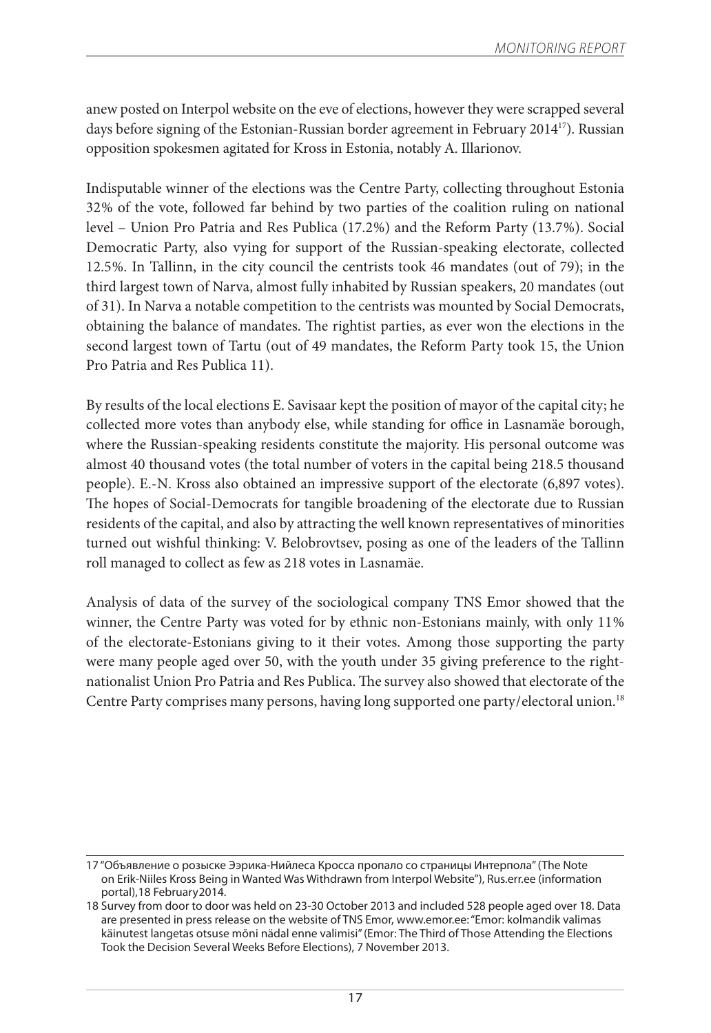anew posted on Interpol website on the eve of elections, however they were scrapped several days before signing of the Estonian-Russian border agreement in February 2014[17]). Russian opposition spokesmen agitated for Kross in Estonia, notably A. Illarionov.

Indisputable winner of the elections was the Centre Party, collecting throughout Estonia 32% of the vote, followed far behind by two parties of the coalition ruling on national level – Union Pro Patria and Res Publica (17.2%) and the Reform Party (13.7%). Social Democratic Party, also vying for support of the Russian-speaking electorate, collected 12.5%. In Tallinn, in the city council the centrists took 46 mandates (out of 79); in the third largest town of Narva, almost fully inhabited by Russian speakers, 20 mandates (out of 31). In Narva a notable competition to the centrists was mounted by Social Democrats, obtaining the balance of mandates. The rightist parties, as ever won the elections in the second largest town of Tartu (out of 49 mandates, the Reform Party took 15, the Union Pro Patria and Res Publica 11).

By results of the local elections E. Savisaar kept the position of mayor of the capital city; he collected more votes than anybody else, while standing for office in Lasnamäe borough, where the Russian-speaking residents constitute the majority. His personal outcome was almost 40 thousand votes (the total number of voters in the capital being 218.5 thousand people). E.-N. Kross also obtained an impressive support of the electorate (6,897 votes). The hopes of Social-Democrats for tangible broadening of the electorate due to Russian residents of the capital, and also by attracting the well known representatives of minorities turned out wishful thinking: V. Belobrovtsev, posing as one of the leaders of the Tallinn roll managed to collect as few as 218 votes in Lasnamäe.

Analysis of data of the survey of the sociological company TNS Emor showed that the winner, the Centre Party was voted for by ethnic non-Estonians mainly, with only 11% of the electorate-Estonians giving to it their votes. Among those supporting the party were many people aged over 50, with the youth under 35 giving preference to the right-nationalist Union Pro Patria and Res Publica. The survey also showed that electorate of the Centre Party comprises many persons, having long supported one party/electoral union.[18]

---

17 "Объявление о розыске Ээрика-Нийлеса Кросса пропало со страницы Интерпола" (The Note on Erik-Niiles Kross Being in Wanted Was Withdrawn from Interpol Website"), Rus.err.ee (information portal), 18 February 2014.

18 Survey from door to door was held on 23-30 October 2013 and included 528 people aged over 18. Data are presented in press release on the website of TNS Emor, www.emor.ee: "Emor: kolmandik valimas käinutest langetas otsuse mõni nädal enne valimisi" (Emor: The Third of Those Attending the Elections Took the Decision Several Weeks Before Elections), 7 November 2013.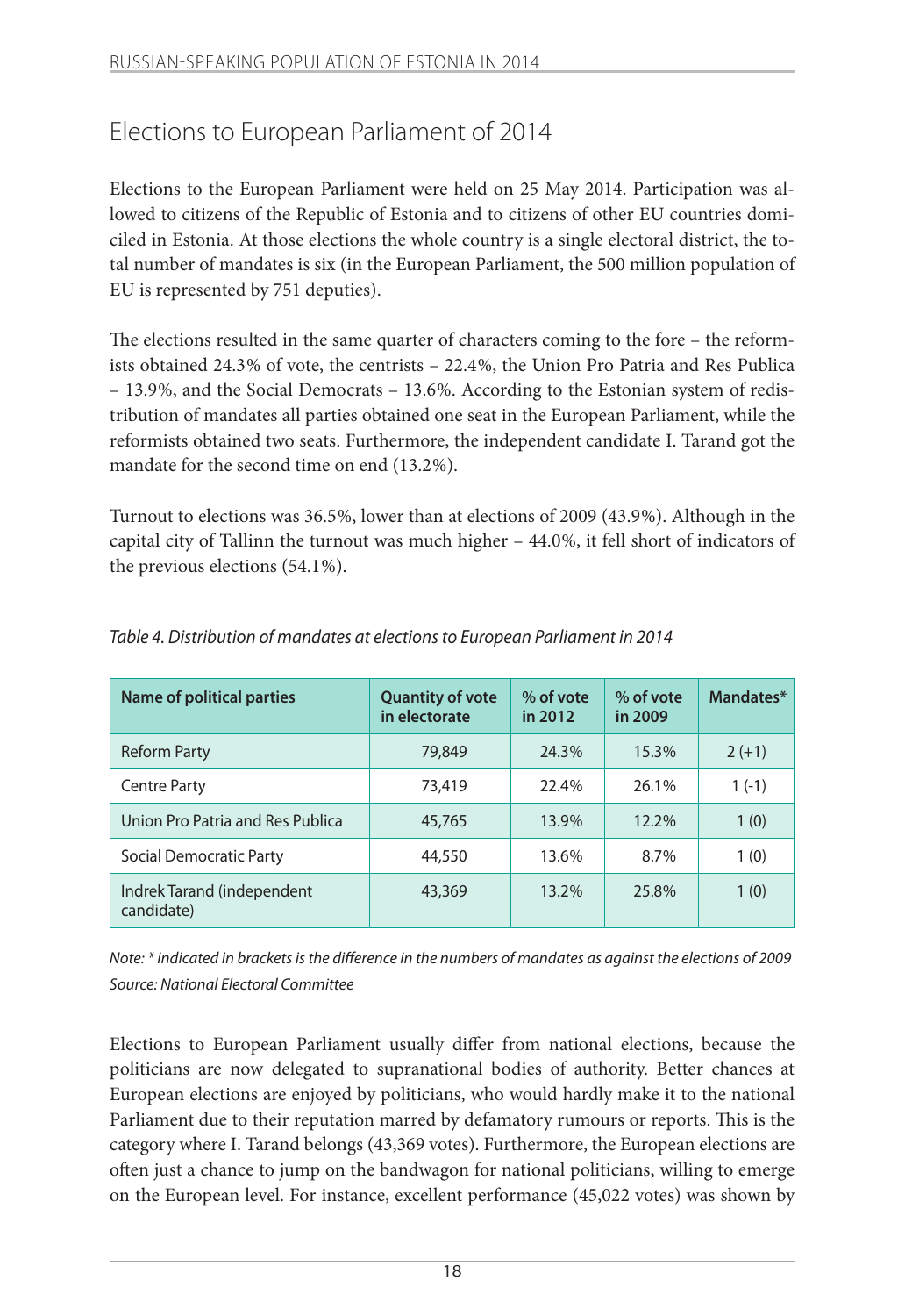## Elections to European Parliament of 2014

Elections to the European Parliament were held on 25 May 2014. Participation was allowed to citizens of the Republic of Estonia and to citizens of other EU countries domiciled in Estonia. At those elections the whole country is a single electoral district, the total number of mandates is six (in the European Parliament, the 500 million population of EU is represented by 751 deputies).

The elections resulted in the same quarter of characters coming to the fore – the reformists obtained 24.3% of vote, the centrists – 22.4%, the Union Pro Patria and Res Publica – 13.9%, and the Social Democrats – 13.6%. According to the Estonian system of redistribution of mandates all parties obtained one seat in the European Parliament, while the reformists obtained two seats. Furthermore, the independent candidate I. Tarand got the mandate for the second time on end (13.2%).

Turnout to elections was 36.5%, lower than at elections of 2009 (43.9%). Although in the capital city of Tallinn the turnout was much higher – 44.0%, it fell short of indicators of the previous elections (54.1%).

*Table 4. Distribution of mandates at elections to European Parliament in 2014*

| Name of political parties | Quantity of vote in electorate | % of vote in 2012 | % of vote in 2009 | Mandates* |
|---|---|---|---|---|
| Reform Party | 79,849 | 24.3% | 15.3% | 2 (+1) |
| Centre Party | 73,419 | 22.4% | 26.1% | 1 (-1) |
| Union Pro Patria and Res Publica | 45,765 | 13.9% | 12.2% | 1 (0) |
| Social Democratic Party | 44,550 | 13.6% | 8.7% | 1 (0) |
| Indrek Tarand (independent candidate) | 43,369 | 13.2% | 25.8% | 1 (0) |

*Note: * indicated in brackets is the difference in the numbers of mandates as against the elections of 2009*
*Source: National Electoral Committee*

Elections to European Parliament usually differ from national elections, because the politicians are now delegated to supranational bodies of authority. Better chances at European elections are enjoyed by politicians, who would hardly make it to the national Parliament due to their reputation marred by defamatory rumours or reports. This is the category where I. Tarand belongs (43,369 votes). Furthermore, the European elections are often just a chance to jump on the bandwagon for national politicians, willing to emerge on the European level. For instance, excellent performance (45,022 votes) was shown by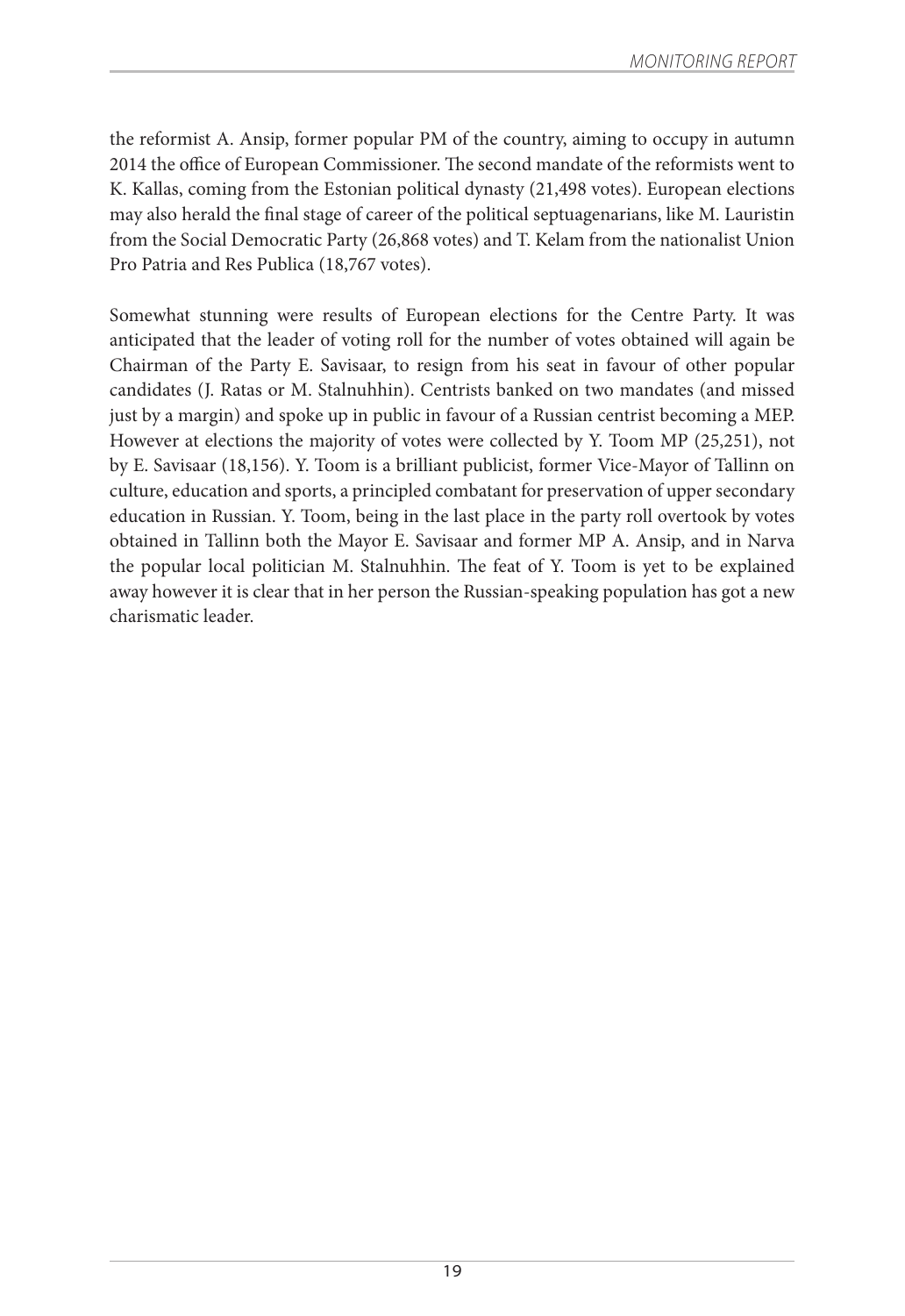the reformist A. Ansip, former popular PM of the country, aiming to occupy in autumn 2014 the office of European Commissioner. The second mandate of the reformists went to K. Kallas, coming from the Estonian political dynasty (21,498 votes). European elections may also herald the final stage of career of the political septuagenarians, like M. Lauristin from the Social Democratic Party (26,868 votes) and T. Kelam from the nationalist Union Pro Patria and Res Publica (18,767 votes).

Somewhat stunning were results of European elections for the Centre Party. It was anticipated that the leader of voting roll for the number of votes obtained will again be Chairman of the Party E. Savisaar, to resign from his seat in favour of other popular candidates (J. Ratas or M. Stalnuhhin). Centrists banked on two mandates (and missed just by a margin) and spoke up in public in favour of a Russian centrist becoming a MEP. However at elections the majority of votes were collected by Y. Toom MP (25,251), not by E. Savisaar (18,156). Y. Toom is a brilliant publicist, former Vice-Mayor of Tallinn on culture, education and sports, a principled combatant for preservation of upper secondary education in Russian. Y. Toom, being in the last place in the party roll overtook by votes obtained in Tallinn both the Mayor E. Savisaar and former MP A. Ansip, and in Narva the popular local politician M. Stalnuhhin. The feat of Y. Toom is yet to be explained away however it is clear that in her person the Russian-speaking population has got a new charismatic leader.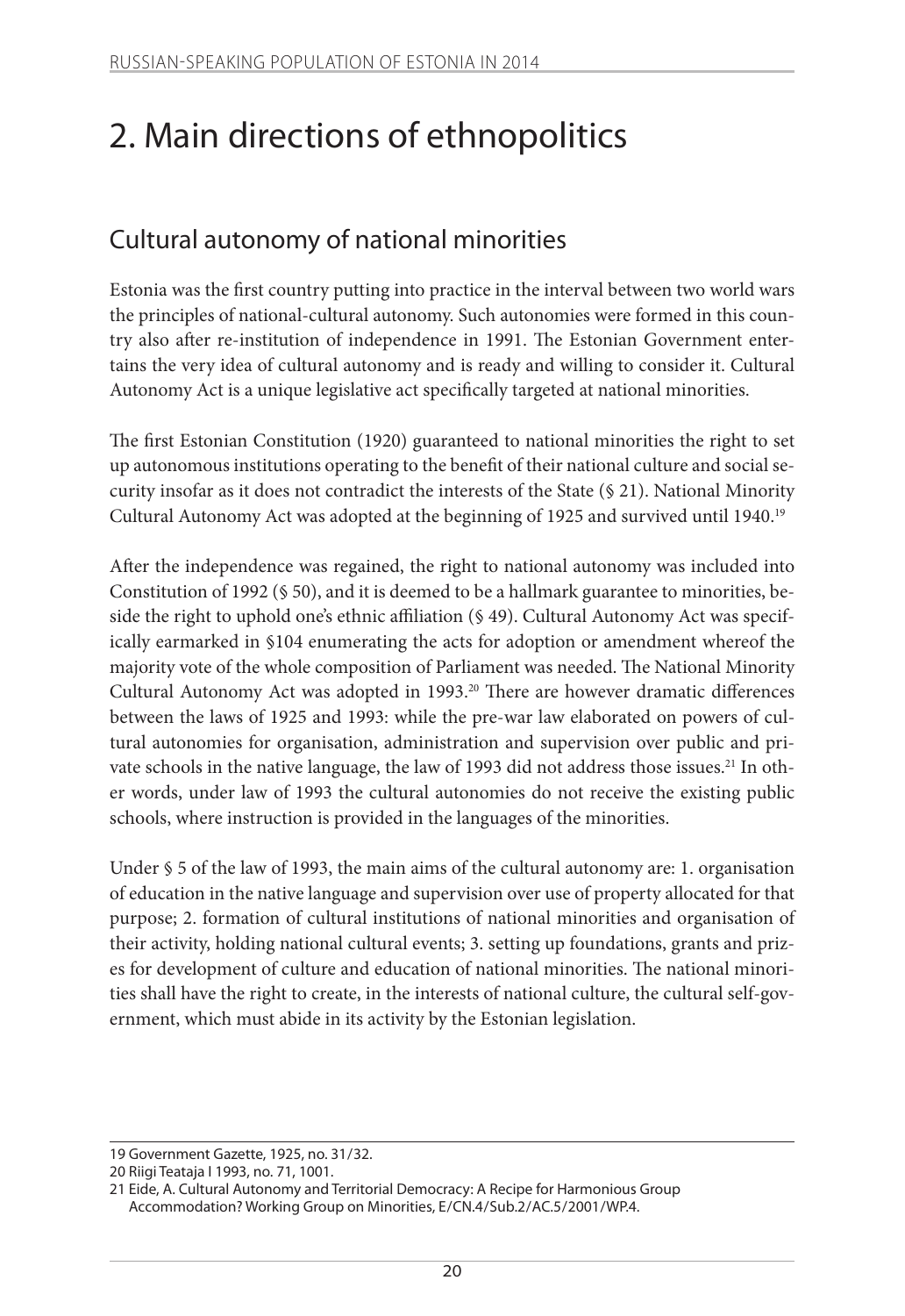# 2. Main directions of ethnopolitics

## Cultural autonomy of national minorities

Estonia was the first country putting into practice in the interval between two world wars the principles of national-cultural autonomy. Such autonomies were formed in this country also after re-institution of independence in 1991. The Estonian Government entertains the very idea of cultural autonomy and is ready and willing to consider it. Cultural Autonomy Act is a unique legislative act specifically targeted at national minorities.

The first Estonian Constitution (1920) guaranteed to national minorities the right to set up autonomous institutions operating to the benefit of their national culture and social security insofar as it does not contradict the interests of the State (§ 21). National Minority Cultural Autonomy Act was adopted at the beginning of 1925 and survived until 1940.[19]

After the independence was regained, the right to national autonomy was included into Constitution of 1992 (§ 50), and it is deemed to be a hallmark guarantee to minorities, beside the right to uphold one's ethnic affiliation (§ 49). Cultural Autonomy Act was specifically earmarked in §104 enumerating the acts for adoption or amendment whereof the majority vote of the whole composition of Parliament was needed. The National Minority Cultural Autonomy Act was adopted in 1993.[20] There are however dramatic differences between the laws of 1925 and 1993: while the pre-war law elaborated on powers of cultural autonomies for organisation, administration and supervision over public and private schools in the native language, the law of 1993 did not address those issues.[21] In other words, under law of 1993 the cultural autonomies do not receive the existing public schools, where instruction is provided in the languages of the minorities.

Under § 5 of the law of 1993, the main aims of the cultural autonomy are: 1. organisation of education in the native language and supervision over use of property allocated for that purpose; 2. formation of cultural institutions of national minorities and organisation of their activity, holding national cultural events; 3. setting up foundations, grants and prizes for development of culture and education of national minorities. The national minorities shall have the right to create, in the interests of national culture, the cultural self-government, which must abide in its activity by the Estonian legislation.

---

19 Government Gazette, 1925, no. 31/32.

20 Riigi Teataja I 1993, no. 71, 1001.

21 Eide, A. Cultural Autonomy and Territorial Democracy: A Recipe for Harmonious Group Accommodation? Working Group on Minorities, E/CN.4/Sub.2/AC.5/2001/WP.4.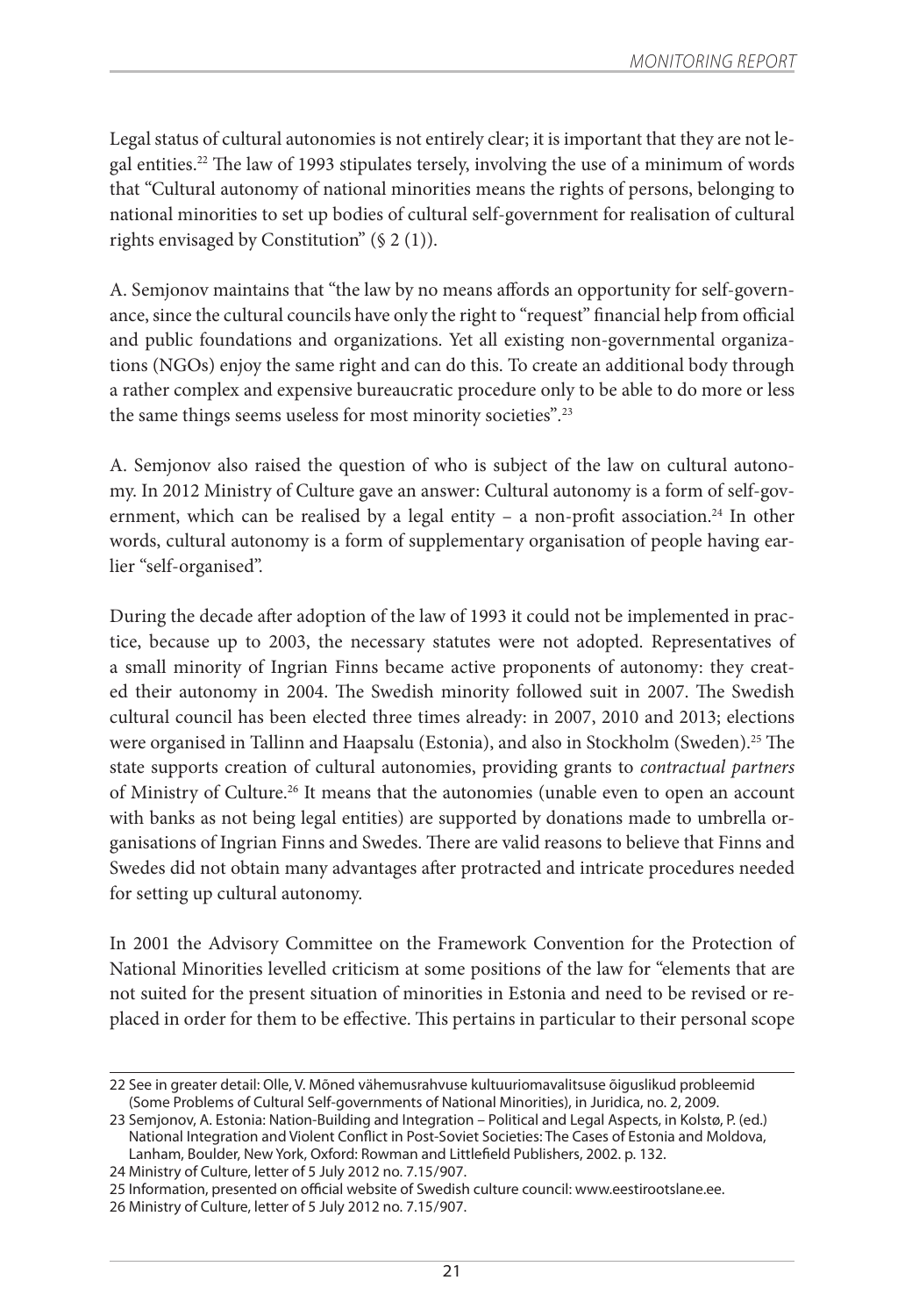Legal status of cultural autonomies is not entirely clear; it is important that they are not legal entities.[22] The law of 1993 stipulates tersely, involving the use of a minimum of words that "Cultural autonomy of national minorities means the rights of persons, belonging to national minorities to set up bodies of cultural self-government for realisation of cultural rights envisaged by Constitution" (§ 2 (1)).

A. Semjonov maintains that "the law by no means affords an opportunity for self-governance, since the cultural councils have only the right to "request" financial help from official and public foundations and organizations. Yet all existing non-governmental organizations (NGOs) enjoy the same right and can do this. To create an additional body through a rather complex and expensive bureaucratic procedure only to be able to do more or less the same things seems useless for most minority societies".[23]

A. Semjonov also raised the question of who is subject of the law on cultural autonomy. In 2012 Ministry of Culture gave an answer: Cultural autonomy is a form of self-government, which can be realised by a legal entity – a non-profit association.[24] In other words, cultural autonomy is a form of supplementary organisation of people having earlier "self-organised".

During the decade after adoption of the law of 1993 it could not be implemented in practice, because up to 2003, the necessary statutes were not adopted. Representatives of a small minority of Ingrian Finns became active proponents of autonomy: they created their autonomy in 2004. The Swedish minority followed suit in 2007. The Swedish cultural council has been elected three times already: in 2007, 2010 and 2013; elections were organised in Tallinn and Haapsalu (Estonia), and also in Stockholm (Sweden).[25] The state supports creation of cultural autonomies, providing grants to *contractual partners* of Ministry of Culture.[26] It means that the autonomies (unable even to open an account with banks as not being legal entities) are supported by donations made to umbrella organisations of Ingrian Finns and Swedes. There are valid reasons to believe that Finns and Swedes did not obtain many advantages after protracted and intricate procedures needed for setting up cultural autonomy.

In 2001 the Advisory Committee on the Framework Convention for the Protection of National Minorities levelled criticism at some positions of the law for "elements that are not suited for the present situation of minorities in Estonia and need to be revised or replaced in order for them to be effective. This pertains in particular to their personal scope

---

22 See in greater detail: Olle, V. Mõned vähemusrahvuse kultuuriomavalitsuse õiguslikud probleemid (Some Problems of Cultural Self-governments of National Minorities), in Juridica, no. 2, 2009.

23 Semjonov, A. Estonia: Nation-Building and Integration – Political and Legal Aspects, in Kolstø, P. (ed.) National Integration and Violent Conflict in Post-Soviet Societies: The Cases of Estonia and Moldova, Lanham, Boulder, New York, Oxford: Rowman and Littlefield Publishers, 2002. p. 132.

24 Ministry of Culture, letter of 5 July 2012 no. 7.15/907.

25 Information, presented on official website of Swedish culture council: www.eestirootslane.ee.

26 Ministry of Culture, letter of 5 July 2012 no. 7.15/907.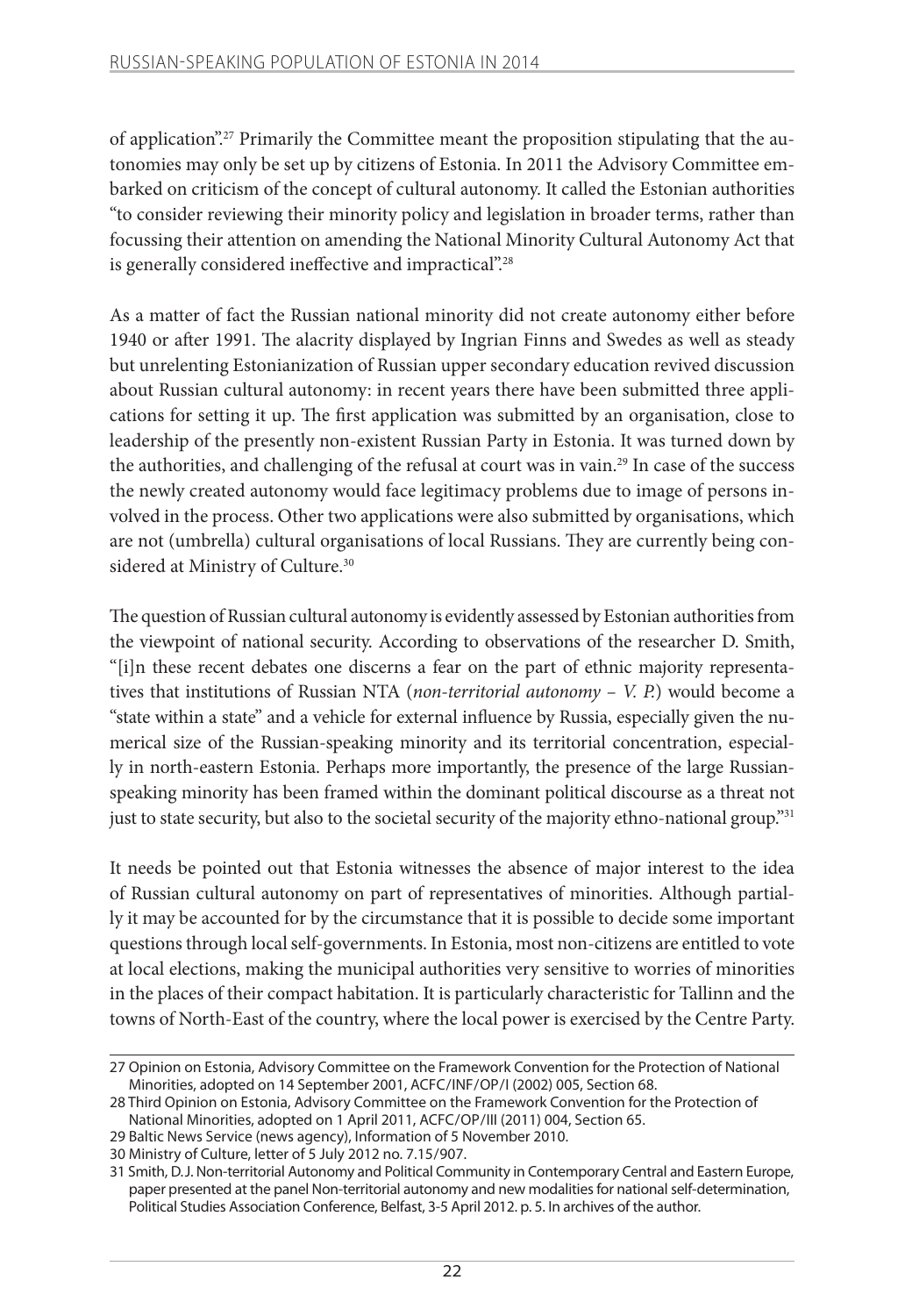of application".[27] Primarily the Committee meant the proposition stipulating that the autonomies may only be set up by citizens of Estonia. In 2011 the Advisory Committee embarked on criticism of the concept of cultural autonomy. It called the Estonian authorities "to consider reviewing their minority policy and legislation in broader terms, rather than focussing their attention on amending the National Minority Cultural Autonomy Act that is generally considered ineffective and impractical".[28]

As a matter of fact the Russian national minority did not create autonomy either before 1940 or after 1991. The alacrity displayed by Ingrian Finns and Swedes as well as steady but unrelenting Estonianization of Russian upper secondary education revived discussion about Russian cultural autonomy: in recent years there have been submitted three applications for setting it up. The first application was submitted by an organisation, close to leadership of the presently non-existent Russian Party in Estonia. It was turned down by the authorities, and challenging of the refusal at court was in vain.[29] In case of the success the newly created autonomy would face legitimacy problems due to image of persons involved in the process. Other two applications were also submitted by organisations, which are not (umbrella) cultural organisations of local Russians. They are currently being considered at Ministry of Culture.[30]

The question of Russian cultural autonomy is evidently assessed by Estonian authorities from the viewpoint of national security. According to observations of the researcher D. Smith, "[i]n these recent debates one discerns a fear on the part of ethnic majority representatives that institutions of Russian NTA (*non-territorial autonomy – V. P.*) would become a "state within a state" and a vehicle for external influence by Russia, especially given the numerical size of the Russian-speaking minority and its territorial concentration, especially in north-eastern Estonia. Perhaps more importantly, the presence of the large Russian-speaking minority has been framed within the dominant political discourse as a threat not just to state security, but also to the societal security of the majority ethno-national group."[31]

It needs be pointed out that Estonia witnesses the absence of major interest to the idea of Russian cultural autonomy on part of representatives of minorities. Although partially it may be accounted for by the circumstance that it is possible to decide some important questions through local self-governments. In Estonia, most non-citizens are entitled to vote at local elections, making the municipal authorities very sensitive to worries of minorities in the places of their compact habitation. It is particularly characteristic for Tallinn and the towns of North-East of the country, where the local power is exercised by the Centre Party.

---

27 Opinion on Estonia, Advisory Committee on the Framework Convention for the Protection of National Minorities, adopted on 14 September 2001, ACFC/INF/OP/I (2002) 005, Section 68.

28 Third Opinion on Estonia, Advisory Committee on the Framework Convention for the Protection of National Minorities, adopted on 1 April 2011, ACFC/OP/III (2011) 004, Section 65.

29 Baltic News Service (news agency), Information of 5 November 2010.

30 Ministry of Culture, letter of 5 July 2012 no. 7.15/907.

31 Smith, D. J. Non-territorial Autonomy and Political Community in Contemporary Central and Eastern Europe, paper presented at the panel Non-territorial autonomy and new modalities for national self-determination, Political Studies Association Conference, Belfast, 3-5 April 2012. p. 5. In archives of the author.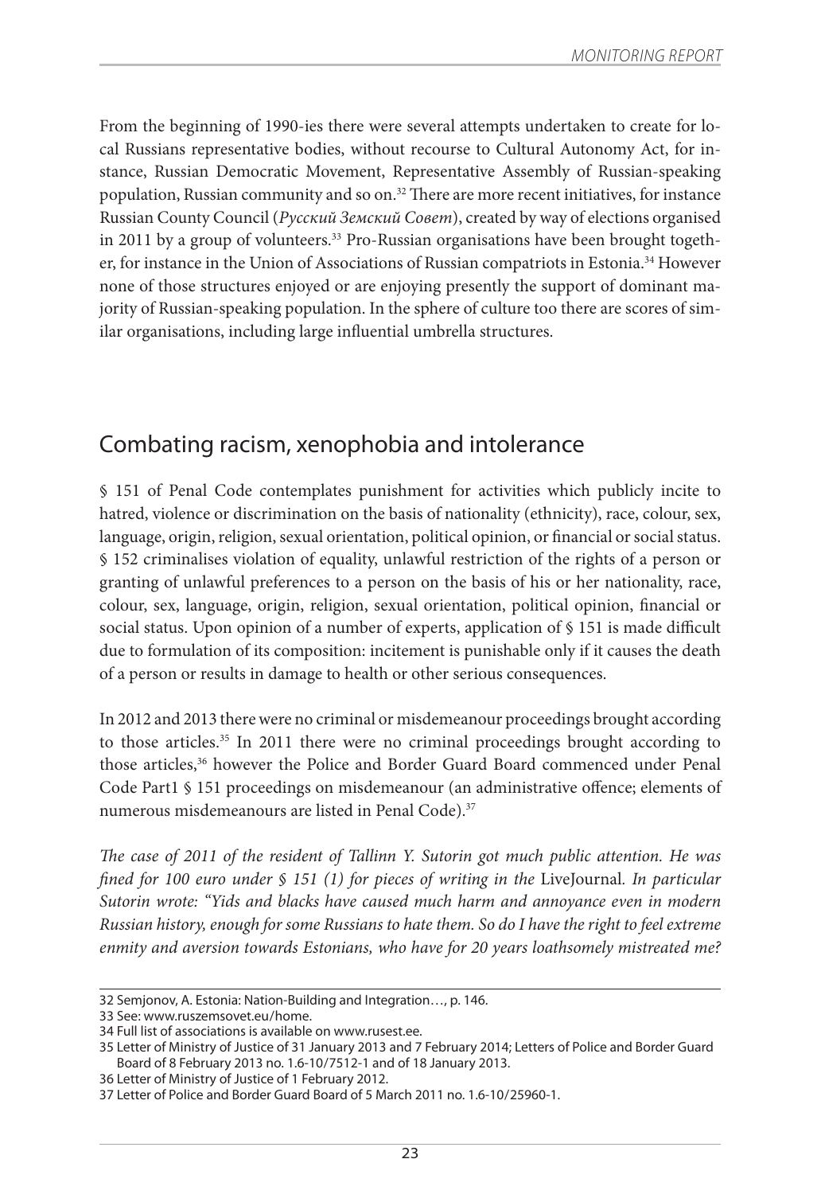From the beginning of 1990-ies there were several attempts undertaken to create for local Russians representative bodies, without recourse to Cultural Autonomy Act, for instance, Russian Democratic Movement, Representative Assembly of Russian-speaking population, Russian community and so on.[32] There are more recent initiatives, for instance Russian County Council (*Русский Земский Совет*), created by way of elections organised in 2011 by a group of volunteers.[33] Pro-Russian organisations have been brought together, for instance in the Union of Associations of Russian compatriots in Estonia.[34] However none of those structures enjoyed or are enjoying presently the support of dominant majority of Russian-speaking population. In the sphere of culture too there are scores of similar organisations, including large influential umbrella structures.

## Combating racism, xenophobia and intolerance

§ 151 of Penal Code contemplates punishment for activities which publicly incite to hatred, violence or discrimination on the basis of nationality (ethnicity), race, colour, sex, language, origin, religion, sexual orientation, political opinion, or financial or social status. § 152 criminalises violation of equality, unlawful restriction of the rights of a person or granting of unlawful preferences to a person on the basis of his or her nationality, race, colour, sex, language, origin, religion, sexual orientation, political opinion, financial or social status. Upon opinion of a number of experts, application of § 151 is made difficult due to formulation of its composition: incitement is punishable only if it causes the death of a person or results in damage to health or other serious consequences.

In 2012 and 2013 there were no criminal or misdemeanour proceedings brought according to those articles.[35] In 2011 there were no criminal proceedings brought according to those articles,[36] however the Police and Border Guard Board commenced under Penal Code Part1 § 151 proceedings on misdemeanour (an administrative offence; elements of numerous misdemeanours are listed in Penal Code).[37]

*The case of 2011 of the resident of Tallinn Y. Sutorin got much public attention. He was fined for 100 euro under § 151 (1) for pieces of writing in the* LiveJournal*. In particular Sutorin wrote: "Yids and blacks have caused much harm and annoyance even in modern Russian history, enough for some Russians to hate them. So do I have the right to feel extreme enmity and aversion towards Estonians, who have for 20 years loathsomely mistreated me?*

---

32 Semjonov, A. Estonia: Nation-Building and Integration…, p. 146.

33 See: www.ruszemsovet.eu/home.

34 Full list of associations is available on www.rusest.ee.

35 Letter of Ministry of Justice of 31 January 2013 and 7 February 2014; Letters of Police and Border Guard Board of 8 February 2013 no. 1.6-10/7512-1 and of 18 January 2013.

36 Letter of Ministry of Justice of 1 February 2012.

37 Letter of Police and Border Guard Board of 5 March 2011 no. 1.6-10/25960-1.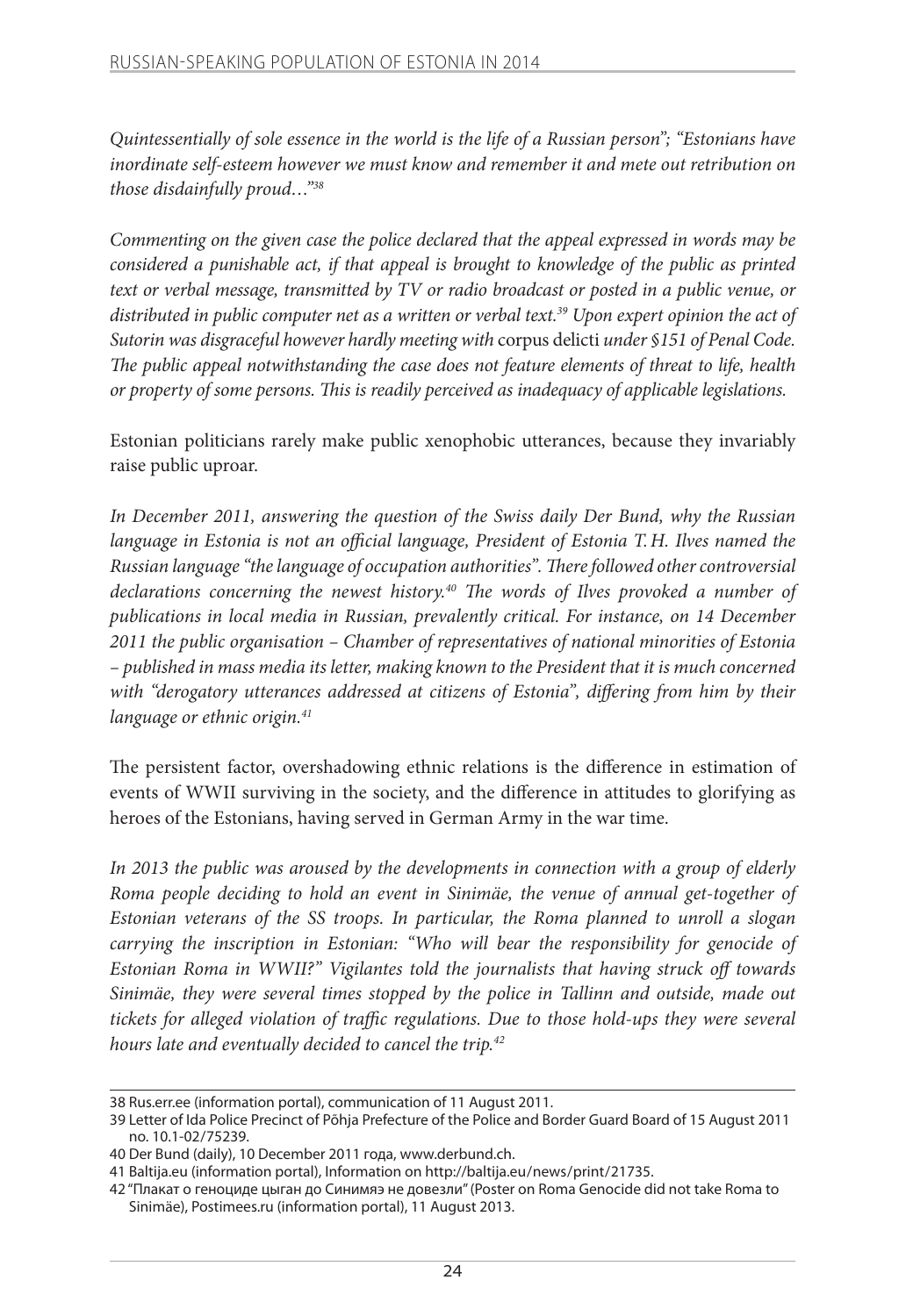*Quintessentially of sole essence in the world is the life of a Russian person"; "Estonians have inordinate self-esteem however we must know and remember it and mete out retribution on those disdainfully proud…"*[38]

*Commenting on the given case the police declared that the appeal expressed in words may be considered a punishable act, if that appeal is brought to knowledge of the public as printed text or verbal message, transmitted by TV or radio broadcast or posted in a public venue, or distributed in public computer net as a written or verbal text.*[39] *Upon expert opinion the act of Sutorin was disgraceful however hardly meeting with* corpus delicti *under §151 of Penal Code. The public appeal notwithstanding the case does not feature elements of threat to life, health or property of some persons. This is readily perceived as inadequacy of applicable legislations.*

Estonian politicians rarely make public xenophobic utterances, because they invariably raise public uproar.

*In December 2011, answering the question of the Swiss daily Der Bund, why the Russian language in Estonia is not an official language, President of Estonia T. H. Ilves named the Russian language "the language of occupation authorities". There followed other controversial declarations concerning the newest history.*[40] *The words of Ilves provoked a number of publications in local media in Russian, prevalently critical. For instance, on 14 December 2011 the public organisation – Chamber of representatives of national minorities of Estonia – published in mass media its letter, making known to the President that it is much concerned with "derogatory utterances addressed at citizens of Estonia", differing from him by their language or ethnic origin.*[41]

The persistent factor, overshadowing ethnic relations is the difference in estimation of events of WWII surviving in the society, and the difference in attitudes to glorifying as heroes of the Estonians, having served in German Army in the war time.

*In 2013 the public was aroused by the developments in connection with a group of elderly Roma people deciding to hold an event in Sinimäe, the venue of annual get-together of Estonian veterans of the SS troops. In particular, the Roma planned to unroll a slogan carrying the inscription in Estonian: "Who will bear the responsibility for genocide of Estonian Roma in WWII?" Vigilantes told the journalists that having struck off towards Sinimäe, they were several times stopped by the police in Tallinn and outside, made out tickets for alleged violation of traffic regulations. Due to those hold-ups they were several hours late and eventually decided to cancel the trip.*[42]

---

38 Rus.err.ee (information portal), communication of 11 August 2011.

39 Letter of Ida Police Precinct of Põhja Prefecture of the Police and Border Guard Board of 15 August 2011 no. 10.1-02/75239.

40 Der Bund (daily), 10 December 2011 года, www.derbund.ch.

41 Baltija.eu (information portal), Information on http://baltija.eu/news/print/21735.

42 "Плакат о геноциде цыган до Синимяэ не довезли" (Poster on Roma Genocide did not take Roma to Sinimäe), Postimees.ru (information portal), 11 August 2013.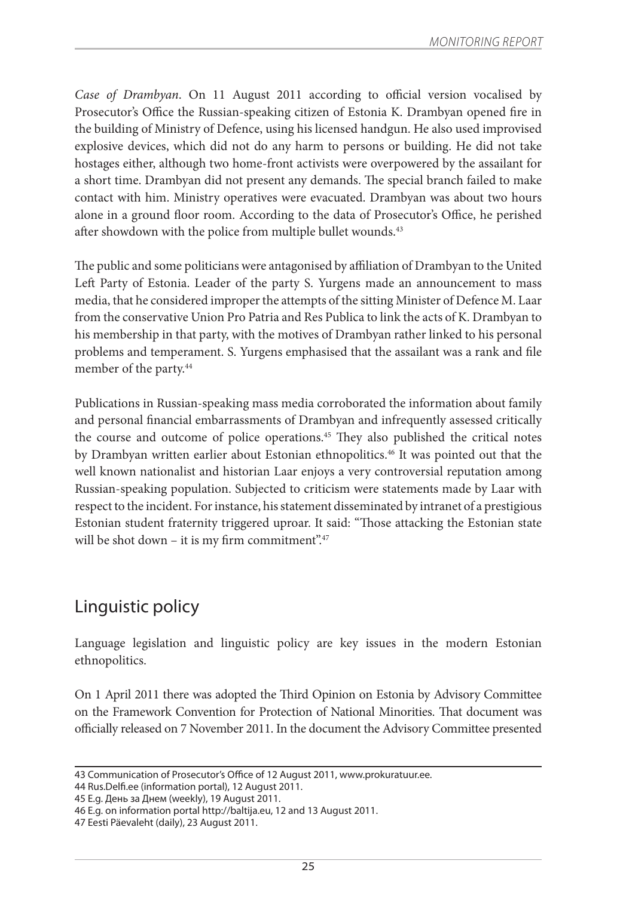*Case of Drambyan*. On 11 August 2011 according to official version vocalised by Prosecutor's Office the Russian-speaking citizen of Estonia K. Drambyan opened fire in the building of Ministry of Defence, using his licensed handgun. He also used improvised explosive devices, which did not do any harm to persons or building. He did not take hostages either, although two home-front activists were overpowered by the assailant for a short time. Drambyan did not present any demands. The special branch failed to make contact with him. Ministry operatives were evacuated. Drambyan was about two hours alone in a ground floor room. According to the data of Prosecutor's Office, he perished after showdown with the police from multiple bullet wounds.[43]

The public and some politicians were antagonised by affiliation of Drambyan to the United Left Party of Estonia. Leader of the party S. Yurgens made an announcement to mass media, that he considered improper the attempts of the sitting Minister of Defence M. Laar from the conservative Union Pro Patria and Res Publica to link the acts of K. Drambyan to his membership in that party, with the motives of Drambyan rather linked to his personal problems and temperament. S. Yurgens emphasised that the assailant was a rank and file member of the party.[44]

Publications in Russian-speaking mass media corroborated the information about family and personal financial embarrassments of Drambyan and infrequently assessed critically the course and outcome of police operations.[45] They also published the critical notes by Drambyan written earlier about Estonian ethnopolitics.[46] It was pointed out that the well known nationalist and historian Laar enjoys a very controversial reputation among Russian-speaking population. Subjected to criticism were statements made by Laar with respect to the incident. For instance, his statement disseminated by intranet of a prestigious Estonian student fraternity triggered uproar. It said: "Those attacking the Estonian state will be shot down – it is my firm commitment".[47]

## Linguistic policy

Language legislation and linguistic policy are key issues in the modern Estonian ethnopolitics.

On 1 April 2011 there was adopted the Third Opinion on Estonia by Advisory Committee on the Framework Convention for Protection of National Minorities. That document was officially released on 7 November 2011. In the document the Advisory Committee presented

---

43 Communication of Prosecutor's Office of 12 August 2011, www.prokuratuur.ee.

44 Rus.Delfi.ee (information portal), 12 August 2011.

45 E.g. День за Днем (weekly), 19 August 2011.

46 E.g. on information portal http://baltija.eu, 12 and 13 August 2011.

47 Eesti Päevaleht (daily), 23 August 2011.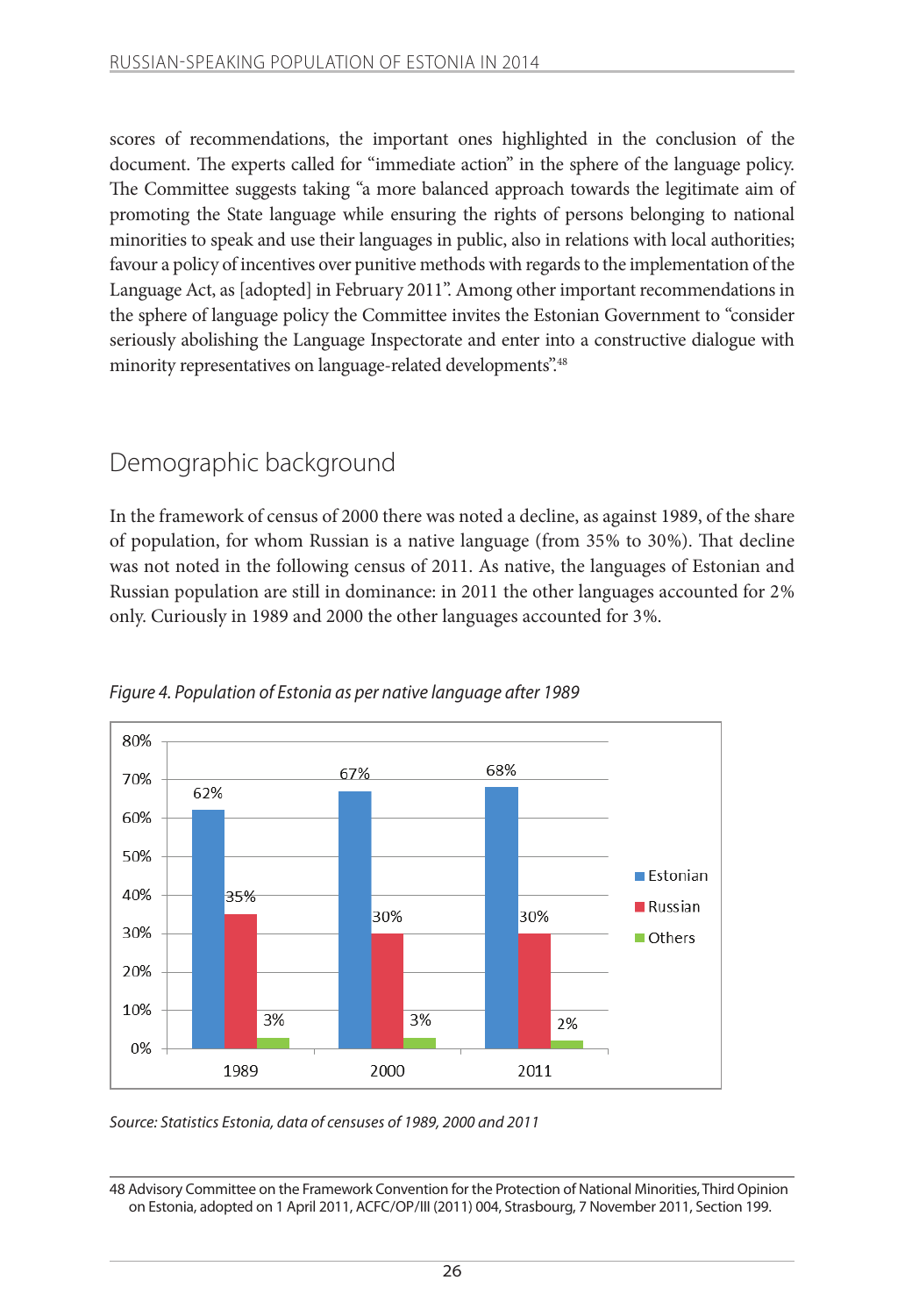scores of recommendations, the important ones highlighted in the conclusion of the document. The experts called for "immediate action" in the sphere of the language policy. The Committee suggests taking "a more balanced approach towards the legitimate aim of promoting the State language while ensuring the rights of persons belonging to national minorities to speak and use their languages in public, also in relations with local authorities; favour a policy of incentives over punitive methods with regards to the implementation of the Language Act, as [adopted] in February 2011". Among other important recommendations in the sphere of language policy the Committee invites the Estonian Government to "consider seriously abolishing the Language Inspectorate and enter into a constructive dialogue with minority representatives on language-related developments".[48]

## Demographic background

In the framework of census of 2000 there was noted a decline, as against 1989, of the share of population, for whom Russian is a native language (from 35% to 30%). That decline was not noted in the following census of 2011. As native, the languages of Estonian and Russian population are still in dominance: in 2011 the other languages accounted for 2% only. Curiously in 1989 and 2000 the other languages accounted for 3%.

*Figure 4. Population of Estonia as per native language after 1989*

| | 1989 | 2000 | 2011 |
|---|---|---|---|
| Estonian | 62% | 67% | 68% |
| Russian | 35% | 30% | 30% |
| Others | 3% | 3% | 2% |

*Source: Statistics Estonia, data of censuses of 1989, 2000 and 2011*

48 Advisory Committee on the Framework Convention for the Protection of National Minorities, Third Opinion on Estonia, adopted on 1 April 2011, ACFC/OP/III (2011) 004, Strasbourg, 7 November 2011, Section 199.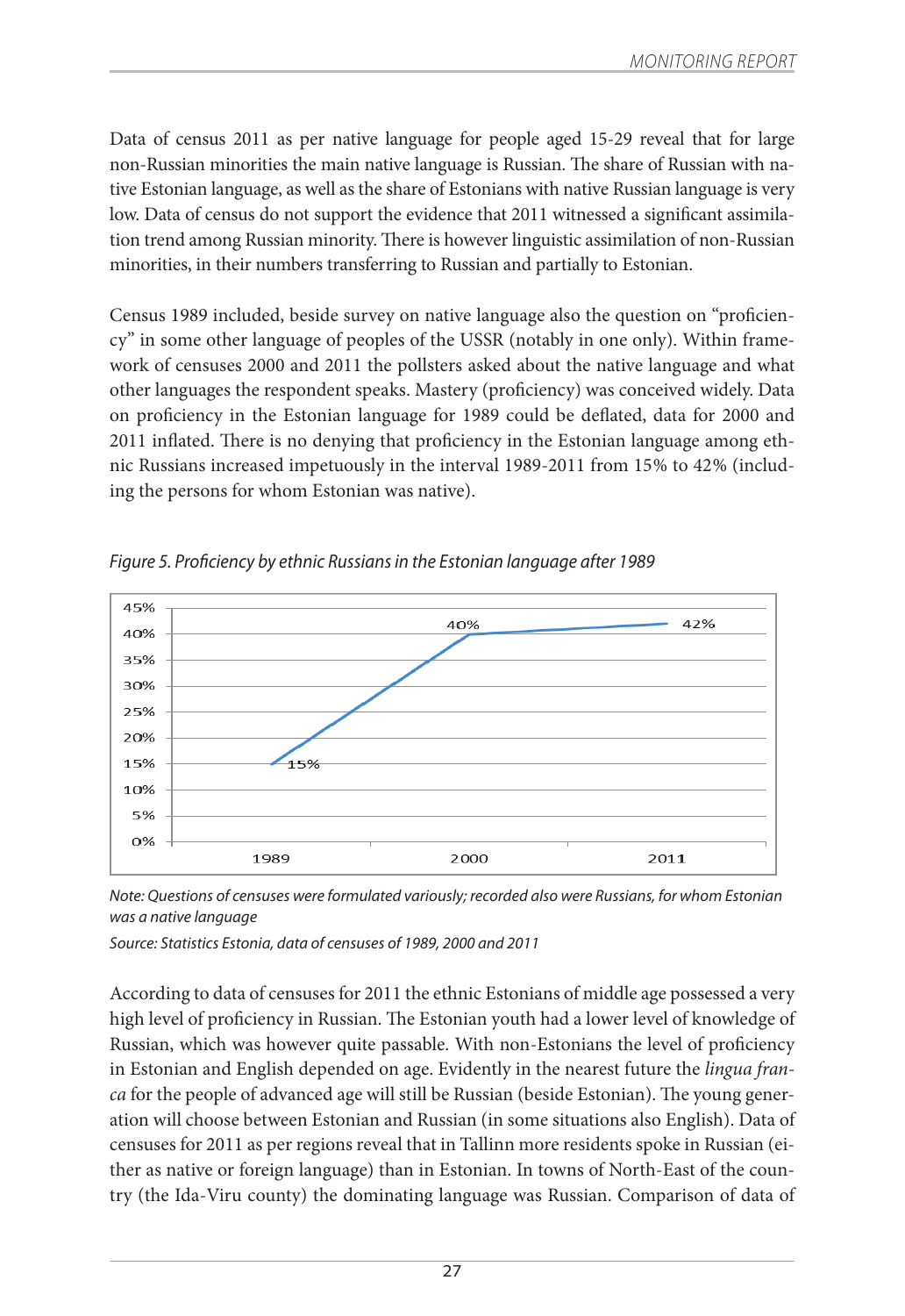Data of census 2011 as per native language for people aged 15-29 reveal that for large non-Russian minorities the main native language is Russian. The share of Russian with native Estonian language, as well as the share of Estonians with native Russian language is very low. Data of census do not support the evidence that 2011 witnessed a significant assimilation trend among Russian minority. There is however linguistic assimilation of non-Russian minorities, in their numbers transferring to Russian and partially to Estonian.

Census 1989 included, beside survey on native language also the question on "proficiency" in some other language of peoples of the USSR (notably in one only). Within framework of censuses 2000 and 2011 the pollsters asked about the native language and what other languages the respondent speaks. Mastery (proficiency) was conceived widely. Data on proficiency in the Estonian language for 1989 could be deflated, data for 2000 and 2011 inflated. There is no denying that proficiency in the Estonian language among ethnic Russians increased impetuously in the interval 1989-2011 from 15% to 42% (including the persons for whom Estonian was native).

*Figure 5. Proficiency by ethnic Russians in the Estonian language after 1989*

| Year | Proficiency |
|---|---|
| 1989 | 15% |
| 2000 | 40% |
| 2011 | 42% |

*Note: Questions of censuses were formulated variously; recorded also were Russians, for whom Estonian was a native language*

*Source: Statistics Estonia, data of censuses of 1989, 2000 and 2011*

According to data of censuses for 2011 the ethnic Estonians of middle age possessed a very high level of proficiency in Russian. The Estonian youth had a lower level of knowledge of Russian, which was however quite passable. With non-Estonians the level of proficiency in Estonian and English depended on age. Evidently in the nearest future the *lingua franca* for the people of advanced age will still be Russian (beside Estonian). The young generation will choose between Estonian and Russian (in some situations also English). Data of censuses for 2011 as per regions reveal that in Tallinn more residents spoke in Russian (either as native or foreign language) than in Estonian. In towns of North-East of the country (the Ida-Viru county) the dominating language was Russian. Comparison of data of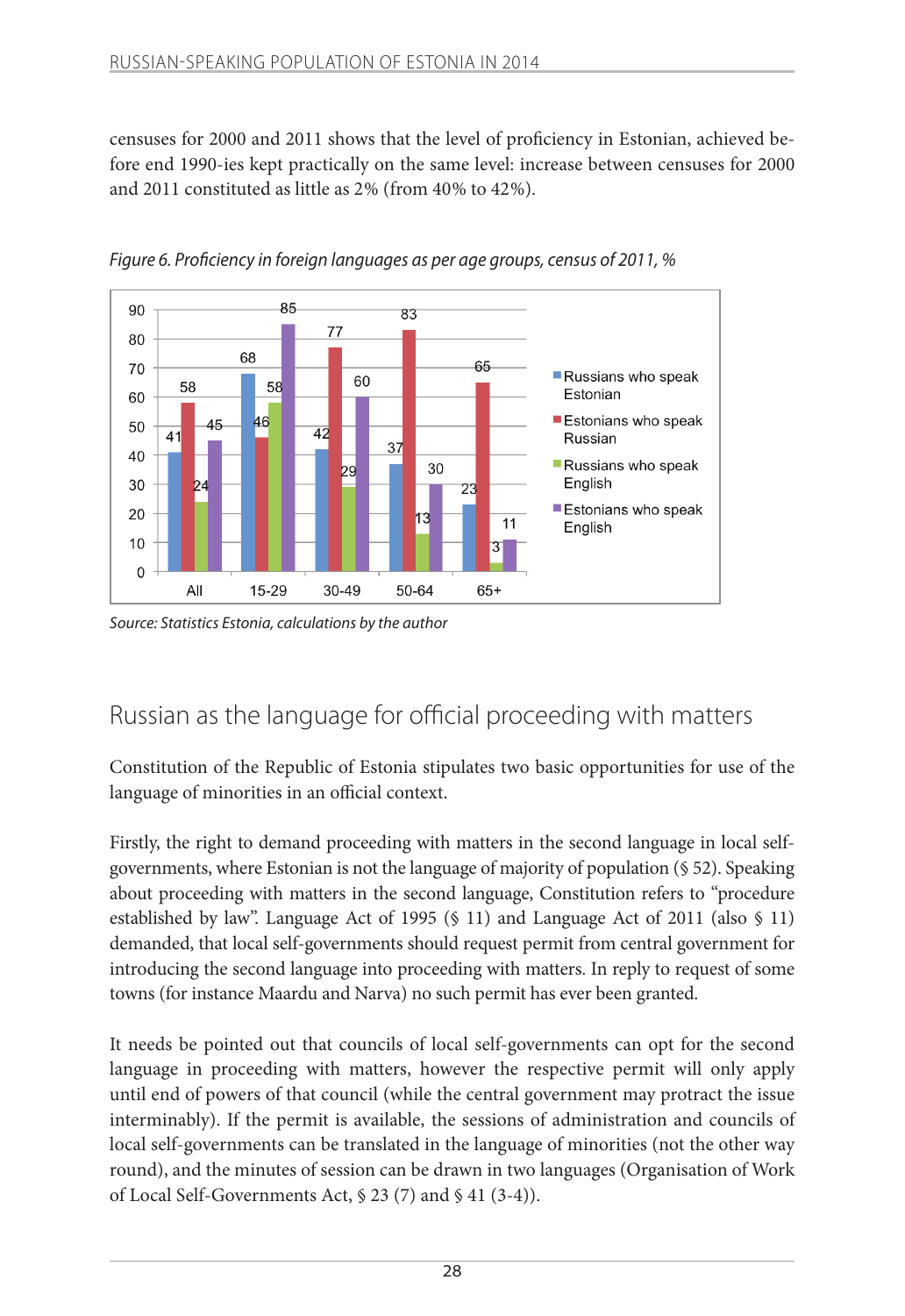censuses for 2000 and 2011 shows that the level of proficiency in Estonian, achieved before end 1990-ies kept practically on the same level: increase between censuses for 2000 and 2011 constituted as little as 2% (from 40% to 42%).

*Figure 6. Proficiency in foreign languages as per age groups, census of 2011, %*

| | All | 15-29 | 30-49 | 50-64 | 65+ |
|---|---|---|---|---|---|
| Russians who speak Estonian | 41 | 68 | 42 | 37 | 23 |
| Estonians who speak Russian | 58 | 46 | 77 | 83 | 65 |
| Russians who speak English | 24 | 58 | 29 | 13 | 3 |
| Estonians who speak English | 45 | 85 | 60 | 30 | 11 |

*Source: Statistics Estonia, calculations by the author*

## Russian as the language for official proceeding with matters

Constitution of the Republic of Estonia stipulates two basic opportunities for use of the language of minorities in an official context.

Firstly, the right to demand proceeding with matters in the second language in local self-governments, where Estonian is not the language of majority of population (§ 52). Speaking about proceeding with matters in the second language, Constitution refers to "procedure established by law". Language Act of 1995 (§ 11) and Language Act of 2011 (also § 11) demanded, that local self-governments should request permit from central government for introducing the second language into proceeding with matters. In reply to request of some towns (for instance Maardu and Narva) no such permit has ever been granted.

It needs be pointed out that councils of local self-governments can opt for the second language in proceeding with matters, however the respective permit will only apply until end of powers of that council (while the central government may protract the issue interminably). If the permit is available, the sessions of administration and councils of local self-governments can be translated in the language of minorities (not the other way round), and the minutes of session can be drawn in two languages (Organisation of Work of Local Self-Governments Act, § 23 (7) and § 41 (3-4)).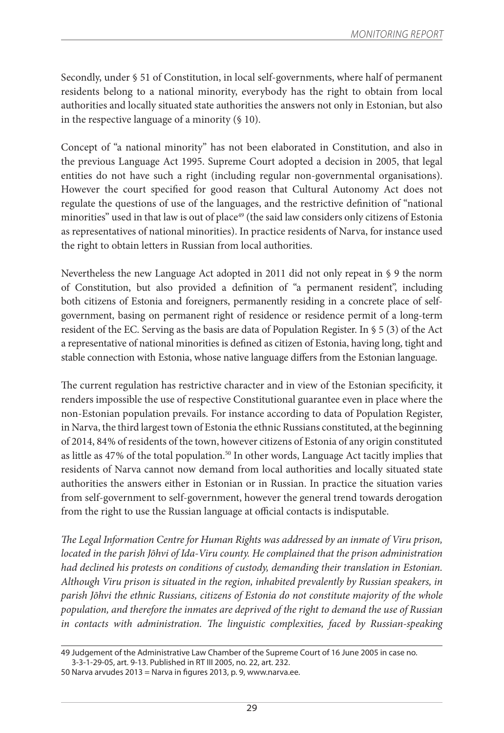Secondly, under § 51 of Constitution, in local self-governments, where half of permanent residents belong to a national minority, everybody has the right to obtain from local authorities and locally situated state authorities the answers not only in Estonian, but also in the respective language of a minority (§ 10).

Concept of "a national minority" has not been elaborated in Constitution, and also in the previous Language Act 1995. Supreme Court adopted a decision in 2005, that legal entities do not have such a right (including regular non-governmental organisations). However the court specified for good reason that Cultural Autonomy Act does not regulate the questions of use of the languages, and the restrictive definition of "national minorities" used in that law is out of place[49] (the said law considers only citizens of Estonia as representatives of national minorities). In practice residents of Narva, for instance used the right to obtain letters in Russian from local authorities.

Nevertheless the new Language Act adopted in 2011 did not only repeat in § 9 the norm of Constitution, but also provided a definition of "a permanent resident", including both citizens of Estonia and foreigners, permanently residing in a concrete place of self-government, basing on permanent right of residence or residence permit of a long-term resident of the EC. Serving as the basis are data of Population Register. In § 5 (3) of the Act a representative of national minorities is defined as citizen of Estonia, having long, tight and stable connection with Estonia, whose native language differs from the Estonian language.

The current regulation has restrictive character and in view of the Estonian specificity, it renders impossible the use of respective Constitutional guarantee even in place where the non-Estonian population prevails. For instance according to data of Population Register, in Narva, the third largest town of Estonia the ethnic Russians constituted, at the beginning of 2014, 84% of residents of the town, however citizens of Estonia of any origin constituted as little as 47% of the total population.[50] In other words, Language Act tacitly implies that residents of Narva cannot now demand from local authorities and locally situated state authorities the answers either in Estonian or in Russian. In practice the situation varies from self-government to self-government, however the general trend towards derogation from the right to use the Russian language at official contacts is indisputable.

*The Legal Information Centre for Human Rights was addressed by an inmate of Viru prison, located in the parish Jõhvi of Ida-Viru county. He complained that the prison administration had declined his protests on conditions of custody, demanding their translation in Estonian. Although Viru prison is situated in the region, inhabited prevalently by Russian speakers, in parish Jõhvi the ethnic Russians, citizens of Estonia do not constitute majority of the whole population, and therefore the inmates are deprived of the right to demand the use of Russian in contacts with administration. The linguistic complexities, faced by Russian-speaking*

---

49 Judgement of the Administrative Law Chamber of the Supreme Court of 16 June 2005 in case no. 3-3-1-29-05, art. 9-13. Published in RT III 2005, no. 22, art. 232.

50 Narva arvudes 2013 = Narva in figures 2013, p. 9, www.narva.ee.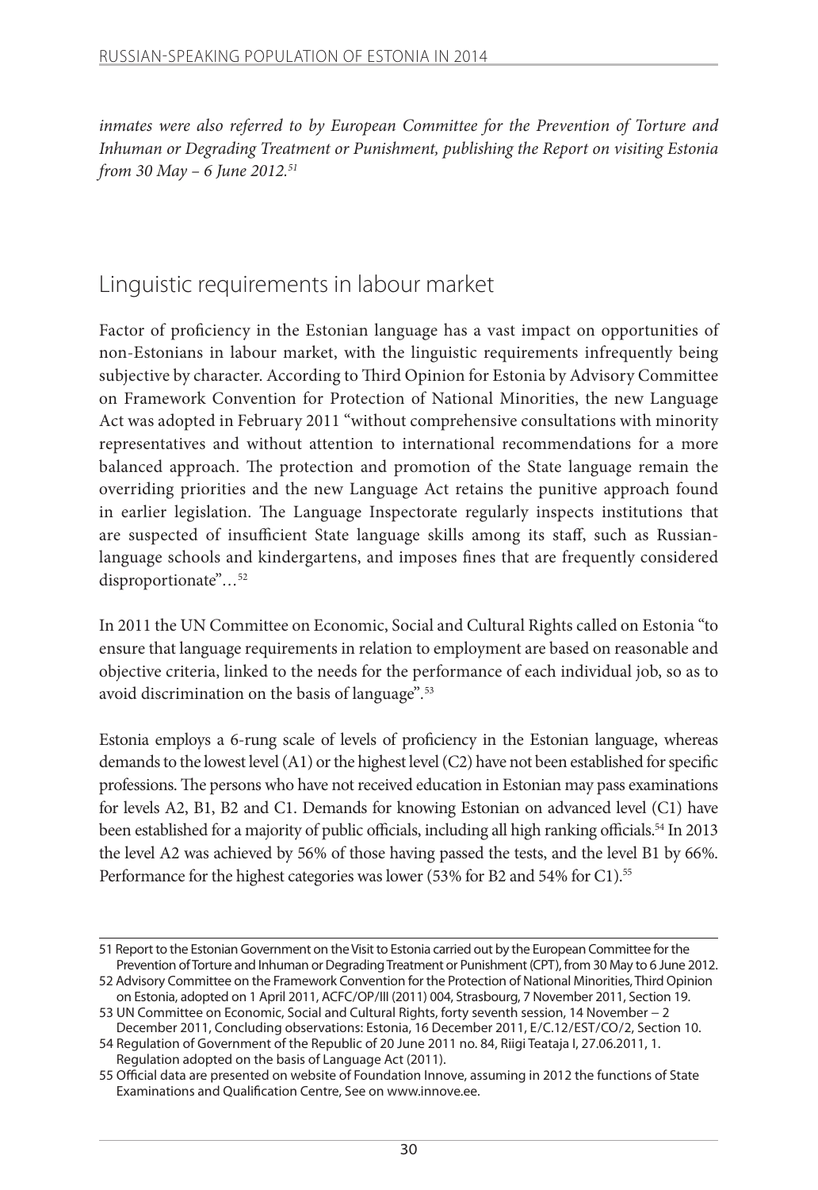*inmates were also referred to by European Committee for the Prevention of Torture and Inhuman or Degrading Treatment or Punishment, publishing the Report on visiting Estonia from 30 May – 6 June 2012.*[51]

## Linguistic requirements in labour market

Factor of proficiency in the Estonian language has a vast impact on opportunities of non-Estonians in labour market, with the linguistic requirements infrequently being subjective by character. According to Third Opinion for Estonia by Advisory Committee on Framework Convention for Protection of National Minorities, the new Language Act was adopted in February 2011 "without comprehensive consultations with minority representatives and without attention to international recommendations for a more balanced approach. The protection and promotion of the State language remain the overriding priorities and the new Language Act retains the punitive approach found in earlier legislation. The Language Inspectorate regularly inspects institutions that are suspected of insufficient State language skills among its staff, such as Russian-language schools and kindergartens, and imposes fines that are frequently considered disproportionate"…[52]

In 2011 the UN Committee on Economic, Social and Cultural Rights called on Estonia "to ensure that language requirements in relation to employment are based on reasonable and objective criteria, linked to the needs for the performance of each individual job, so as to avoid discrimination on the basis of language".[53]

Estonia employs a 6-rung scale of levels of proficiency in the Estonian language, whereas demands to the lowest level (A1) or the highest level (C2) have not been established for specific professions. The persons who have not received education in Estonian may pass examinations for levels A2, B1, B2 and C1. Demands for knowing Estonian on advanced level (C1) have been established for a majority of public officials, including all high ranking officials.[54] In 2013 the level A2 was achieved by 56% of those having passed the tests, and the level B1 by 66%. Performance for the highest categories was lower (53% for B2 and 54% for C1).[55]

---

51 Report to the Estonian Government on the Visit to Estonia carried out by the European Committee for the Prevention of Torture and Inhuman or Degrading Treatment or Punishment (CPT), from 30 May to 6 June 2012.

52 Advisory Committee on the Framework Convention for the Protection of National Minorities, Third Opinion on Estonia, adopted on 1 April 2011, ACFC/OP/III (2011) 004, Strasbourg, 7 November 2011, Section 19.

53 UN Committee on Economic, Social and Cultural Rights, forty seventh session, 14 November – 2 December 2011, Concluding observations: Estonia, 16 December 2011, E/C.12/EST/CO/2, Section 10.

54 Regulation of Government of the Republic of 20 June 2011 no. 84, Riigi Teataja I, 27.06.2011, 1. Regulation adopted on the basis of Language Act (2011).

55 Official data are presented on website of Foundation Innove, assuming in 2012 the functions of State Examinations and Qualification Centre, See on www.innove.ee.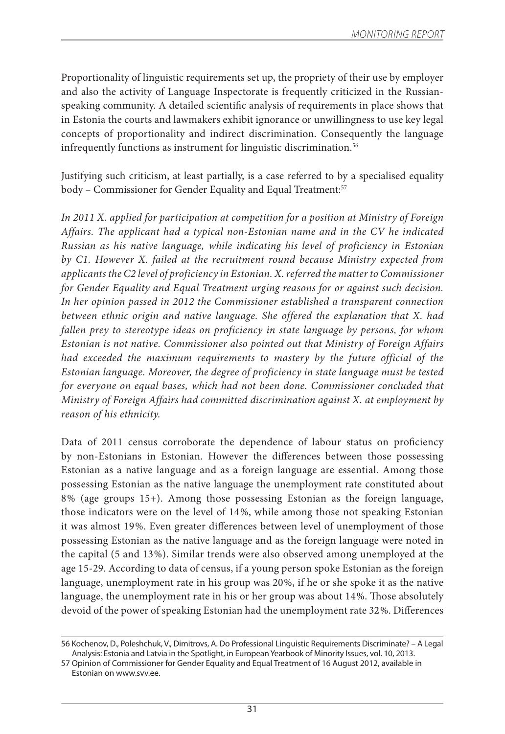Proportionality of linguistic requirements set up, the propriety of their use by employer and also the activity of Language Inspectorate is frequently criticized in the Russian-speaking community. A detailed scientific analysis of requirements in place shows that in Estonia the courts and lawmakers exhibit ignorance or unwillingness to use key legal concepts of proportionality and indirect discrimination. Consequently the language infrequently functions as instrument for linguistic discrimination.[56]

Justifying such criticism, at least partially, is a case referred to by a specialised equality body – Commissioner for Gender Equality and Equal Treatment:[57]

*In 2011 X. applied for participation at competition for a position at Ministry of Foreign Affairs. The applicant had a typical non-Estonian name and in the CV he indicated Russian as his native language, while indicating his level of proficiency in Estonian by C1. However X. failed at the recruitment round because Ministry expected from applicants the C2 level of proficiency in Estonian. X. referred the matter to Commissioner for Gender Equality and Equal Treatment urging reasons for or against such decision. In her opinion passed in 2012 the Commissioner established a transparent connection between ethnic origin and native language. She offered the explanation that X. had fallen prey to stereotype ideas on proficiency in state language by persons, for whom Estonian is not native. Commissioner also pointed out that Ministry of Foreign Affairs had exceeded the maximum requirements to mastery by the future official of the Estonian language. Moreover, the degree of proficiency in state language must be tested for everyone on equal bases, which had not been done. Commissioner concluded that Ministry of Foreign Affairs had committed discrimination against X. at employment by reason of his ethnicity.*

Data of 2011 census corroborate the dependence of labour status on proficiency by non-Estonians in Estonian. However the differences between those possessing Estonian as a native language and as a foreign language are essential. Among those possessing Estonian as the native language the unemployment rate constituted about 8% (age groups 15+). Among those possessing Estonian as the foreign language, those indicators were on the level of 14%, while among those not speaking Estonian it was almost 19%. Even greater differences between level of unemployment of those possessing Estonian as the native language and as the foreign language were noted in the capital (5 and 13%). Similar trends were also observed among unemployed at the age 15-29. According to data of census, if a young person spoke Estonian as the foreign language, unemployment rate in his group was 20%, if he or she spoke it as the native language, the unemployment rate in his or her group was about 14%. Those absolutely devoid of the power of speaking Estonian had the unemployment rate 32%. Differences

---

56 Kochenov, D., Poleshchuk, V., Dimitrovs, A. Do Professional Linguistic Requirements Discriminate? – A Legal Analysis: Estonia and Latvia in the Spotlight, in European Yearbook of Minority Issues, vol. 10, 2013.

57 Opinion of Commissioner for Gender Equality and Equal Treatment of 16 August 2012, available in Estonian on www.svv.ee.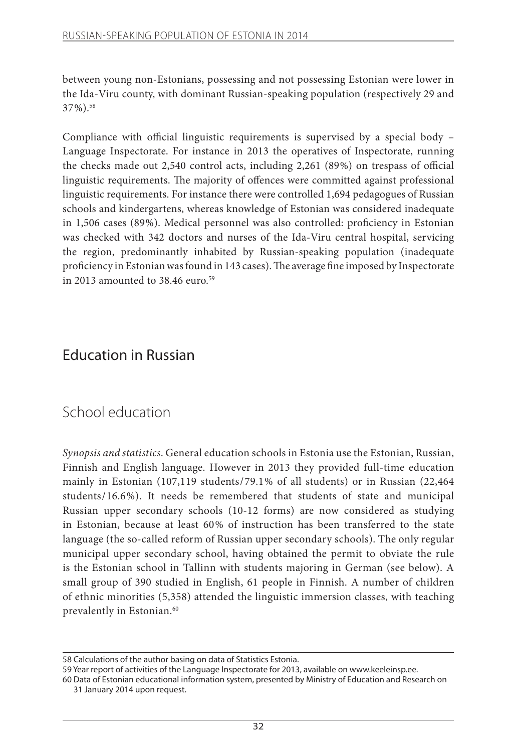between young non-Estonians, possessing and not possessing Estonian were lower in the Ida-Viru county, with dominant Russian-speaking population (respectively 29 and 37%).[58]

Compliance with official linguistic requirements is supervised by a special body – Language Inspectorate. For instance in 2013 the operatives of Inspectorate, running the checks made out 2,540 control acts, including 2,261 (89%) on trespass of official linguistic requirements. The majority of offences were committed against professional linguistic requirements. For instance there were controlled 1,694 pedagogues of Russian schools and kindergartens, whereas knowledge of Estonian was considered inadequate in 1,506 cases (89%). Medical personnel was also controlled: proficiency in Estonian was checked with 342 doctors and nurses of the Ida-Viru central hospital, servicing the region, predominantly inhabited by Russian-speaking population (inadequate proficiency in Estonian was found in 143 cases). The average fine imposed by Inspectorate in 2013 amounted to 38.46 euro.[59]

# Education in Russian

## School education

*Synopsis and statistics*. General education schools in Estonia use the Estonian, Russian, Finnish and English language. However in 2013 they provided full-time education mainly in Estonian (107,119 students/79.1% of all students) or in Russian (22,464 students/16.6%). It needs be remembered that students of state and municipal Russian upper secondary schools (10-12 forms) are now considered as studying in Estonian, because at least 60% of instruction has been transferred to the state language (the so-called reform of Russian upper secondary schools). The only regular municipal upper secondary school, having obtained the permit to obviate the rule is the Estonian school in Tallinn with students majoring in German (see below). A small group of 390 studied in English, 61 people in Finnish. A number of children of ethnic minorities (5,358) attended the linguistic immersion classes, with teaching prevalently in Estonian.[60]

---

58 Calculations of the author basing on data of Statistics Estonia.

59 Year report of activities of the Language Inspectorate for 2013, available on www.keeleinsp.ee.

60 Data of Estonian educational information system, presented by Ministry of Education and Research on 31 January 2014 upon request.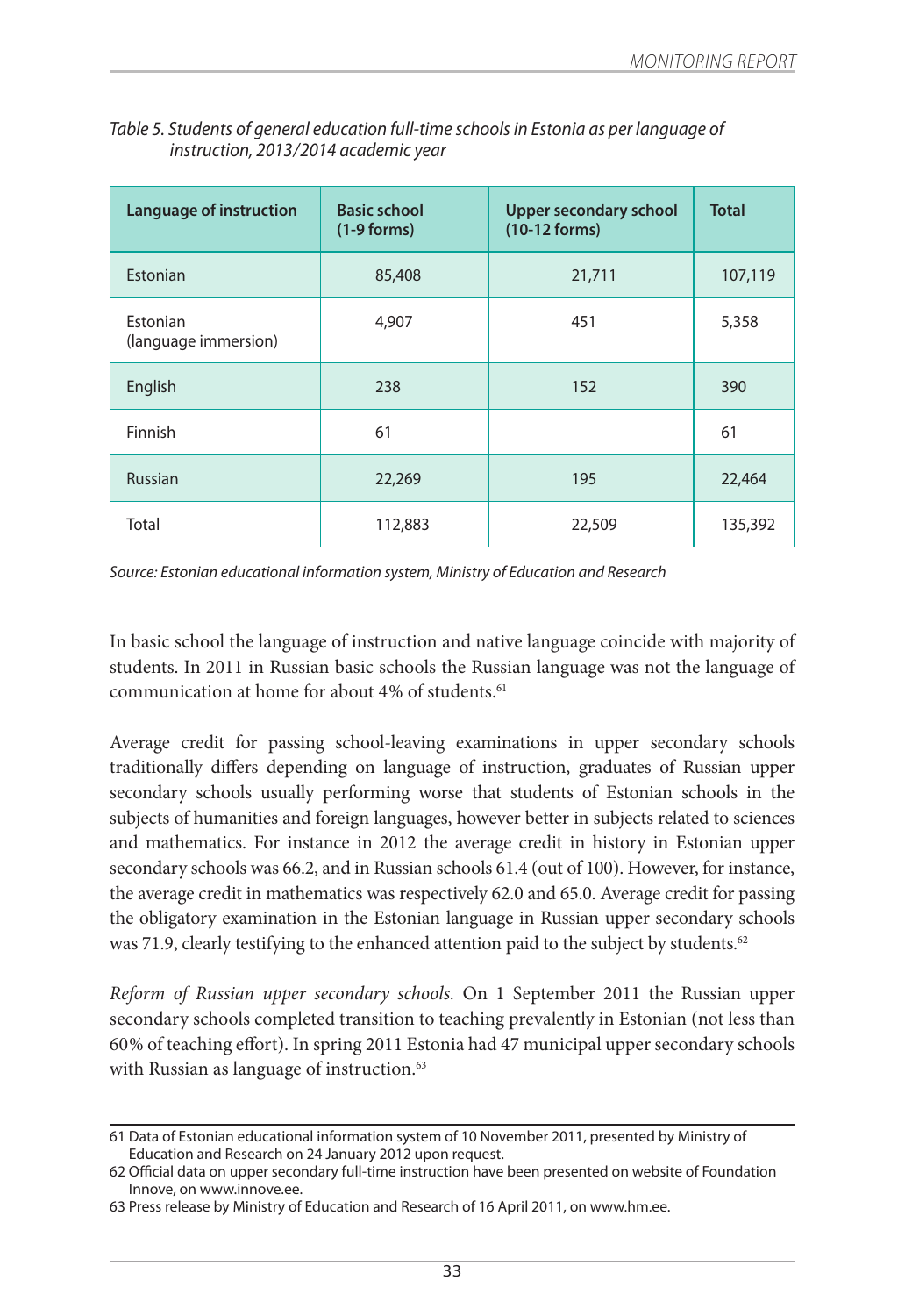*Table 5. Students of general education full-time schools in Estonia as per language of instruction, 2013/2014 academic year*

| Language of instruction | Basic school (1-9 forms) | Upper secondary school (10-12 forms) | Total |
|---|---|---|---|
| Estonian | 85,408 | 21,711 | 107,119 |
| Estonian (language immersion) | 4,907 | 451 | 5,358 |
| English | 238 | 152 | 390 |
| Finnish | 61 | | 61 |
| Russian | 22,269 | 195 | 22,464 |
| Total | 112,883 | 22,509 | 135,392 |

*Source: Estonian educational information system, Ministry of Education and Research*

In basic school the language of instruction and native language coincide with majority of students. In 2011 in Russian basic schools the Russian language was not the language of communication at home for about 4% of students.[61]

Average credit for passing school-leaving examinations in upper secondary schools traditionally differs depending on language of instruction, graduates of Russian upper secondary schools usually performing worse that students of Estonian schools in the subjects of humanities and foreign languages, however better in subjects related to sciences and mathematics. For instance in 2012 the average credit in history in Estonian upper secondary schools was 66.2, and in Russian schools 61.4 (out of 100). However, for instance, the average credit in mathematics was respectively 62.0 and 65.0. Average credit for passing the obligatory examination in the Estonian language in Russian upper secondary schools was 71.9, clearly testifying to the enhanced attention paid to the subject by students.[62]

*Reform of Russian upper secondary schools.* On 1 September 2011 the Russian upper secondary schools completed transition to teaching prevalently in Estonian (not less than 60% of teaching effort). In spring 2011 Estonia had 47 municipal upper secondary schools with Russian as language of instruction.[63]

61 Data of Estonian educational information system of 10 November 2011, presented by Ministry of Education and Research on 24 January 2012 upon request.

62 Official data on upper secondary full-time instruction have been presented on website of Foundation Innove, on www.innove.ee.

63 Press release by Ministry of Education and Research of 16 April 2011, on www.hm.ee.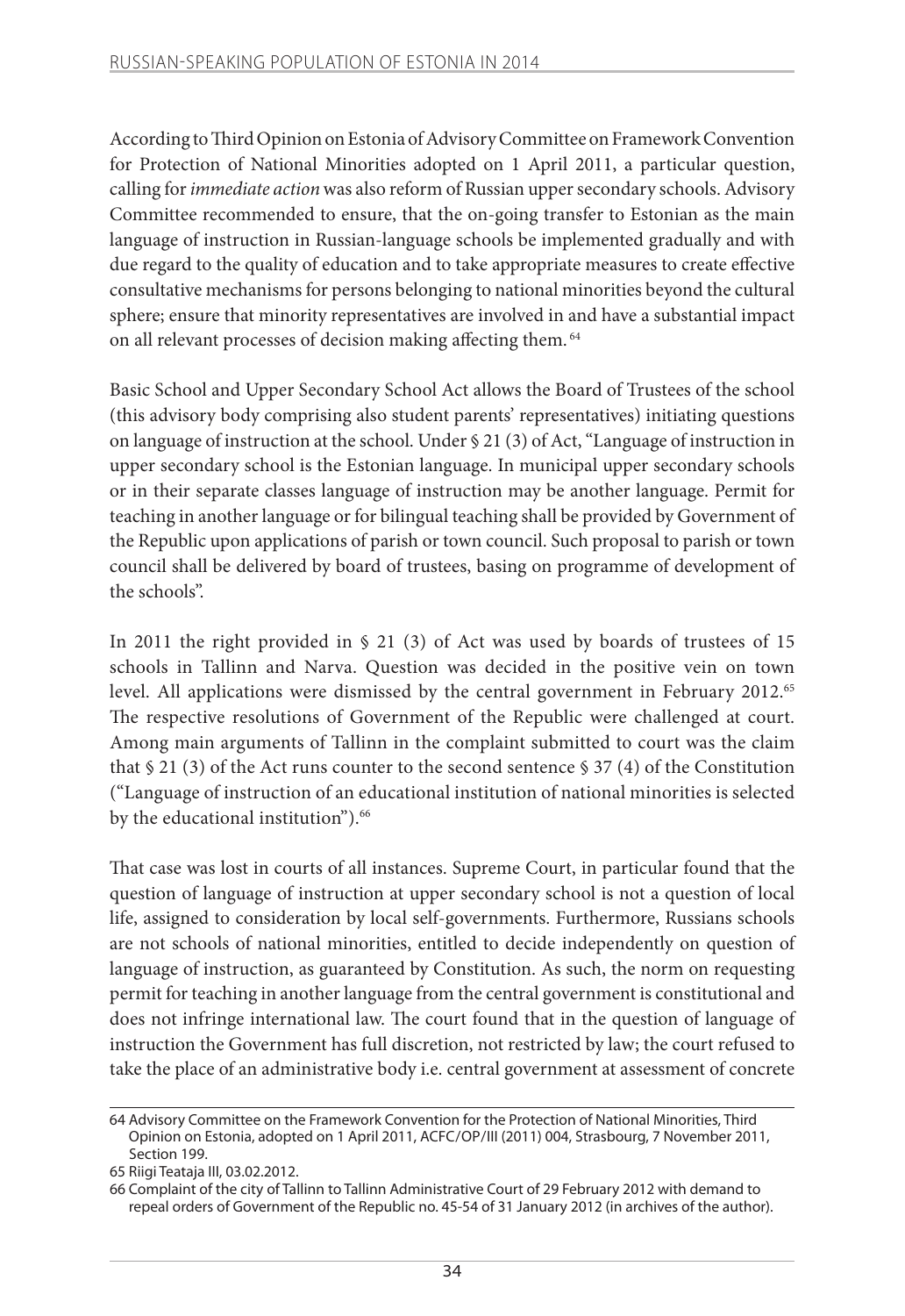According to Third Opinion on Estonia of Advisory Committee on Framework Convention for Protection of National Minorities adopted on 1 April 2011, a particular question, calling for *immediate action* was also reform of Russian upper secondary schools. Advisory Committee recommended to ensure, that the on-going transfer to Estonian as the main language of instruction in Russian-language schools be implemented gradually and with due regard to the quality of education and to take appropriate measures to create effective consultative mechanisms for persons belonging to national minorities beyond the cultural sphere; ensure that minority representatives are involved in and have a substantial impact on all relevant processes of decision making affecting them. [64]

Basic School and Upper Secondary School Act allows the Board of Trustees of the school (this advisory body comprising also student parents' representatives) initiating questions on language of instruction at the school. Under § 21 (3) of Act, "Language of instruction in upper secondary school is the Estonian language. In municipal upper secondary schools or in their separate classes language of instruction may be another language. Permit for teaching in another language or for bilingual teaching shall be provided by Government of the Republic upon applications of parish or town council. Such proposal to parish or town council shall be delivered by board of trustees, basing on programme of development of the schools".

In 2011 the right provided in § 21 (3) of Act was used by boards of trustees of 15 schools in Tallinn and Narva. Question was decided in the positive vein on town level. All applications were dismissed by the central government in February 2012.[65] The respective resolutions of Government of the Republic were challenged at court. Among main arguments of Tallinn in the complaint submitted to court was the claim that § 21 (3) of the Act runs counter to the second sentence § 37 (4) of the Constitution ("Language of instruction of an educational institution of national minorities is selected by the educational institution").[66]

That case was lost in courts of all instances. Supreme Court, in particular found that the question of language of instruction at upper secondary school is not a question of local life, assigned to consideration by local self-governments. Furthermore, Russians schools are not schools of national minorities, entitled to decide independently on question of language of instruction, as guaranteed by Constitution. As such, the norm on requesting permit for teaching in another language from the central government is constitutional and does not infringe international law. The court found that in the question of language of instruction the Government has full discretion, not restricted by law; the court refused to take the place of an administrative body i.e. central government at assessment of concrete

---

64 Advisory Committee on the Framework Convention for the Protection of National Minorities, Third Opinion on Estonia, adopted on 1 April 2011, ACFC/OP/III (2011) 004, Strasbourg, 7 November 2011, Section 199.

65 Riigi Teataja III, 03.02.2012.

66 Complaint of the city of Tallinn to Tallinn Administrative Court of 29 February 2012 with demand to repeal orders of Government of the Republic no. 45-54 of 31 January 2012 (in archives of the author).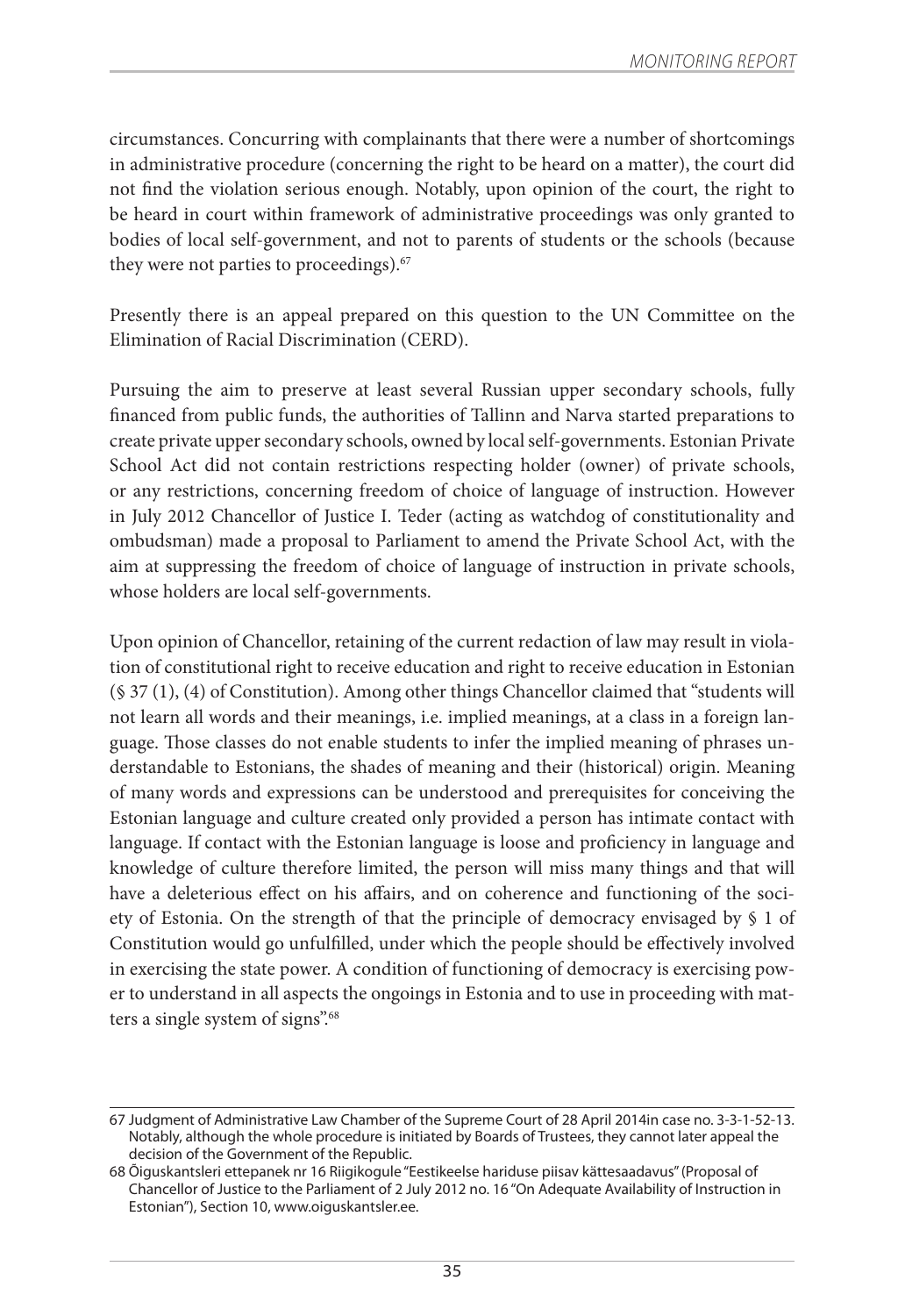circumstances. Concurring with complainants that there were a number of shortcomings in administrative procedure (concerning the right to be heard on a matter), the court did not find the violation serious enough. Notably, upon opinion of the court, the right to be heard in court within framework of administrative proceedings was only granted to bodies of local self-government, and not to parents of students or the schools (because they were not parties to proceedings).[67]

Presently there is an appeal prepared on this question to the UN Committee on the Elimination of Racial Discrimination (CERD).

Pursuing the aim to preserve at least several Russian upper secondary schools, fully financed from public funds, the authorities of Tallinn and Narva started preparations to create private upper secondary schools, owned by local self-governments. Estonian Private School Act did not contain restrictions respecting holder (owner) of private schools, or any restrictions, concerning freedom of choice of language of instruction. However in July 2012 Chancellor of Justice I. Teder (acting as watchdog of constitutionality and ombudsman) made a proposal to Parliament to amend the Private School Act, with the aim at suppressing the freedom of choice of language of instruction in private schools, whose holders are local self-governments.

Upon opinion of Chancellor, retaining of the current redaction of law may result in violation of constitutional right to receive education and right to receive education in Estonian (§ 37 (1), (4) of Constitution). Among other things Chancellor claimed that "students will not learn all words and their meanings, i.e. implied meanings, at a class in a foreign language. Those classes do not enable students to infer the implied meaning of phrases understandable to Estonians, the shades of meaning and their (historical) origin. Meaning of many words and expressions can be understood and prerequisites for conceiving the Estonian language and culture created only provided a person has intimate contact with language. If contact with the Estonian language is loose and proficiency in language and knowledge of culture therefore limited, the person will miss many things and that will have a deleterious effect on his affairs, and on coherence and functioning of the society of Estonia. On the strength of that the principle of democracy envisaged by § 1 of Constitution would go unfulfilled, under which the people should be effectively involved in exercising the state power. A condition of functioning of democracy is exercising power to understand in all aspects the ongoings in Estonia and to use in proceeding with matters a single system of signs".[68]

---

67 Judgment of Administrative Law Chamber of the Supreme Court of 28 April 2014in case no. 3-3-1-52-13. Notably, although the whole procedure is initiated by Boards of Trustees, they cannot later appeal the decision of the Government of the Republic.

68 Õiguskantsleri ettepanek nr 16 Riigikogule "Eestikeelse hariduse piisav kättesaadavus" (Proposal of Chancellor of Justice to the Parliament of 2 July 2012 no. 16 "On Adequate Availability of Instruction in Estonian"), Section 10, www.oiguskantsler.ee.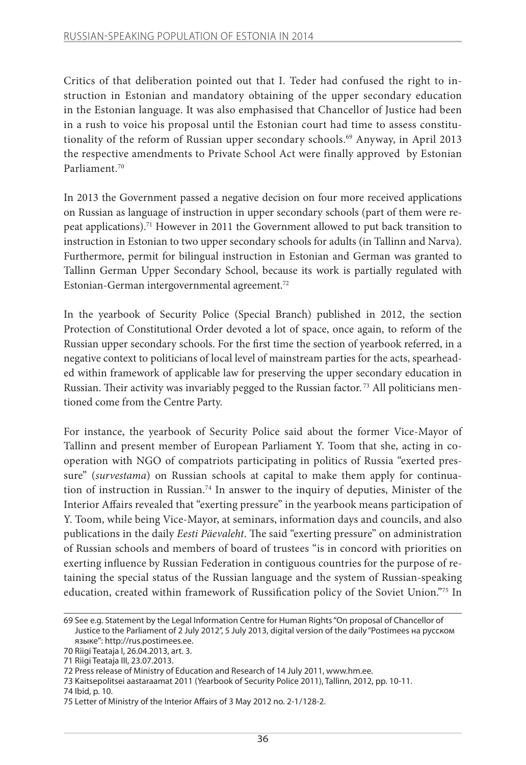Critics of that deliberation pointed out that I. Teder had confused the right to instruction in Estonian and mandatory obtaining of the upper secondary education in the Estonian language. It was also emphasised that Chancellor of Justice had been in a rush to voice his proposal until the Estonian court had time to assess constitutionality of the reform of Russian upper secondary schools.[69] Anyway, in April 2013 the respective amendments to Private School Act were finally approved by Estonian Parliament.[70]

In 2013 the Government passed a negative decision on four more received applications on Russian as language of instruction in upper secondary schools (part of them were repeat applications).[71] However in 2011 the Government allowed to put back transition to instruction in Estonian to two upper secondary schools for adults (in Tallinn and Narva). Furthermore, permit for bilingual instruction in Estonian and German was granted to Tallinn German Upper Secondary School, because its work is partially regulated with Estonian-German intergovernmental agreement.[72]

In the yearbook of Security Police (Special Branch) published in 2012, the section Protection of Constitutional Order devoted a lot of space, once again, to reform of the Russian upper secondary schools. For the first time the section of yearbook referred, in a negative context to politicians of local level of mainstream parties for the acts, spearheaded within framework of applicable law for preserving the upper secondary education in Russian. Their activity was invariably pegged to the Russian factor.[73] All politicians mentioned come from the Centre Party.

For instance, the yearbook of Security Police said about the former Vice-Mayor of Tallinn and present member of European Parliament Y. Toom that she, acting in cooperation with NGO of compatriots participating in politics of Russia "exerted pressure" (*survestama*) on Russian schools at capital to make them apply for continuation of instruction in Russian.[74] In answer to the inquiry of deputies, Minister of the Interior Affairs revealed that "exerting pressure" in the yearbook means participation of Y. Toom, while being Vice-Mayor, at seminars, information days and councils, and also publications in the daily *Eesti Päevaleht*. The said "exerting pressure" on administration of Russian schools and members of board of trustees "is in concord with priorities on exerting influence by Russian Federation in contiguous countries for the purpose of retaining the special status of the Russian language and the system of Russian-speaking education, created within framework of Russification policy of the Soviet Union."[75] In

---

69 See e.g. Statement by the Legal Information Centre for Human Rights "On proposal of Chancellor of Justice to the Parliament of 2 July 2012", 5 July 2013, digital version of the daily "Postimees на русском языке": http://rus.postimees.ee.

70 Riigi Teataja I, 26.04.2013, art. 3.

71 Riigi Teataja III, 23.07.2013.

72 Press release of Ministry of Education and Research of 14 July 2011, www.hm.ee.

73 Kaitsepolitsei aastaraamat 2011 (Yearbook of Security Police 2011), Tallinn, 2012, pp. 10-11.

74 Ibid, p. 10.

75 Letter of Ministry of the Interior Affairs of 3 May 2012 no. 2-1/128-2.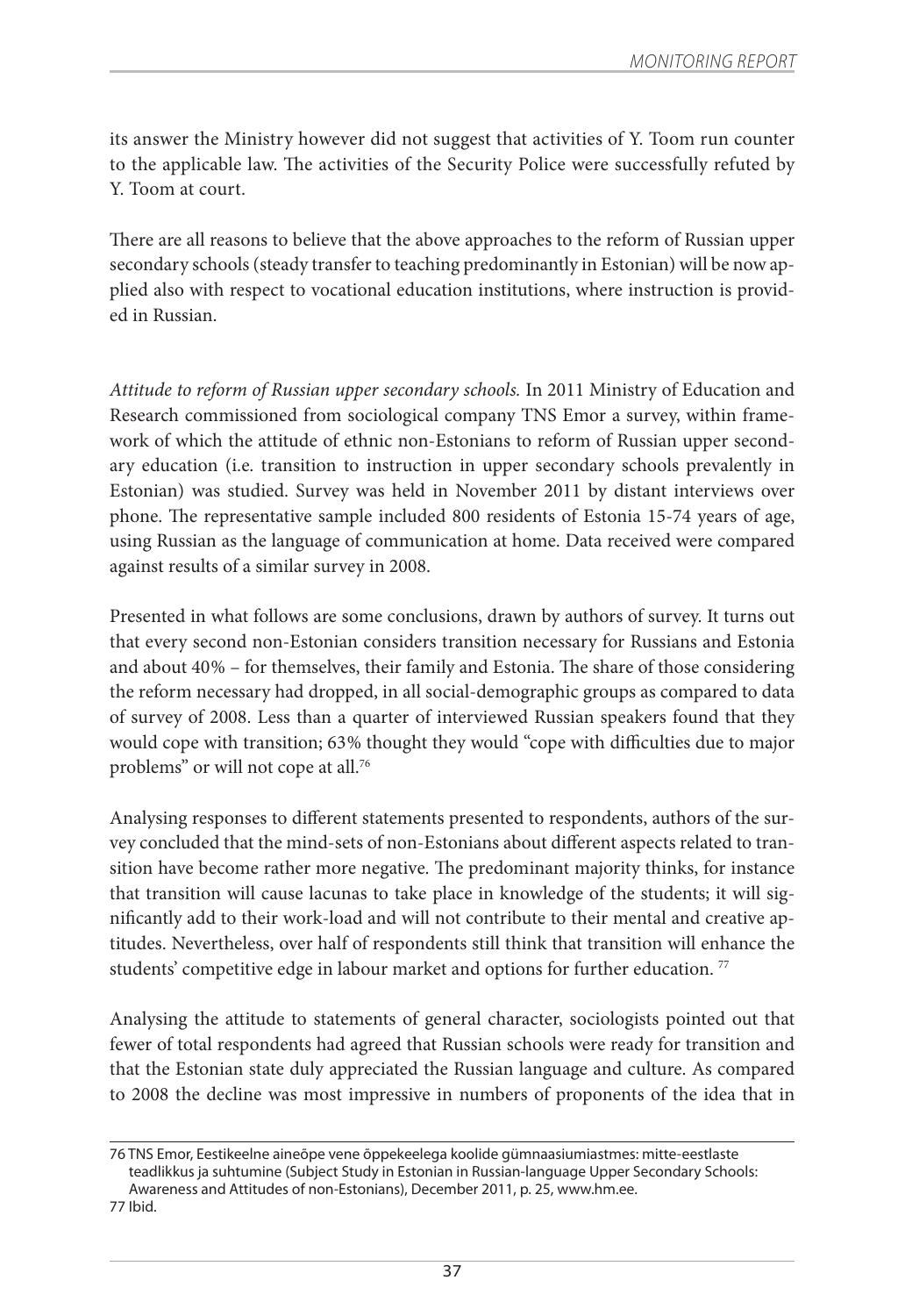its answer the Ministry however did not suggest that activities of Y. Toom run counter to the applicable law. The activities of the Security Police were successfully refuted by Y. Toom at court.

There are all reasons to believe that the above approaches to the reform of Russian upper secondary schools (steady transfer to teaching predominantly in Estonian) will be now applied also with respect to vocational education institutions, where instruction is provided in Russian.

*Attitude to reform of Russian upper secondary schools.* In 2011 Ministry of Education and Research commissioned from sociological company TNS Emor a survey, within framework of which the attitude of ethnic non-Estonians to reform of Russian upper secondary education (i.e. transition to instruction in upper secondary schools prevalently in Estonian) was studied. Survey was held in November 2011 by distant interviews over phone. The representative sample included 800 residents of Estonia 15-74 years of age, using Russian as the language of communication at home. Data received were compared against results of a similar survey in 2008.

Presented in what follows are some conclusions, drawn by authors of survey. It turns out that every second non-Estonian considers transition necessary for Russians and Estonia and about 40% – for themselves, their family and Estonia. The share of those considering the reform necessary had dropped, in all social-demographic groups as compared to data of survey of 2008. Less than a quarter of interviewed Russian speakers found that they would cope with transition; 63% thought they would "cope with difficulties due to major problems" or will not cope at all.[76]

Analysing responses to different statements presented to respondents, authors of the survey concluded that the mind-sets of non-Estonians about different aspects related to transition have become rather more negative. The predominant majority thinks, for instance that transition will cause lacunas to take place in knowledge of the students; it will significantly add to their work-load and will not contribute to their mental and creative aptitudes. Nevertheless, over half of respondents still think that transition will enhance the students' competitive edge in labour market and options for further education.[77]

Analysing the attitude to statements of general character, sociologists pointed out that fewer of total respondents had agreed that Russian schools were ready for transition and that the Estonian state duly appreciated the Russian language and culture. As compared to 2008 the decline was most impressive in numbers of proponents of the idea that in

---

76 TNS Emor, Eestikeelne aineõpe vene õppekeelega koolide gümnaasiumiastmes: mitte-eestlaste teadlikkus ja suhtumine (Subject Study in Estonian in Russian-language Upper Secondary Schools: Awareness and Attitudes of non-Estonians), December 2011, p. 25, www.hm.ee.

77 Ibid.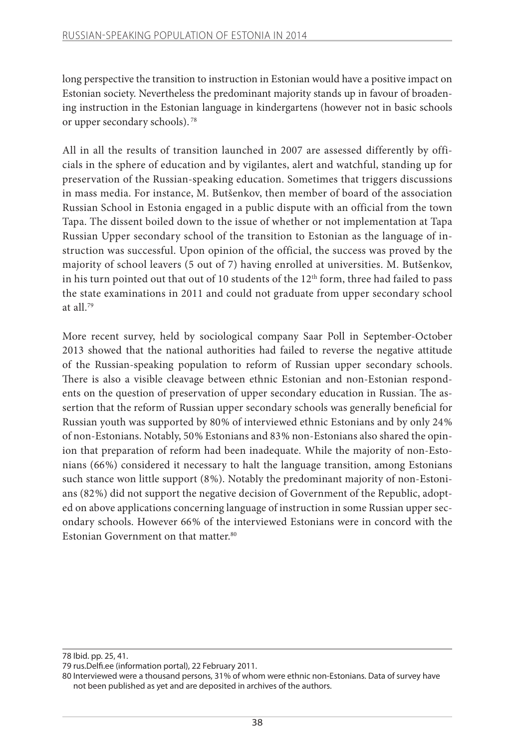long perspective the transition to instruction in Estonian would have a positive impact on Estonian society. Nevertheless the predominant majority stands up in favour of broadening instruction in the Estonian language in kindergartens (however not in basic schools or upper secondary schools).[78]

All in all the results of transition launched in 2007 are assessed differently by officials in the sphere of education and by vigilantes, alert and watchful, standing up for preservation of the Russian-speaking education. Sometimes that triggers discussions in mass media. For instance, M. Butšenkov, then member of board of the association Russian School in Estonia engaged in a public dispute with an official from the town Tapa. The dissent boiled down to the issue of whether or not implementation at Tapa Russian Upper secondary school of the transition to Estonian as the language of instruction was successful. Upon opinion of the official, the success was proved by the majority of school leavers (5 out of 7) having enrolled at universities. M. Butšenkov, in his turn pointed out that out of 10 students of the 12th form, three had failed to pass the state examinations in 2011 and could not graduate from upper secondary school at all.[79]

More recent survey, held by sociological company Saar Poll in September-October 2013 showed that the national authorities had failed to reverse the negative attitude of the Russian-speaking population to reform of Russian upper secondary schools. There is also a visible cleavage between ethnic Estonian and non-Estonian respondents on the question of preservation of upper secondary education in Russian. The assertion that the reform of Russian upper secondary schools was generally beneficial for Russian youth was supported by 80% of interviewed ethnic Estonians and by only 24% of non-Estonians. Notably, 50% Estonians and 83% non-Estonians also shared the opinion that preparation of reform had been inadequate. While the majority of non-Estonians (66%) considered it necessary to halt the language transition, among Estonians such stance won little support (8%). Notably the predominant majority of non-Estonians (82%) did not support the negative decision of Government of the Republic, adopted on above applications concerning language of instruction in some Russian upper secondary schools. However 66% of the interviewed Estonians were in concord with the Estonian Government on that matter.[80]

---

78 Ibid. pp. 25, 41.

79 rus.Delfi.ee (information portal), 22 February 2011.

80 Interviewed were a thousand persons, 31% of whom were ethnic non-Estonians. Data of survey have not been published as yet and are deposited in archives of the authors.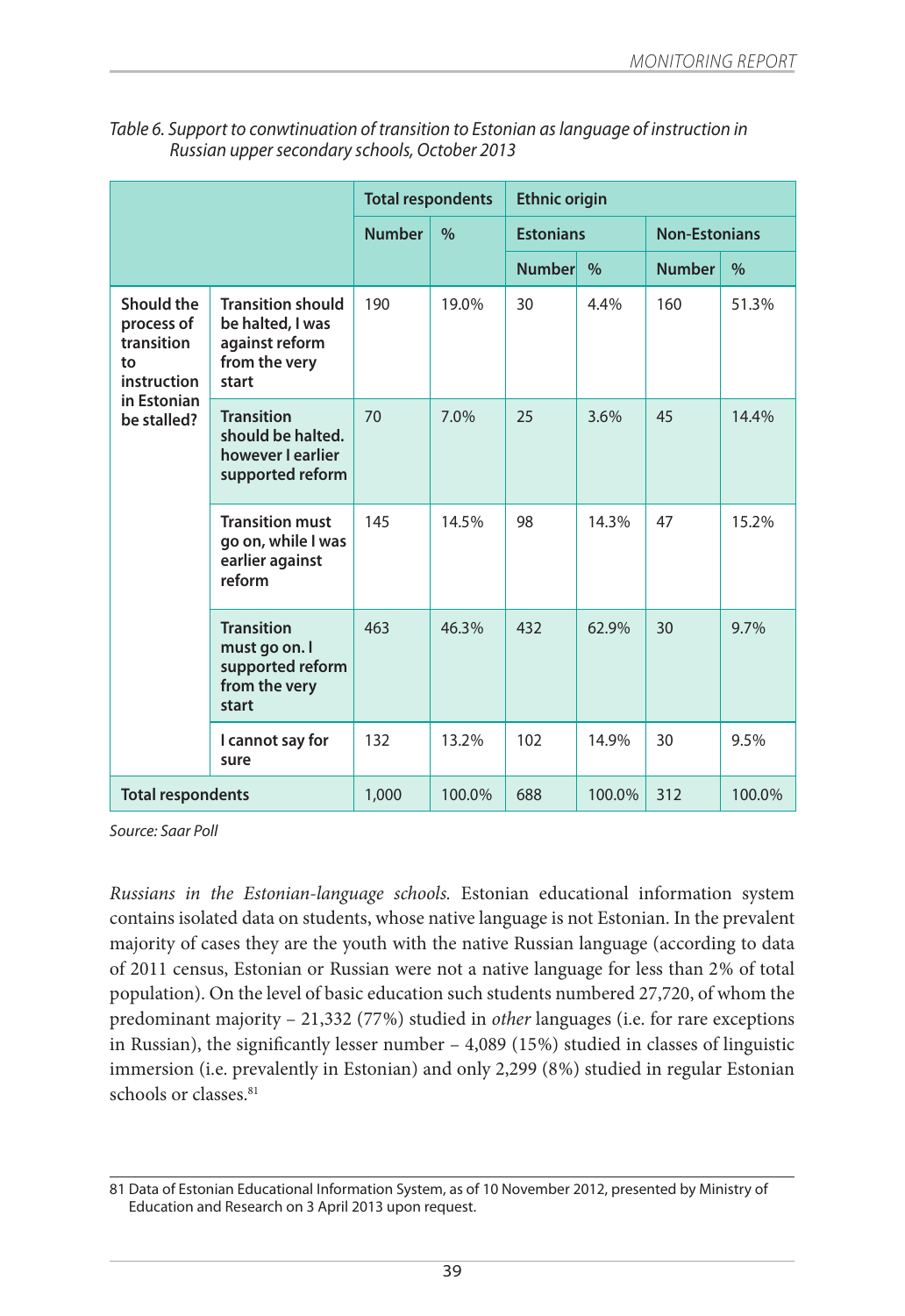*Table 6. Support to conwtinuation of transition to Estonian as language of instruction in Russian upper secondary schools, October 2013*

| | | Total respondents | | Ethnic origin | | | |
|---|---|---|---|---|---|---|---|
| | | | | Estonians | | Non-Estonians | |
| | | Number | % | Number | % | Number | % |
| Should the process of transition to instruction in Estonian be stalled? | Transition should be halted, I was against reform from the very start | 190 | 19.0% | 30 | 4.4% | 160 | 51.3% |
| | Transition should be halted. however I earlier supported reform | 70 | 7.0% | 25 | 3.6% | 45 | 14.4% |
| | Transition must go on, while I was earlier against reform | 145 | 14.5% | 98 | 14.3% | 47 | 15.2% |
| | Transition must go on. I supported reform from the very start | 463 | 46.3% | 432 | 62.9% | 30 | 9.7% |
| | I cannot say for sure | 132 | 13.2% | 102 | 14.9% | 30 | 9.5% |
| Total respondents | | 1,000 | 100.0% | 688 | 100.0% | 312 | 100.0% |

*Source: Saar Poll*

*Russians in the Estonian-language schools.* Estonian educational information system contains isolated data on students, whose native language is not Estonian. In the prevalent majority of cases they are the youth with the native Russian language (according to data of 2011 census, Estonian or Russian were not a native language for less than 2% of total population). On the level of basic education such students numbered 27,720, of whom the predominant majority – 21,332 (77%) studied in *other* languages (i.e. for rare exceptions in Russian), the significantly lesser number – 4,089 (15%) studied in classes of linguistic immersion (i.e. prevalently in Estonian) and only 2,299 (8%) studied in regular Estonian schools or classes.[81]

81 Data of Estonian Educational Information System, as of 10 November 2012, presented by Ministry of Education and Research on 3 April 2013 upon request.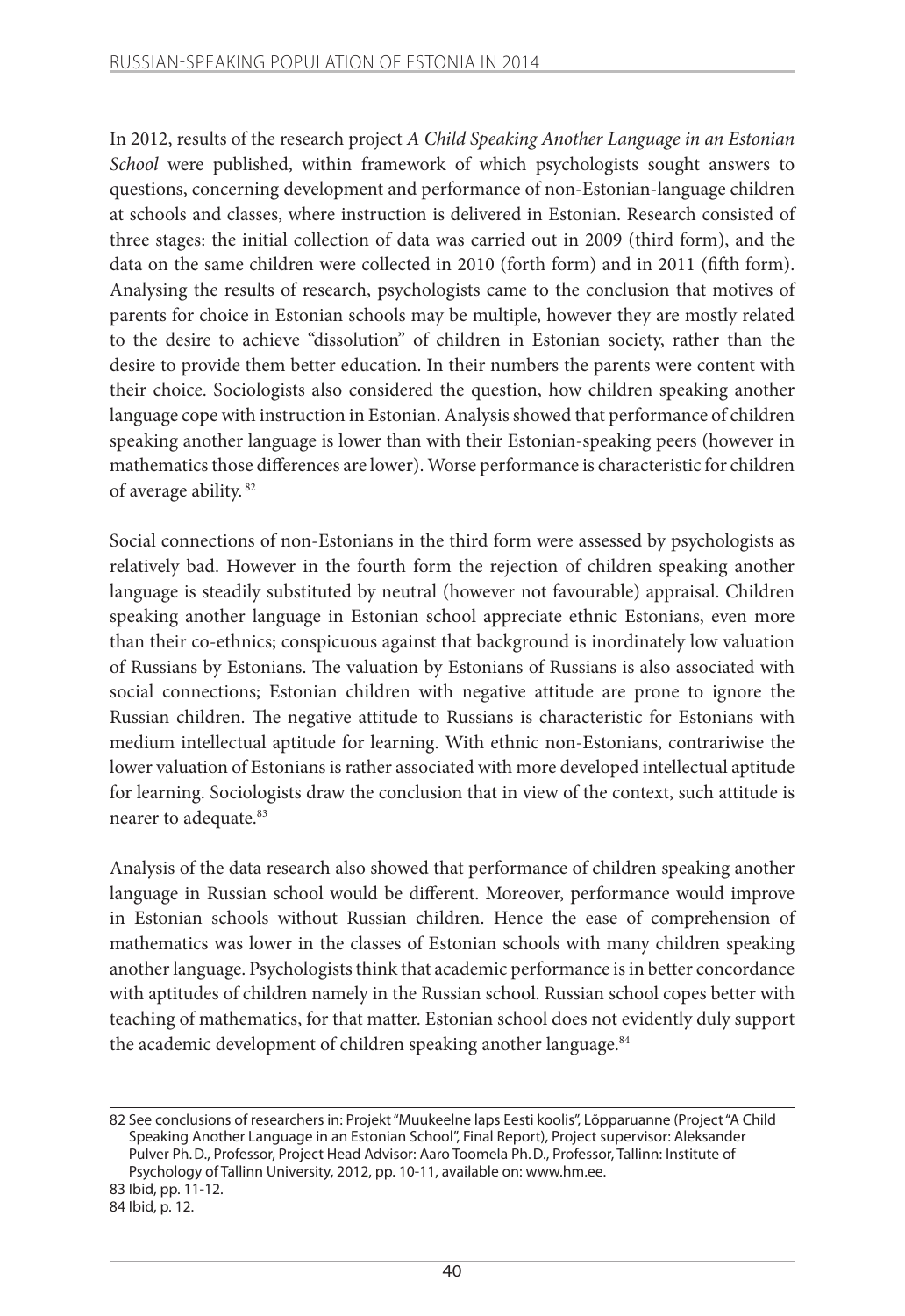In 2012, results of the research project *A Child Speaking Another Language in an Estonian School* were published, within framework of which psychologists sought answers to questions, concerning development and performance of non-Estonian-language children at schools and classes, where instruction is delivered in Estonian. Research consisted of three stages: the initial collection of data was carried out in 2009 (third form), and the data on the same children were collected in 2010 (forth form) and in 2011 (fifth form). Analysing the results of research, psychologists came to the conclusion that motives of parents for choice in Estonian schools may be multiple, however they are mostly related to the desire to achieve "dissolution" of children in Estonian society, rather than the desire to provide them better education. In their numbers the parents were content with their choice. Sociologists also considered the question, how children speaking another language cope with instruction in Estonian. Analysis showed that performance of children speaking another language is lower than with their Estonian-speaking peers (however in mathematics those differences are lower). Worse performance is characteristic for children of average ability. [82]

Social connections of non-Estonians in the third form were assessed by psychologists as relatively bad. However in the fourth form the rejection of children speaking another language is steadily substituted by neutral (however not favourable) appraisal. Children speaking another language in Estonian school appreciate ethnic Estonians, even more than their co-ethnics; conspicuous against that background is inordinately low valuation of Russians by Estonians. The valuation by Estonians of Russians is also associated with social connections; Estonian children with negative attitude are prone to ignore the Russian children. The negative attitude to Russians is characteristic for Estonians with medium intellectual aptitude for learning. With ethnic non-Estonians, contrariwise the lower valuation of Estonians is rather associated with more developed intellectual aptitude for learning. Sociologists draw the conclusion that in view of the context, such attitude is nearer to adequate.[83]

Analysis of the data research also showed that performance of children speaking another language in Russian school would be different. Moreover, performance would improve in Estonian schools without Russian children. Hence the ease of comprehension of mathematics was lower in the classes of Estonian schools with many children speaking another language. Psychologists think that academic performance is in better concordance with aptitudes of children namely in the Russian school. Russian school copes better with teaching of mathematics, for that matter. Estonian school does not evidently duly support the academic development of children speaking another language.[84]

---

82 See conclusions of researchers in: Projekt "Muukeelne laps Eesti koolis", Lõpparuanne (Project "A Child Speaking Another Language in an Estonian School", Final Report), Project supervisor: Aleksander Pulver Ph. D., Professor, Project Head Advisor: Aaro Toomela Ph. D., Professor, Tallinn: Institute of Psychology of Tallinn University, 2012, pp. 10-11, available on: www.hm.ee.

83 Ibid, pp. 11-12.

84 Ibid, p. 12.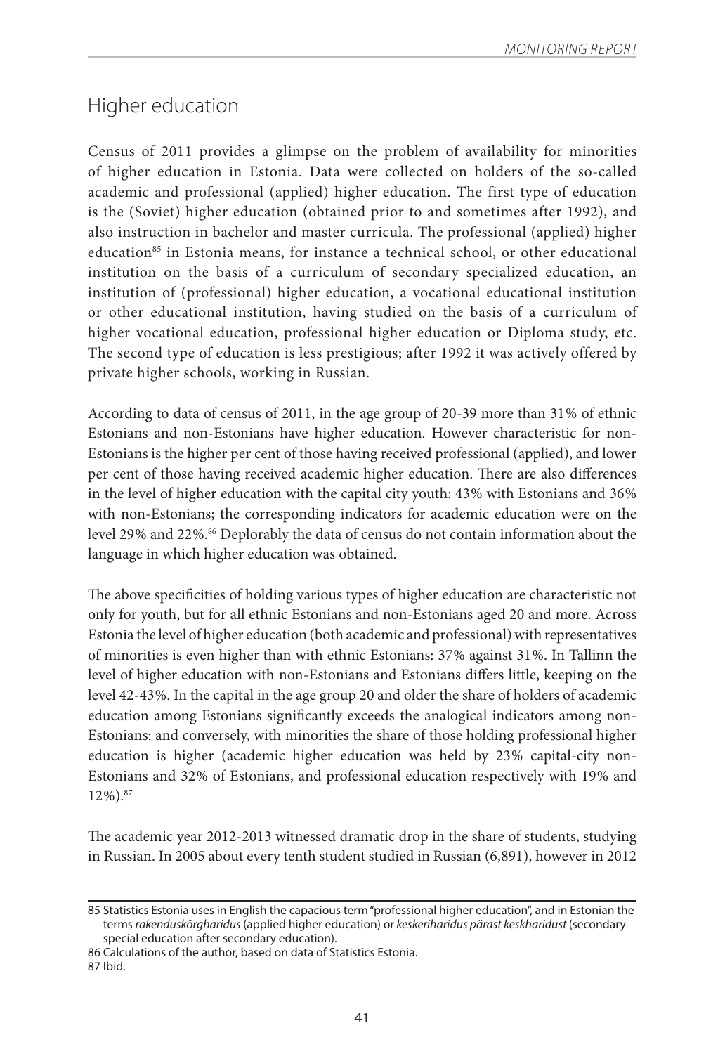## Higher education

Census of 2011 provides a glimpse on the problem of availability for minorities of higher education in Estonia. Data were collected on holders of the so-called academic and professional (applied) higher education. The first type of education is the (Soviet) higher education (obtained prior to and sometimes after 1992), and also instruction in bachelor and master curricula. The professional (applied) higher education[85] in Estonia means, for instance a technical school, or other educational institution on the basis of a curriculum of secondary specialized education, an institution of (professional) higher education, a vocational educational institution or other educational institution, having studied on the basis of a curriculum of higher vocational education, professional higher education or Diploma study, etc. The second type of education is less prestigious; after 1992 it was actively offered by private higher schools, working in Russian.

According to data of census of 2011, in the age group of 20-39 more than 31% of ethnic Estonians and non-Estonians have higher education. However characteristic for non-Estonians is the higher per cent of those having received professional (applied), and lower per cent of those having received academic higher education. There are also differences in the level of higher education with the capital city youth: 43% with Estonians and 36% with non-Estonians; the corresponding indicators for academic education were on the level 29% and 22%.[86] Deplorably the data of census do not contain information about the language in which higher education was obtained.

The above specificities of holding various types of higher education are characteristic not only for youth, but for all ethnic Estonians and non-Estonians aged 20 and more. Across Estonia the level of higher education (both academic and professional) with representatives of minorities is even higher than with ethnic Estonians: 37% against 31%. In Tallinn the level of higher education with non-Estonians and Estonians differs little, keeping on the level 42-43%. In the capital in the age group 20 and older the share of holders of academic education among Estonians significantly exceeds the analogical indicators among non-Estonians: and conversely, with minorities the share of those holding professional higher education is higher (academic higher education was held by 23% capital-city non-Estonians and 32% of Estonians, and professional education respectively with 19% and 12%).[87]

The academic year 2012-2013 witnessed dramatic drop in the share of students, studying in Russian. In 2005 about every tenth student studied in Russian (6,891), however in 2012

---

85 Statistics Estonia uses in English the capacious term "professional higher education", and in Estonian the terms *rakenduskõrgharidus* (applied higher education) or *keskeriharidus pärast keskharidust* (secondary special education after secondary education).

86 Calculations of the author, based on data of Statistics Estonia.

87 Ibid.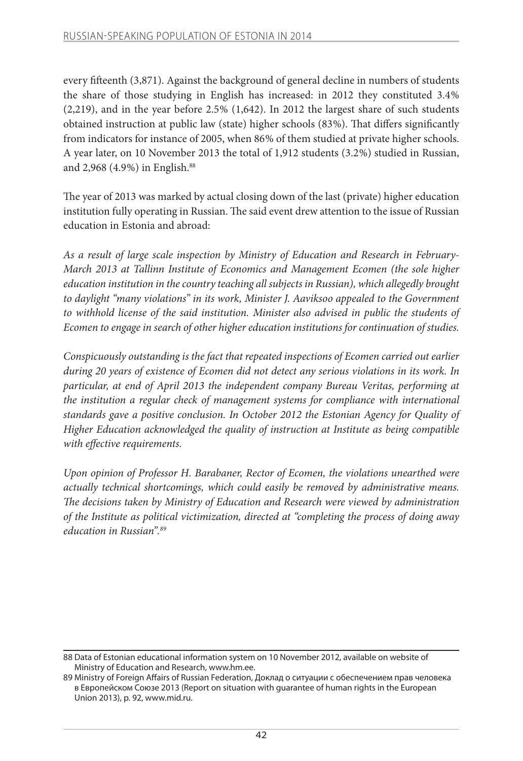every fifteenth (3,871). Against the background of general decline in numbers of students the share of those studying in English has increased: in 2012 they constituted 3.4% (2,219), and in the year before 2.5% (1,642). In 2012 the largest share of such students obtained instruction at public law (state) higher schools (83%). That differs significantly from indicators for instance of 2005, when 86% of them studied at private higher schools. A year later, on 10 November 2013 the total of 1,912 students (3.2%) studied in Russian, and 2,968 (4.9%) in English.[88]

The year of 2013 was marked by actual closing down of the last (private) higher education institution fully operating in Russian. The said event drew attention to the issue of Russian education in Estonia and abroad:

*As a result of large scale inspection by Ministry of Education and Research in February-March 2013 at Tallinn Institute of Economics and Management Ecomen (the sole higher education institution in the country teaching all subjects in Russian), which allegedly brought to daylight "many violations" in its work, Minister J. Aaviksoo appealed to the Government to withhold license of the said institution. Minister also advised in public the students of Ecomen to engage in search of other higher education institutions for continuation of studies.*

*Conspicuously outstanding is the fact that repeated inspections of Ecomen carried out earlier during 20 years of existence of Ecomen did not detect any serious violations in its work. In particular, at end of April 2013 the independent company Bureau Veritas, performing at the institution a regular check of management systems for compliance with international standards gave a positive conclusion. In October 2012 the Estonian Agency for Quality of Higher Education acknowledged the quality of instruction at Institute as being compatible with effective requirements.*

*Upon opinion of Professor H. Barabaner, Rector of Ecomen, the violations unearthed were actually technical shortcomings, which could easily be removed by administrative means. The decisions taken by Ministry of Education and Research were viewed by administration of the Institute as political victimization, directed at "completing the process of doing away education in Russian".*[89]

---

88 Data of Estonian educational information system on 10 November 2012, available on website of Ministry of Education and Research, www.hm.ee.

89 Ministry of Foreign Affairs of Russian Federation, Доклад о ситуации с обеспечением прав человека в Европейском Союзе 2013 (Report on situation with guarantee of human rights in the European Union 2013), p. 92, www.mid.ru.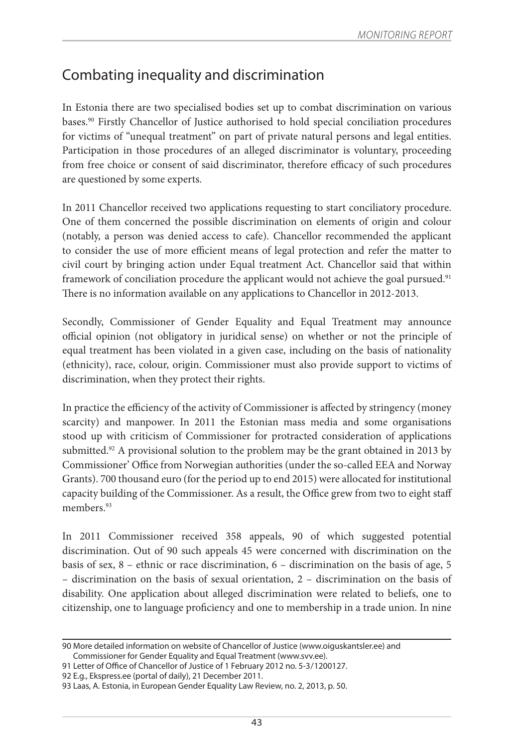## Combating inequality and discrimination

In Estonia there are two specialised bodies set up to combat discrimination on various bases.[90] Firstly Chancellor of Justice authorised to hold special conciliation procedures for victims of "unequal treatment" on part of private natural persons and legal entities. Participation in those procedures of an alleged discriminator is voluntary, proceeding from free choice or consent of said discriminator, therefore efficacy of such procedures are questioned by some experts.

In 2011 Chancellor received two applications requesting to start conciliatory procedure. One of them concerned the possible discrimination on elements of origin and colour (notably, a person was denied access to cafe). Chancellor recommended the applicant to consider the use of more efficient means of legal protection and refer the matter to civil court by bringing action under Equal treatment Act. Chancellor said that within framework of conciliation procedure the applicant would not achieve the goal pursued.[91] There is no information available on any applications to Chancellor in 2012-2013.

Secondly, Commissioner of Gender Equality and Equal Treatment may announce official opinion (not obligatory in juridical sense) on whether or not the principle of equal treatment has been violated in a given case, including on the basis of nationality (ethnicity), race, colour, origin. Commissioner must also provide support to victims of discrimination, when they protect their rights.

In practice the efficiency of the activity of Commissioner is affected by stringency (money scarcity) and manpower. In 2011 the Estonian mass media and some organisations stood up with criticism of Commissioner for protracted consideration of applications submitted.[92] A provisional solution to the problem may be the grant obtained in 2013 by Commissioner' Office from Norwegian authorities (under the so-called EEA and Norway Grants). 700 thousand euro (for the period up to end 2015) were allocated for institutional capacity building of the Commissioner. As a result, the Office grew from two to eight staff members.[93]

In 2011 Commissioner received 358 appeals, 90 of which suggested potential discrimination. Out of 90 such appeals 45 were concerned with discrimination on the basis of sex, 8 – ethnic or race discrimination, 6 – discrimination on the basis of age, 5 – discrimination on the basis of sexual orientation, 2 – discrimination on the basis of disability. One application about alleged discrimination were related to beliefs, one to citizenship, one to language proficiency and one to membership in a trade union. In nine

---

90 More detailed information on website of Chancellor of Justice (www.oiguskantsler.ee) and Commissioner for Gender Equality and Equal Treatment (www.svv.ee).

91 Letter of Office of Chancellor of Justice of 1 February 2012 no. 5-3/1200127.

92 E.g., Ekspress.ee (portal of daily), 21 December 2011.

93 Laas, A. Estonia, in European Gender Equality Law Review, no. 2, 2013, p. 50.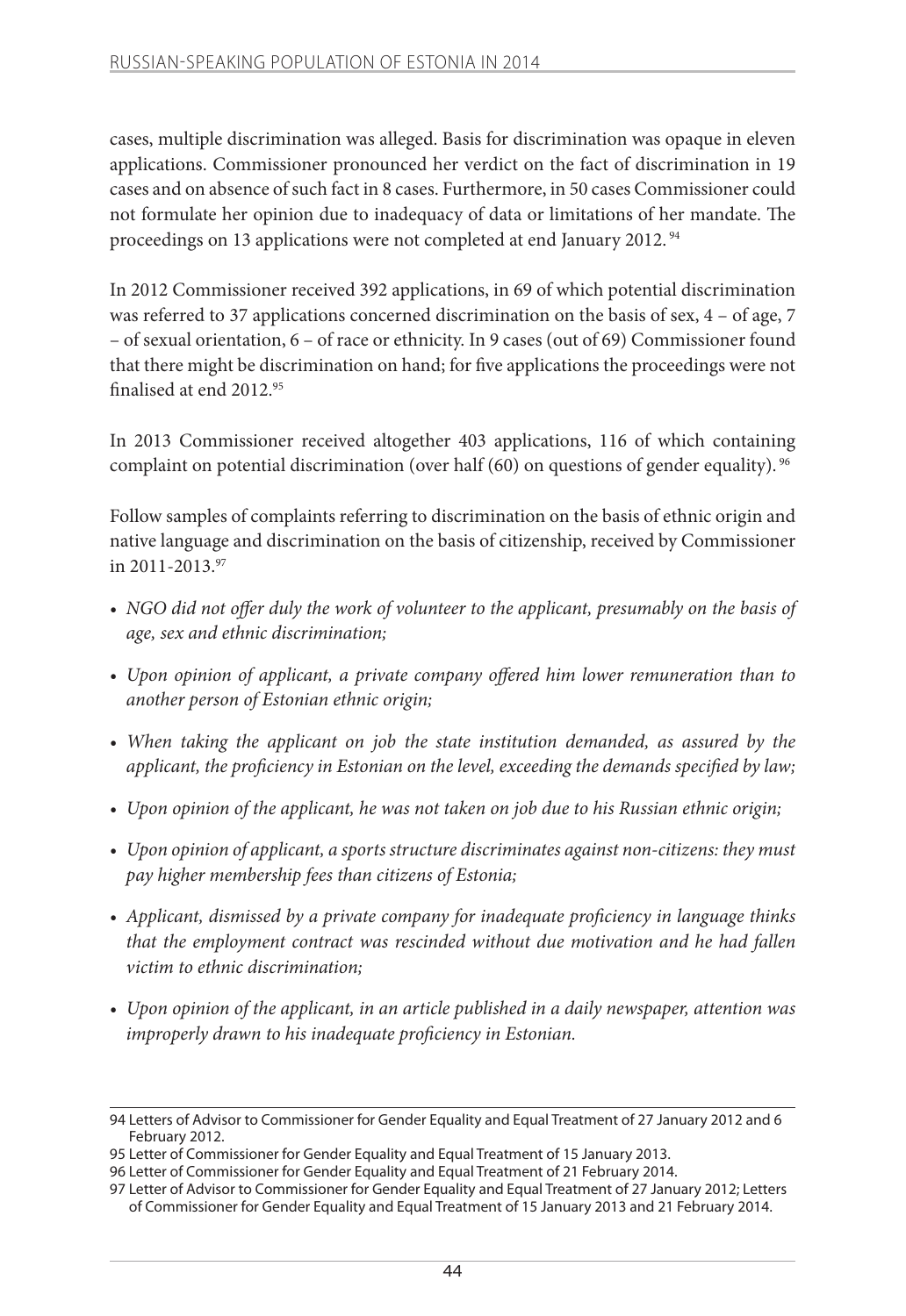cases, multiple discrimination was alleged. Basis for discrimination was opaque in eleven applications. Commissioner pronounced her verdict on the fact of discrimination in 19 cases and on absence of such fact in 8 cases. Furthermore, in 50 cases Commissioner could not formulate her opinion due to inadequacy of data or limitations of her mandate. The proceedings on 13 applications were not completed at end January 2012. [94]

In 2012 Commissioner received 392 applications, in 69 of which potential discrimination was referred to 37 applications concerned discrimination on the basis of sex, 4 – of age, 7 – of sexual orientation, 6 – of race or ethnicity. In 9 cases (out of 69) Commissioner found that there might be discrimination on hand; for five applications the proceedings were not finalised at end 2012.[95]

In 2013 Commissioner received altogether 403 applications, 116 of which containing complaint on potential discrimination (over half (60) on questions of gender equality). [96]

Follow samples of complaints referring to discrimination on the basis of ethnic origin and native language and discrimination on the basis of citizenship, received by Commissioner in 2011-2013.[97]

- *NGO did not offer duly the work of volunteer to the applicant, presumably on the basis of age, sex and ethnic discrimination;*
- *Upon opinion of applicant, a private company offered him lower remuneration than to another person of Estonian ethnic origin;*
- *When taking the applicant on job the state institution demanded, as assured by the applicant, the proficiency in Estonian on the level, exceeding the demands specified by law;*
- *Upon opinion of the applicant, he was not taken on job due to his Russian ethnic origin;*
- *Upon opinion of applicant, a sports structure discriminates against non-citizens: they must pay higher membership fees than citizens of Estonia;*
- *Applicant, dismissed by a private company for inadequate proficiency in language thinks that the employment contract was rescinded without due motivation and he had fallen victim to ethnic discrimination;*
- *Upon opinion of the applicant, in an article published in a daily newspaper, attention was improperly drawn to his inadequate proficiency in Estonian.*

---

94 Letters of Advisor to Commissioner for Gender Equality and Equal Treatment of 27 January 2012 and 6 February 2012.

95 Letter of Commissioner for Gender Equality and Equal Treatment of 15 January 2013.

96 Letter of Commissioner for Gender Equality and Equal Treatment of 21 February 2014.

97 Letter of Advisor to Commissioner for Gender Equality and Equal Treatment of 27 January 2012; Letters of Commissioner for Gender Equality and Equal Treatment of 15 January 2013 and 21 February 2014.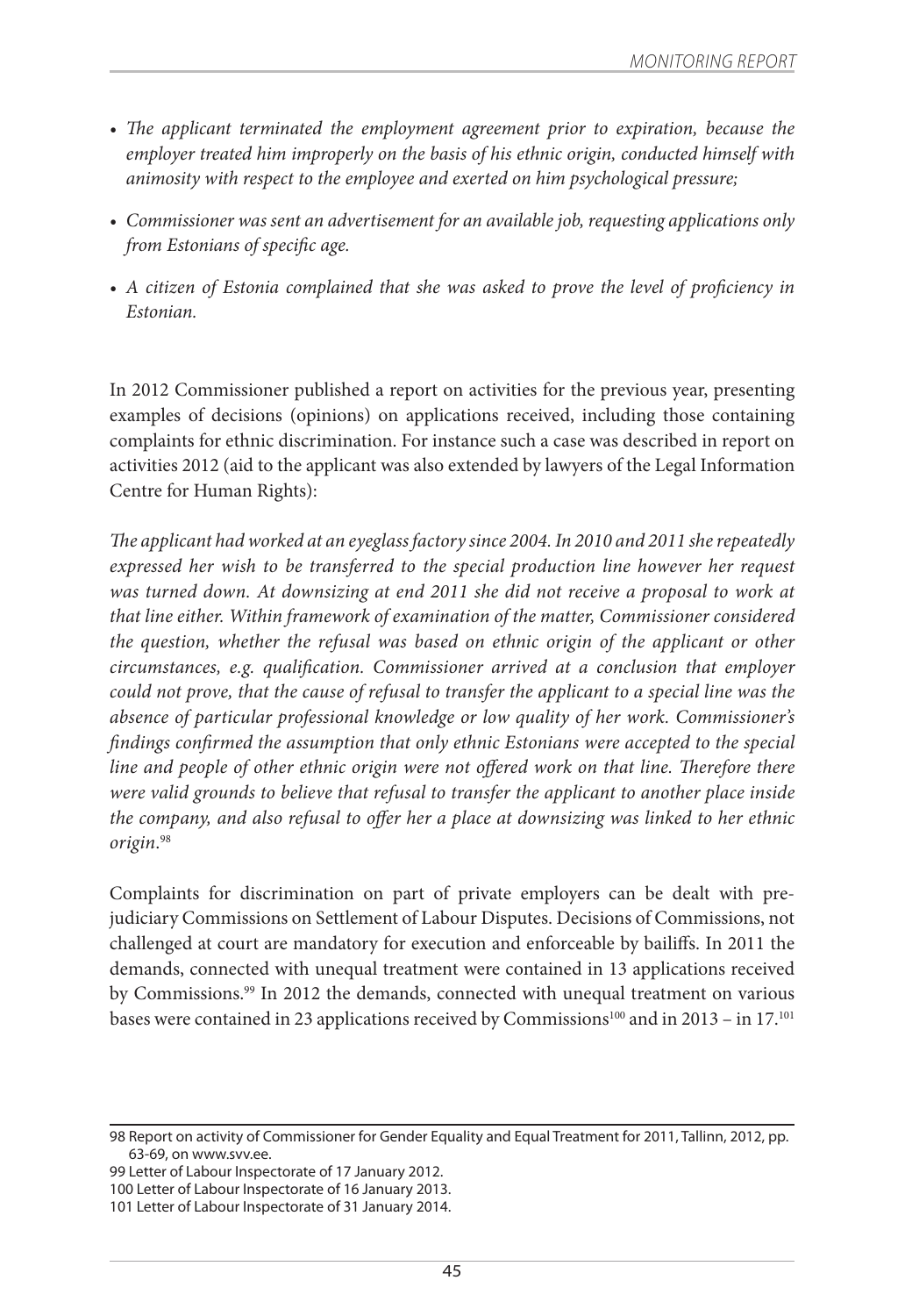- *The applicant terminated the employment agreement prior to expiration, because the employer treated him improperly on the basis of his ethnic origin, conducted himself with animosity with respect to the employee and exerted on him psychological pressure;*

- *Commissioner was sent an advertisement for an available job, requesting applications only from Estonians of specific age.*

- *A citizen of Estonia complained that she was asked to prove the level of proficiency in Estonian.*

In 2012 Commissioner published a report on activities for the previous year, presenting examples of decisions (opinions) on applications received, including those containing complaints for ethnic discrimination. For instance such a case was described in report on activities 2012 (aid to the applicant was also extended by lawyers of the Legal Information Centre for Human Rights):

*The applicant had worked at an eyeglass factory since 2004. In 2010 and 2011 she repeatedly expressed her wish to be transferred to the special production line however her request was turned down. At downsizing at end 2011 she did not receive a proposal to work at that line either. Within framework of examination of the matter, Commissioner considered the question, whether the refusal was based on ethnic origin of the applicant or other circumstances, e.g. qualification. Commissioner arrived at a conclusion that employer could not prove, that the cause of refusal to transfer the applicant to a special line was the absence of particular professional knowledge or low quality of her work. Commissioner's findings confirmed the assumption that only ethnic Estonians were accepted to the special line and people of other ethnic origin were not offered work on that line. Therefore there were valid grounds to believe that refusal to transfer the applicant to another place inside the company, and also refusal to offer her a place at downsizing was linked to her ethnic origin.*[98]

Complaints for discrimination on part of private employers can be dealt with pre-judiciary Commissions on Settlement of Labour Disputes. Decisions of Commissions, not challenged at court are mandatory for execution and enforceable by bailiffs. In 2011 the demands, connected with unequal treatment were contained in 13 applications received by Commissions.[99] In 2012 the demands, connected with unequal treatment on various bases were contained in 23 applications received by Commissions[100] and in 2013 – in 17.[101]

---

98 Report on activity of Commissioner for Gender Equality and Equal Treatment for 2011, Tallinn, 2012, pp. 63-69, on www.svv.ee.

99 Letter of Labour Inspectorate of 17 January 2012.

100 Letter of Labour Inspectorate of 16 January 2013.

101 Letter of Labour Inspectorate of 31 January 2014.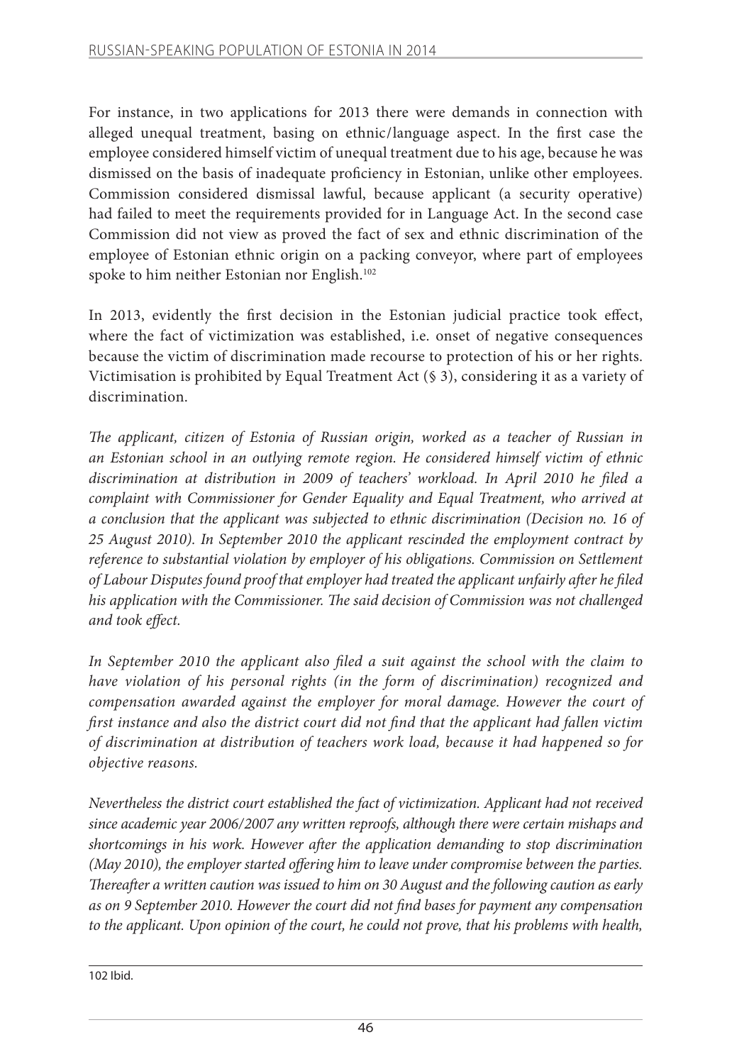For instance, in two applications for 2013 there were demands in connection with alleged unequal treatment, basing on ethnic/language aspect. In the first case the employee considered himself victim of unequal treatment due to his age, because he was dismissed on the basis of inadequate proficiency in Estonian, unlike other employees. Commission considered dismissal lawful, because applicant (a security operative) had failed to meet the requirements provided for in Language Act. In the second case Commission did not view as proved the fact of sex and ethnic discrimination of the employee of Estonian ethnic origin on a packing conveyor, where part of employees spoke to him neither Estonian nor English.[102]

In 2013, evidently the first decision in the Estonian judicial practice took effect, where the fact of victimization was established, i.e. onset of negative consequences because the victim of discrimination made recourse to protection of his or her rights. Victimisation is prohibited by Equal Treatment Act (§ 3), considering it as a variety of discrimination.

*The applicant, citizen of Estonia of Russian origin, worked as a teacher of Russian in an Estonian school in an outlying remote region. He considered himself victim of ethnic discrimination at distribution in 2009 of teachers' workload. In April 2010 he filed a complaint with Commissioner for Gender Equality and Equal Treatment, who arrived at a conclusion that the applicant was subjected to ethnic discrimination (Decision no. 16 of 25 August 2010). In September 2010 the applicant rescinded the employment contract by reference to substantial violation by employer of his obligations. Commission on Settlement of Labour Disputes found proof that employer had treated the applicant unfairly after he filed his application with the Commissioner. The said decision of Commission was not challenged and took effect.*

*In September 2010 the applicant also filed a suit against the school with the claim to have violation of his personal rights (in the form of discrimination) recognized and compensation awarded against the employer for moral damage. However the court of first instance and also the district court did not find that the applicant had fallen victim of discrimination at distribution of teachers work load, because it had happened so for objective reasons.*

*Nevertheless the district court established the fact of victimization. Applicant had not received since academic year 2006/2007 any written reproofs, although there were certain mishaps and shortcomings in his work. However after the application demanding to stop discrimination (May 2010), the employer started offering him to leave under compromise between the parties. Thereafter a written caution was issued to him on 30 August and the following caution as early as on 9 September 2010. However the court did not find bases for payment any compensation to the applicant. Upon opinion of the court, he could not prove, that his problems with health,*

---

102 Ibid.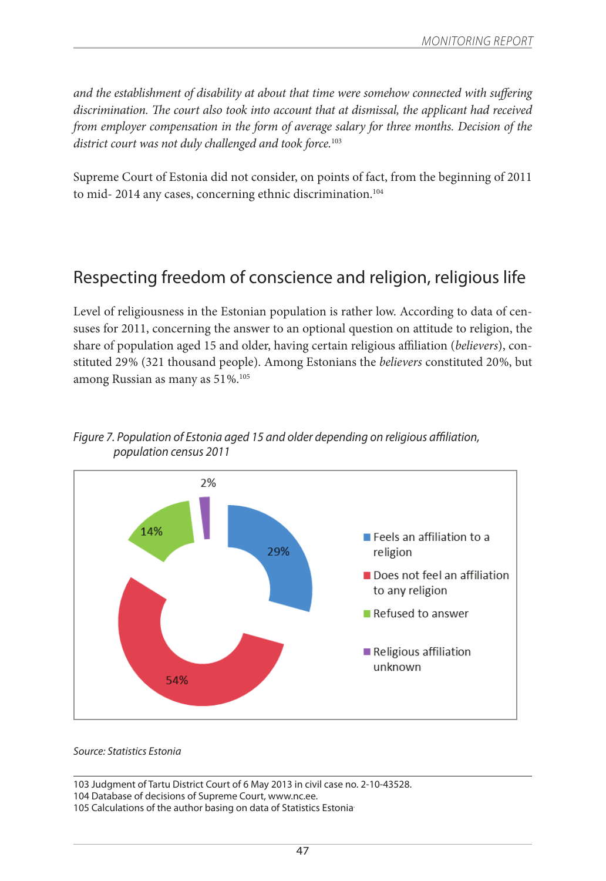*and the establishment of disability at about that time were somehow connected with suffering discrimination. The court also took into account that at dismissal, the applicant had received from employer compensation in the form of average salary for three months. Decision of the district court was not duly challenged and took force.*[103]

Supreme Court of Estonia did not consider, on points of fact, from the beginning of 2011 to mid- 2014 any cases, concerning ethnic discrimination.[104]

## Respecting freedom of conscience and religion, religious life

Level of religiousness in the Estonian population is rather low. According to data of censuses for 2011, concerning the answer to an optional question on attitude to religion, the share of population aged 15 and older, having certain religious affiliation (*believers*), constituted 29% (321 thousand people). Among Estonians the *believers* constituted 20%, but among Russian as many as 51%.[105]

*Figure 7. Population of Estonia aged 15 and older depending on religious affiliation, population census 2011*

| Category | Share |
|---|---|
| Feels an affiliation to a religion | 29% |
| Does not feel an affiliation to any religion | 54% |
| Refused to answer | 14% |
| Religious affiliation unknown | 2% |

*Source: Statistics Estonia*

---

103 Judgment of Tartu District Court of 6 May 2013 in civil case no. 2-10-43528.
104 Database of decisions of Supreme Court, www.nc.ee.
105 Calculations of the author basing on data of Statistics Estonia.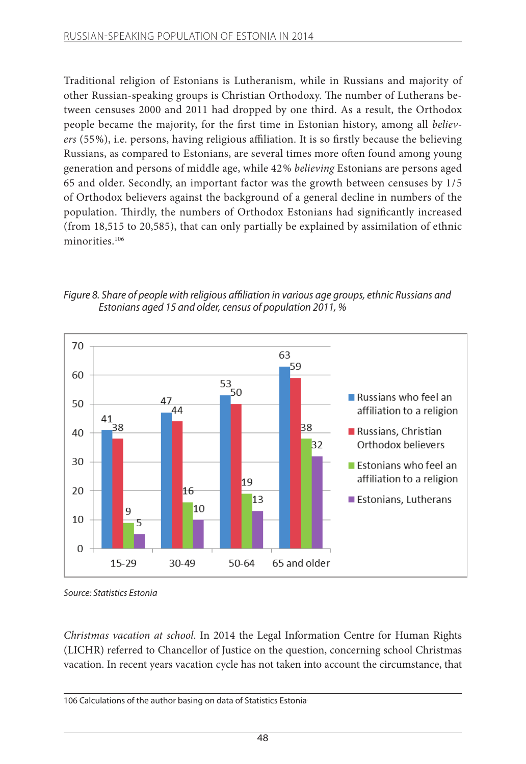Traditional religion of Estonians is Lutheranism, while in Russians and majority of other Russian-speaking groups is Christian Orthodoxy. The number of Lutherans between censuses 2000 and 2011 had dropped by one third. As a result, the Orthodox people became the majority, for the first time in Estonian history, among all *believers* (55%), i.e. persons, having religious affiliation. It is so firstly because the believing Russians, as compared to Estonians, are several times more often found among young generation and persons of middle age, while 42% *believing* Estonians are persons aged 65 and older. Secondly, an important factor was the growth between censuses by 1/5 of Orthodox believers against the background of a general decline in numbers of the population. Thirdly, the numbers of Orthodox Estonians had significantly increased (from 18,515 to 20,585), that can only partially be explained by assimilation of ethnic minorities.[106]

*Figure 8. Share of people with religious affiliation in various age groups, ethnic Russians and Estonians aged 15 and older, census of population 2011, %*

| | 15-29 | 30-49 | 50-64 | 65 and older |
|---|---|---|---|---|
| Russians who feel an affiliation to a religion | 41 | 47 | 53 | 63 |
| Russians, Christian Orthodox believers | 38 | 44 | 50 | 59 |
| Estonians who feel an affiliation to a religion | 9 | 16 | 19 | 38 |
| Estonians, Lutherans | 5 | 10 | 13 | 32 |

*Source: Statistics Estonia*

*Christmas vacation at school.* In 2014 the Legal Information Centre for Human Rights (LICHR) referred to Chancellor of Justice on the question, concerning school Christmas vacation. In recent years vacation cycle has not taken into account the circumstance, that

---

106 Calculations of the author basing on data of Statistics Estonia.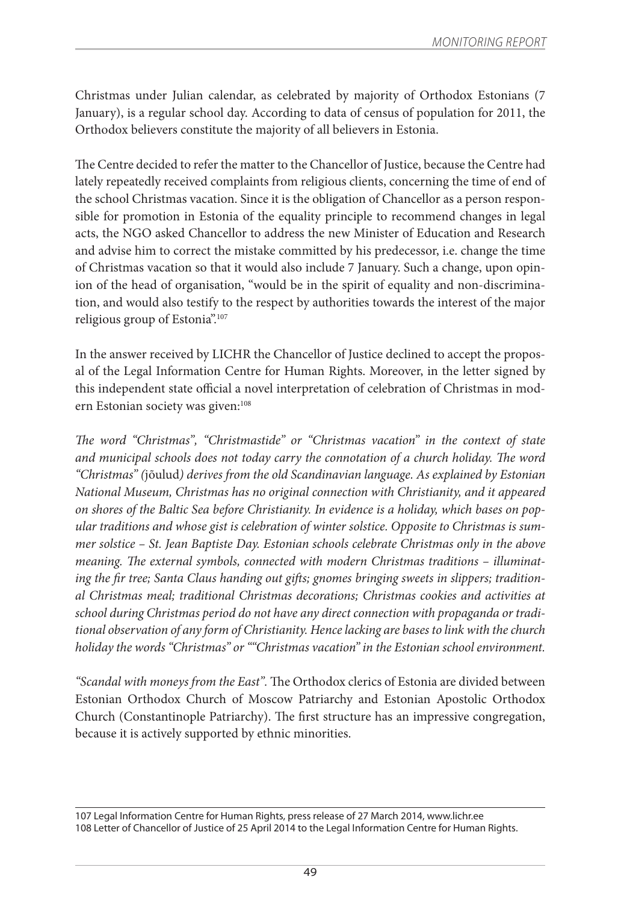Christmas under Julian calendar, as celebrated by majority of Orthodox Estonians (7 January), is a regular school day. According to data of census of population for 2011, the Orthodox believers constitute the majority of all believers in Estonia.

The Centre decided to refer the matter to the Chancellor of Justice, because the Centre had lately repeatedly received complaints from religious clients, concerning the time of end of the school Christmas vacation. Since it is the obligation of Chancellor as a person responsible for promotion in Estonia of the equality principle to recommend changes in legal acts, the NGO asked Chancellor to address the new Minister of Education and Research and advise him to correct the mistake committed by his predecessor, i.e. change the time of Christmas vacation so that it would also include 7 January. Such a change, upon opinion of the head of organisation, "would be in the spirit of equality and non-discrimination, and would also testify to the respect by authorities towards the interest of the major religious group of Estonia".[107]

In the answer received by LICHR the Chancellor of Justice declined to accept the proposal of the Legal Information Centre for Human Rights. Moreover, in the letter signed by this independent state official a novel interpretation of celebration of Christmas in modern Estonian society was given:[108]

*The word "Christmas", "Christmastide" or "Christmas vacation" in the context of state and municipal schools does not today carry the connotation of a church holiday. The word "Christmas" (*jõulud*) derives from the old Scandinavian language. As explained by Estonian National Museum, Christmas has no original connection with Christianity, and it appeared on shores of the Baltic Sea before Christianity. In evidence is a holiday, which bases on popular traditions and whose gist is celebration of winter solstice. Opposite to Christmas is summer solstice – St. Jean Baptiste Day. Estonian schools celebrate Christmas only in the above meaning. The external symbols, connected with modern Christmas traditions – illuminating the fir tree; Santa Claus handing out gifts; gnomes bringing sweets in slippers; traditional Christmas meal; traditional Christmas decorations; Christmas cookies and activities at school during Christmas period do not have any direct connection with propaganda or traditional observation of any form of Christianity. Hence lacking are bases to link with the church holiday the words "Christmas" or ""Christmas vacation" in the Estonian school environment.*

*"Scandal with moneys from the East".* The Orthodox clerics of Estonia are divided between Estonian Orthodox Church of Moscow Patriarchy and Estonian Apostolic Orthodox Church (Constantinople Patriarchy). The first structure has an impressive congregation, because it is actively supported by ethnic minorities.

---

107 Legal Information Centre for Human Rights, press release of 27 March 2014, www.lichr.ee

108 Letter of Chancellor of Justice of 25 April 2014 to the Legal Information Centre for Human Rights.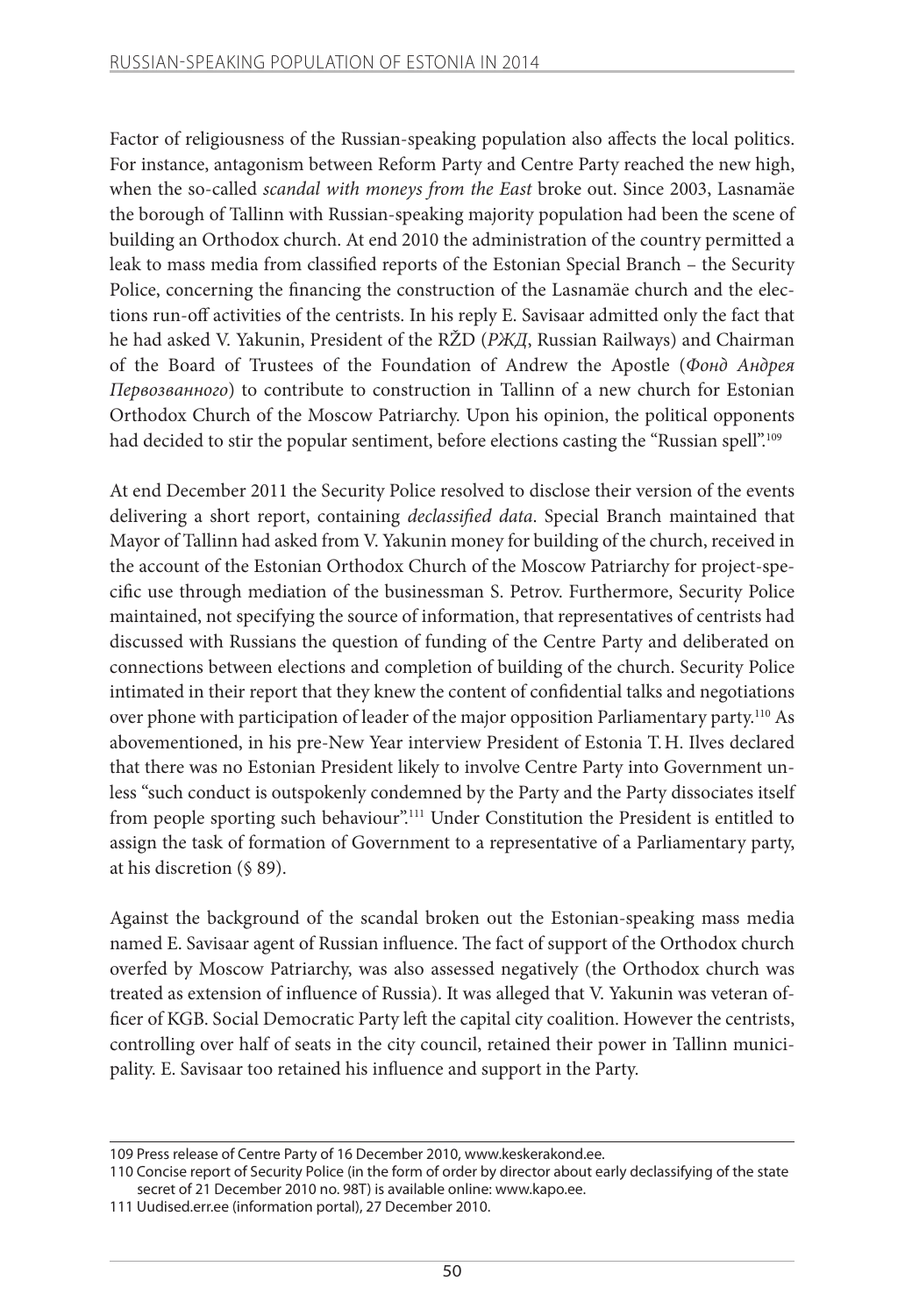Factor of religiousness of the Russian-speaking population also affects the local politics. For instance, antagonism between Reform Party and Centre Party reached the new high, when the so-called *scandal with moneys from the East* broke out. Since 2003, Lasnamäe the borough of Tallinn with Russian-speaking majority population had been the scene of building an Orthodox church. At end 2010 the administration of the country permitted a leak to mass media from classified reports of the Estonian Special Branch – the Security Police, concerning the financing the construction of the Lasnamäe church and the elections run-off activities of the centrists. In his reply E. Savisaar admitted only the fact that he had asked V. Yakunin, President of the RŽD (*РЖД*, Russian Railways) and Chairman of the Board of Trustees of the Foundation of Andrew the Apostle (*Фонд Андрея Первозванного*) to contribute to construction in Tallinn of a new church for Estonian Orthodox Church of the Moscow Patriarchy. Upon his opinion, the political opponents had decided to stir the popular sentiment, before elections casting the "Russian spell".[109]

At end December 2011 the Security Police resolved to disclose their version of the events delivering a short report, containing *declassified data*. Special Branch maintained that Mayor of Tallinn had asked from V. Yakunin money for building of the church, received in the account of the Estonian Orthodox Church of the Moscow Patriarchy for project-specific use through mediation of the businessman S. Petrov. Furthermore, Security Police maintained, not specifying the source of information, that representatives of centrists had discussed with Russians the question of funding of the Centre Party and deliberated on connections between elections and completion of building of the church. Security Police intimated in their report that they knew the content of confidential talks and negotiations over phone with participation of leader of the major opposition Parliamentary party.[110] As abovementioned, in his pre-New Year interview President of Estonia T. H. Ilves declared that there was no Estonian President likely to involve Centre Party into Government unless "such conduct is outspokenly condemned by the Party and the Party dissociates itself from people sporting such behaviour".[111] Under Constitution the President is entitled to assign the task of formation of Government to a representative of a Parliamentary party, at his discretion (§ 89).

Against the background of the scandal broken out the Estonian-speaking mass media named E. Savisaar agent of Russian influence. The fact of support of the Orthodox church overfed by Moscow Patriarchy, was also assessed negatively (the Orthodox church was treated as extension of influence of Russia). It was alleged that V. Yakunin was veteran officer of KGB. Social Democratic Party left the capital city coalition. However the centrists, controlling over half of seats in the city council, retained their power in Tallinn municipality. E. Savisaar too retained his influence and support in the Party.

---

109 Press release of Centre Party of 16 December 2010, www.keskerakond.ee.

110 Concise report of Security Police (in the form of order by director about early declassifying of the state secret of 21 December 2010 no. 98T) is available online: www.kapo.ee.

111 Uudised.err.ee (information portal), 27 December 2010.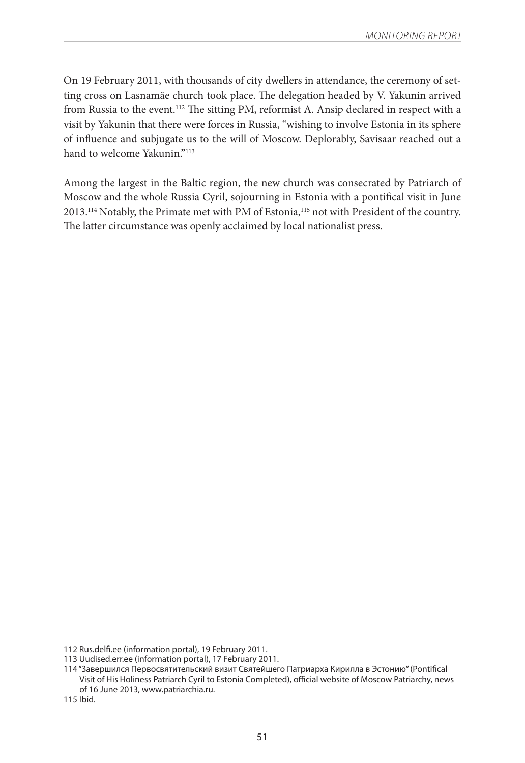On 19 February 2011, with thousands of city dwellers in attendance, the ceremony of setting cross on Lasnamäe church took place. The delegation headed by V. Yakunin arrived from Russia to the event.[112] The sitting PM, reformist A. Ansip declared in respect with a visit by Yakunin that there were forces in Russia, "wishing to involve Estonia in its sphere of influence and subjugate us to the will of Moscow. Deplorably, Savisaar reached out a hand to welcome Yakunin."[113]

Among the largest in the Baltic region, the new church was consecrated by Patriarch of Moscow and the whole Russia Cyril, sojourning in Estonia with a pontifical visit in June 2013.[114] Notably, the Primate met with PM of Estonia,[115] not with President of the country. The latter circumstance was openly acclaimed by local nationalist press.

---

112 Rus.delfi.ee (information portal), 19 February 2011.

113 Uudised.err.ee (information portal), 17 February 2011.

114 "Завершился Первосвятительский визит Святейшего Патриарха Кирилла в Эстонию" (Pontifical Visit of His Holiness Patriarch Cyril to Estonia Completed), official website of Moscow Patriarchy, news of 16 June 2013, www.patriarchia.ru.

115 Ibid.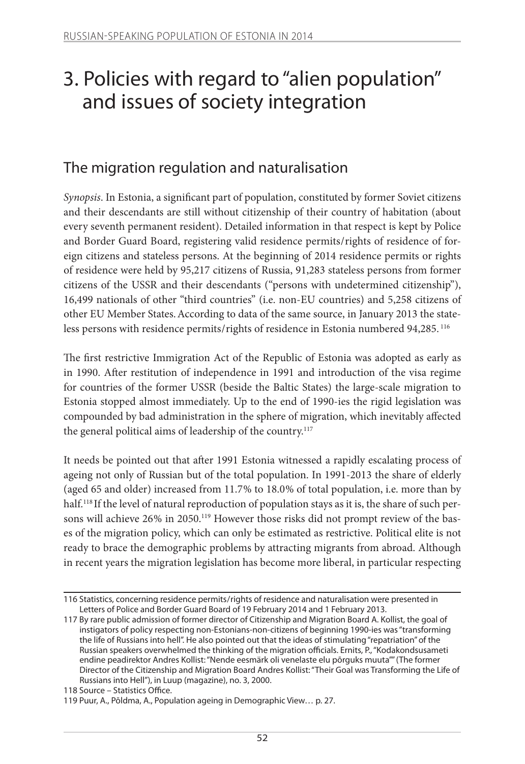# 3. Policies with regard to "alien population" and issues of society integration

## The migration regulation and naturalisation

*Synopsis*. In Estonia, a significant part of population, constituted by former Soviet citizens and their descendants are still without citizenship of their country of habitation (about every seventh permanent resident). Detailed information in that respect is kept by Police and Border Guard Board, registering valid residence permits/rights of residence of foreign citizens and stateless persons. At the beginning of 2014 residence permits or rights of residence were held by 95,217 citizens of Russia, 91,283 stateless persons from former citizens of the USSR and their descendants ("persons with undetermined citizenship"), 16,499 nationals of other "third countries" (i.e. non-EU countries) and 5,258 citizens of other EU Member States. According to data of the same source, in January 2013 the stateless persons with residence permits/rights of residence in Estonia numbered 94,285.[116]

The first restrictive Immigration Act of the Republic of Estonia was adopted as early as in 1990. After restitution of independence in 1991 and introduction of the visa regime for countries of the former USSR (beside the Baltic States) the large-scale migration to Estonia stopped almost immediately. Up to the end of 1990-ies the rigid legislation was compounded by bad administration in the sphere of migration, which inevitably affected the general political aims of leadership of the country.[117]

It needs be pointed out that after 1991 Estonia witnessed a rapidly escalating process of ageing not only of Russian but of the total population. In 1991-2013 the share of elderly (aged 65 and older) increased from 11.7% to 18.0% of total population, i.e. more than by half.[118] If the level of natural reproduction of population stays as it is, the share of such persons will achieve 26% in 2050.[119] However those risks did not prompt review of the bases of the migration policy, which can only be estimated as restrictive. Political elite is not ready to brace the demographic problems by attracting migrants from abroad. Although in recent years the migration legislation has become more liberal, in particular respecting

---

116 Statistics, concerning residence permits/rights of residence and naturalisation were presented in Letters of Police and Border Guard Board of 19 February 2014 and 1 February 2013.

117 By rare public admission of former director of Citizenship and Migration Board A. Kollist, the goal of instigators of policy respecting non-Estonians-non-citizens of beginning 1990-ies was "transforming the life of Russians into hell". He also pointed out that the ideas of stimulating "repatriation" of the Russian speakers overwhelmed the thinking of the migration officials. Ernits, P., "Kodakondsusameti endine peadirektor Andres Kollist: "Nende eesmärk oli venelaste elu põrguks muuta"" (The former Director of the Citizenship and Migration Board Andres Kollist: "Their Goal was Transforming the Life of Russians into Hell"), in Luup (magazine), no. 3, 2000.

118 Source – Statistics Office.

119 Puur, A., Põldma, A., Population ageing in Demographic View… p. 27.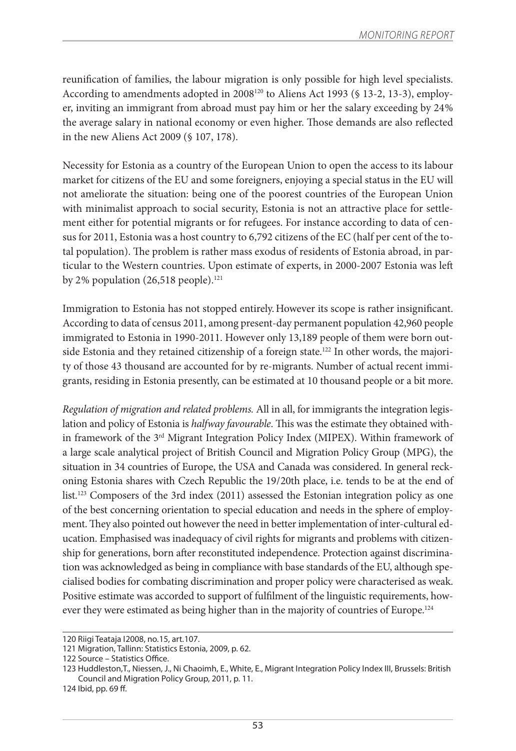reunification of families, the labour migration is only possible for high level specialists. According to amendments adopted in 2008[120] to Aliens Act 1993 (§ 13-2, 13-3), employer, inviting an immigrant from abroad must pay him or her the salary exceeding by 24% the average salary in national economy or even higher. Those demands are also reflected in the new Aliens Act 2009 (§ 107, 178).

Necessity for Estonia as a country of the European Union to open the access to its labour market for citizens of the EU and some foreigners, enjoying a special status in the EU will not ameliorate the situation: being one of the poorest countries of the European Union with minimalist approach to social security, Estonia is not an attractive place for settlement either for potential migrants or for refugees. For instance according to data of census for 2011, Estonia was a host country to 6,792 citizens of the EC (half per cent of the total population). The problem is rather mass exodus of residents of Estonia abroad, in particular to the Western countries. Upon estimate of experts, in 2000-2007 Estonia was left by 2% population (26,518 people).[121]

Immigration to Estonia has not stopped entirely. However its scope is rather insignificant. According to data of census 2011, among present-day permanent population 42,960 people immigrated to Estonia in 1990-2011. However only 13,189 people of them were born outside Estonia and they retained citizenship of a foreign state.[122] In other words, the majority of those 43 thousand are accounted for by re-migrants. Number of actual recent immigrants, residing in Estonia presently, can be estimated at 10 thousand people or a bit more.

*Regulation of migration and related problems.* All in all, for immigrants the integration legislation and policy of Estonia is *halfway favourable*. This was the estimate they obtained within framework of the 3rd Migrant Integration Policy Index (MIPEX). Within framework of a large scale analytical project of British Council and Migration Policy Group (MPG), the situation in 34 countries of Europe, the USA and Canada was considered. In general reckoning Estonia shares with Czech Republic the 19/20th place, i.e. tends to be at the end of list.[123] Composers of the 3rd index (2011) assessed the Estonian integration policy as one of the best concerning orientation to special education and needs in the sphere of employment. They also pointed out however the need in better implementation of inter-cultural education. Emphasised was inadequacy of civil rights for migrants and problems with citizenship for generations, born after reconstituted independence. Protection against discrimination was acknowledged as being in compliance with base standards of the EU, although specialised bodies for combating discrimination and proper policy were characterised as weak. Positive estimate was accorded to support of fulfilment of the linguistic requirements, however they were estimated as being higher than in the majority of countries of Europe.[124]

---

120 Riigi Teataja I2008, no.15, art.107.

121 Migration, Tallinn: Statistics Estonia, 2009, p. 62.

122 Source – Statistics Office.

123 Huddleston,T., Niessen, J., Ni Chaoimh, E., White, E., Migrant Integration Policy Index III, Brussels: British Council and Migration Policy Group, 2011, p. 11.

124 Ibid, pp. 69 ff.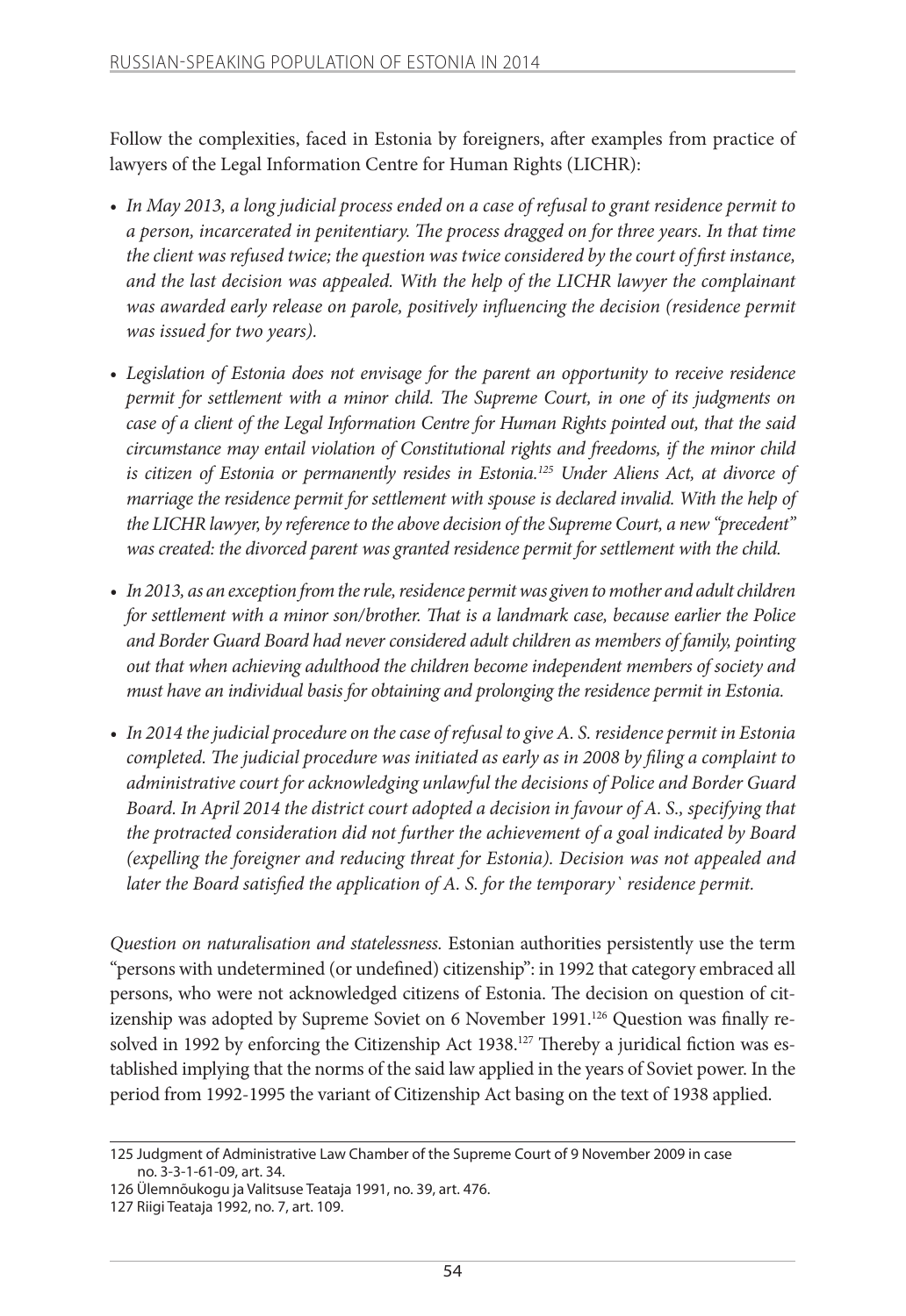Follow the complexities, faced in Estonia by foreigners, after examples from practice of lawyers of the Legal Information Centre for Human Rights (LICHR):

- *In May 2013, a long judicial process ended on a case of refusal to grant residence permit to a person, incarcerated in penitentiary. The process dragged on for three years. In that time the client was refused twice; the question was twice considered by the court of first instance, and the last decision was appealed. With the help of the LICHR lawyer the complainant was awarded early release on parole, positively influencing the decision (residence permit was issued for two years).*
- *Legislation of Estonia does not envisage for the parent an opportunity to receive residence permit for settlement with a minor child. The Supreme Court, in one of its judgments on case of a client of the Legal Information Centre for Human Rights pointed out, that the said circumstance may entail violation of Constitutional rights and freedoms, if the minor child is citizen of Estonia or permanently resides in Estonia.[125] Under Aliens Act, at divorce of marriage the residence permit for settlement with spouse is declared invalid. With the help of the LICHR lawyer, by reference to the above decision of the Supreme Court, a new "precedent" was created: the divorced parent was granted residence permit for settlement with the child.*
- *In 2013, as an exception from the rule, residence permit was given to mother and adult children for settlement with a minor son/brother. That is a landmark case, because earlier the Police and Border Guard Board had never considered adult children as members of family, pointing out that when achieving adulthood the children become independent members of society and must have an individual basis for obtaining and prolonging the residence permit in Estonia.*
- *In 2014 the judicial procedure on the case of refusal to give A. S. residence permit in Estonia completed. The judicial procedure was initiated as early as in 2008 by filing a complaint to administrative court for acknowledging unlawful the decisions of Police and Border Guard Board. In April 2014 the district court adopted a decision in favour of A. S., specifying that the protracted consideration did not further the achievement of a goal indicated by Board (expelling the foreigner and reducing threat for Estonia). Decision was not appealed and later the Board satisfied the application of A. S. for the temporary` residence permit.*

*Question on naturalisation and statelessness.* Estonian authorities persistently use the term "persons with undetermined (or undefined) citizenship": in 1992 that category embraced all persons, who were not acknowledged citizens of Estonia. The decision on question of citizenship was adopted by Supreme Soviet on 6 November 1991.[126] Question was finally resolved in 1992 by enforcing the Citizenship Act 1938.[127] Thereby a juridical fiction was established implying that the norms of the said law applied in the years of Soviet power. In the period from 1992-1995 the variant of Citizenship Act basing on the text of 1938 applied.

---

125 Judgment of Administrative Law Chamber of the Supreme Court of 9 November 2009 in case no. 3-3-1-61-09, art. 34.

126 Ülemnõukogu ja Valitsuse Teataja 1991, no. 39, art. 476.

127 Riigi Teataja 1992, no. 7, art. 109.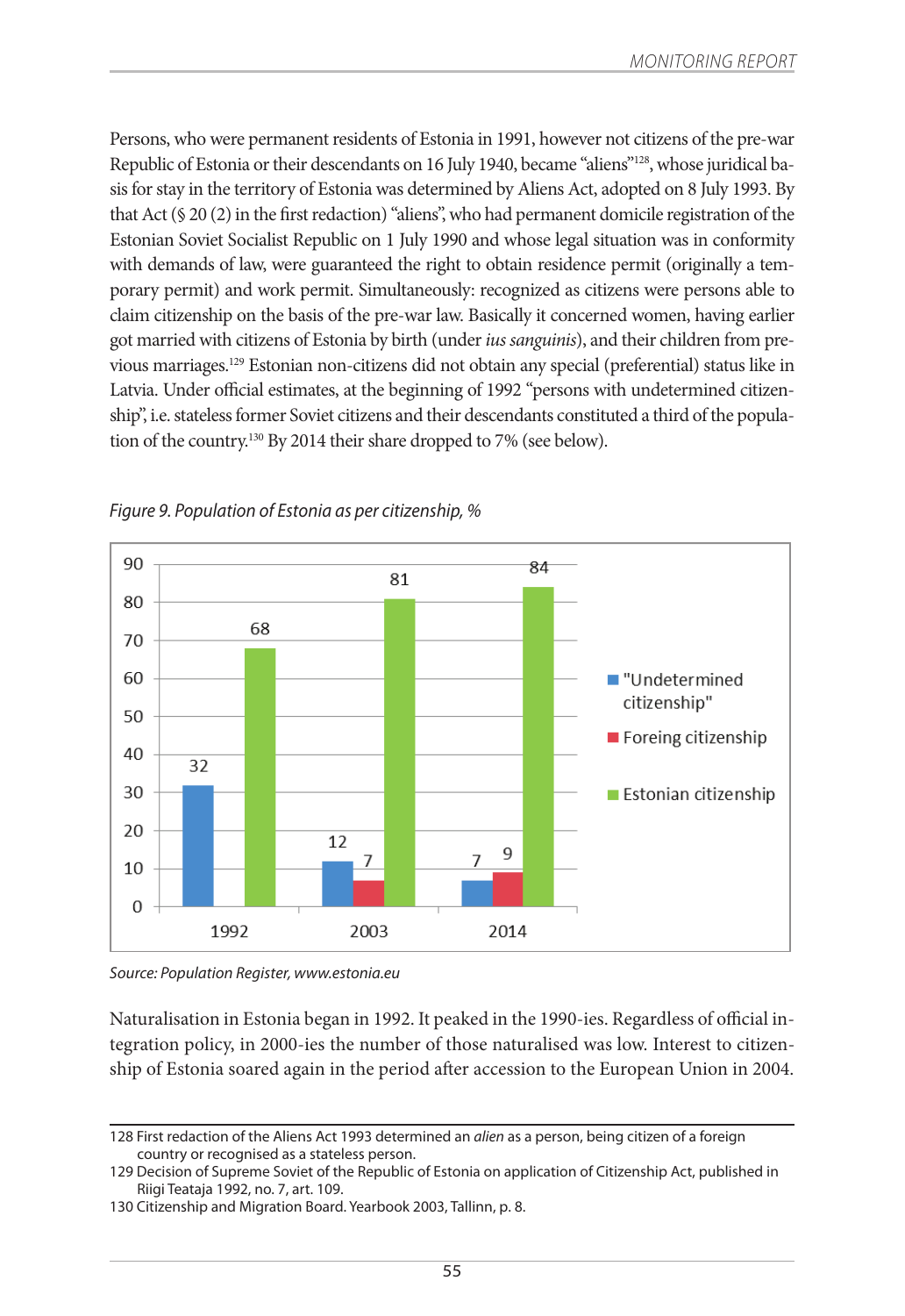Persons, who were permanent residents of Estonia in 1991, however not citizens of the pre-war Republic of Estonia or their descendants on 16 July 1940, became "aliens"[128], whose juridical basis for stay in the territory of Estonia was determined by Aliens Act, adopted on 8 July 1993. By that Act (§ 20 (2) in the first redaction) "aliens", who had permanent domicile registration of the Estonian Soviet Socialist Republic on 1 July 1990 and whose legal situation was in conformity with demands of law, were guaranteed the right to obtain residence permit (originally a temporary permit) and work permit. Simultaneously: recognized as citizens were persons able to claim citizenship on the basis of the pre-war law. Basically it concerned women, having earlier got married with citizens of Estonia by birth (under *ius sanguinis*), and their children from previous marriages.[129] Estonian non-citizens did not obtain any special (preferential) status like in Latvia. Under official estimates, at the beginning of 1992 "persons with undetermined citizenship", i.e. stateless former Soviet citizens and their descendants constituted a third of the population of the country.[130] By 2014 their share dropped to 7% (see below).

*Figure 9. Population of Estonia as per citizenship, %*

| | 1992 | 2003 | 2014 |
|---|---|---|---|
| "Undetermined citizenship" | 32 | 12 | 7 |
| Foreing citizenship | | 7 | 9 |
| Estonian citizenship | 68 | 81 | 84 |

*Source: Population Register, www.estonia.eu*

Naturalisation in Estonia began in 1992. It peaked in the 1990-ies. Regardless of official integration policy, in 2000-ies the number of those naturalised was low. Interest to citizenship of Estonia soared again in the period after accession to the European Union in 2004.

---

128 First redaction of the Aliens Act 1993 determined an *alien* as a person, being citizen of a foreign country or recognised as a stateless person.

129 Decision of Supreme Soviet of the Republic of Estonia on application of Citizenship Act, published in Riigi Teataja 1992, no. 7, art. 109.

130 Citizenship and Migration Board. Yearbook 2003, Tallinn, p. 8.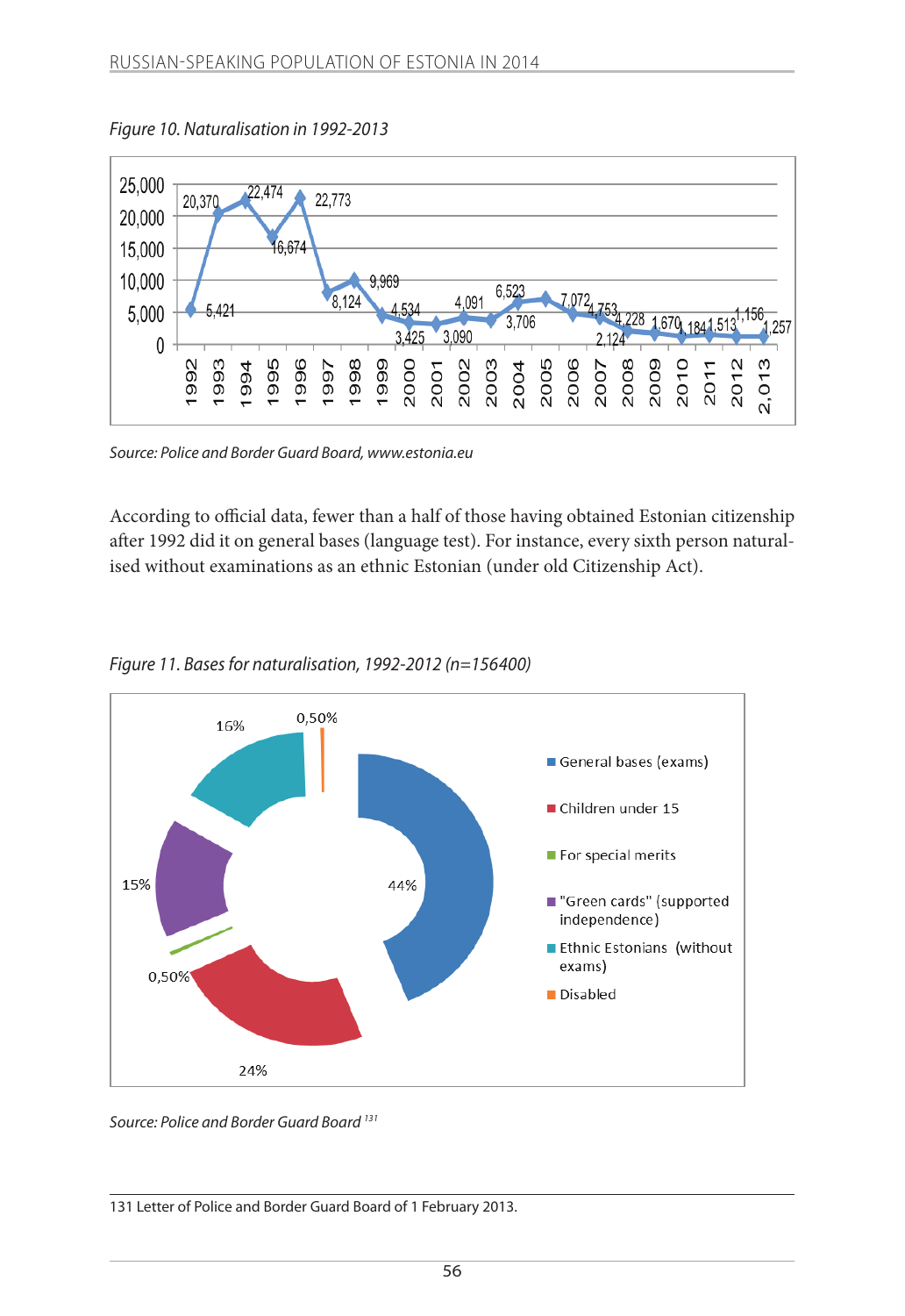*Figure 10. Naturalisation in 1992-2013*

*Source: Police and Border Guard Board, www.estonia.eu*

According to official data, fewer than a half of those having obtained Estonian citizenship after 1992 did it on general bases (language test). For instance, every sixth person naturalised without examinations as an ethnic Estonian (under old Citizenship Act).

*Figure 11. Bases for naturalisation, 1992-2012 (n=156400)*

*Source: Police and Border Guard Board* [131]

131 Letter of Police and Border Guard Board of 1 February 2013.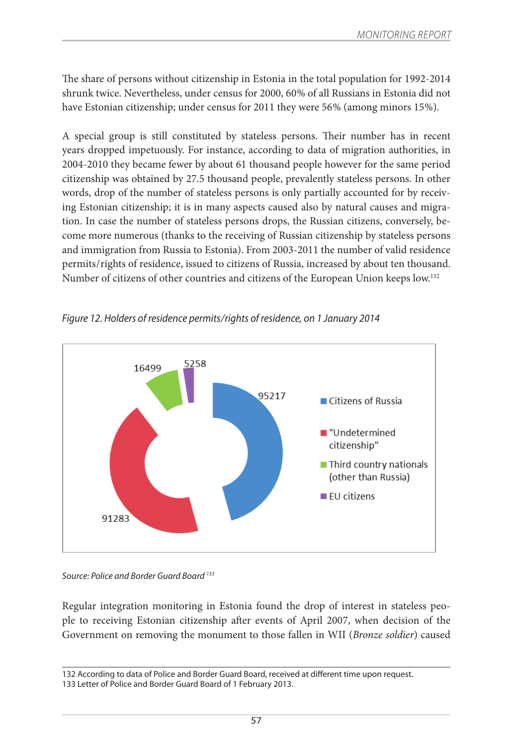The share of persons without citizenship in Estonia in the total population for 1992-2014 shrunk twice. Nevertheless, under census for 2000, 60% of all Russians in Estonia did not have Estonian citizenship; under census for 2011 they were 56% (among minors 15%).

A special group is still constituted by stateless persons. Their number has in recent years dropped impetuously. For instance, according to data of migration authorities, in 2004-2010 they became fewer by about 61 thousand people however for the same period citizenship was obtained by 27.5 thousand people, prevalently stateless persons. In other words, drop of the number of stateless persons is only partially accounted for by receiving Estonian citizenship; it is in many aspects caused also by natural causes and migration. In case the number of stateless persons drops, the Russian citizens, conversely, become more numerous (thanks to the receiving of Russian citizenship by stateless persons and immigration from Russia to Estonia). From 2003-2011 the number of valid residence permits/rights of residence, issued to citizens of Russia, increased by about ten thousand. Number of citizens of other countries and citizens of the European Union keeps low.[132]

*Figure 12. Holders of residence permits/rights of residence, on 1 January 2014*

| Category | Number |
|---|---|
| Citizens of Russia | 95217 |
| "Undetermined citizenship" | 91283 |
| Third country nationals (other than Russia) | 16499 |
| EU citizens | 5258 |

*Source: Police and Border Guard Board* [133]

Regular integration monitoring in Estonia found the drop of interest in stateless people to receiving Estonian citizenship after events of April 2007, when decision of the Government on removing the monument to those fallen in WII (*Bronze soldier*) caused

132 According to data of Police and Border Guard Board, received at different time upon request.
133 Letter of Police and Border Guard Board of 1 February 2013.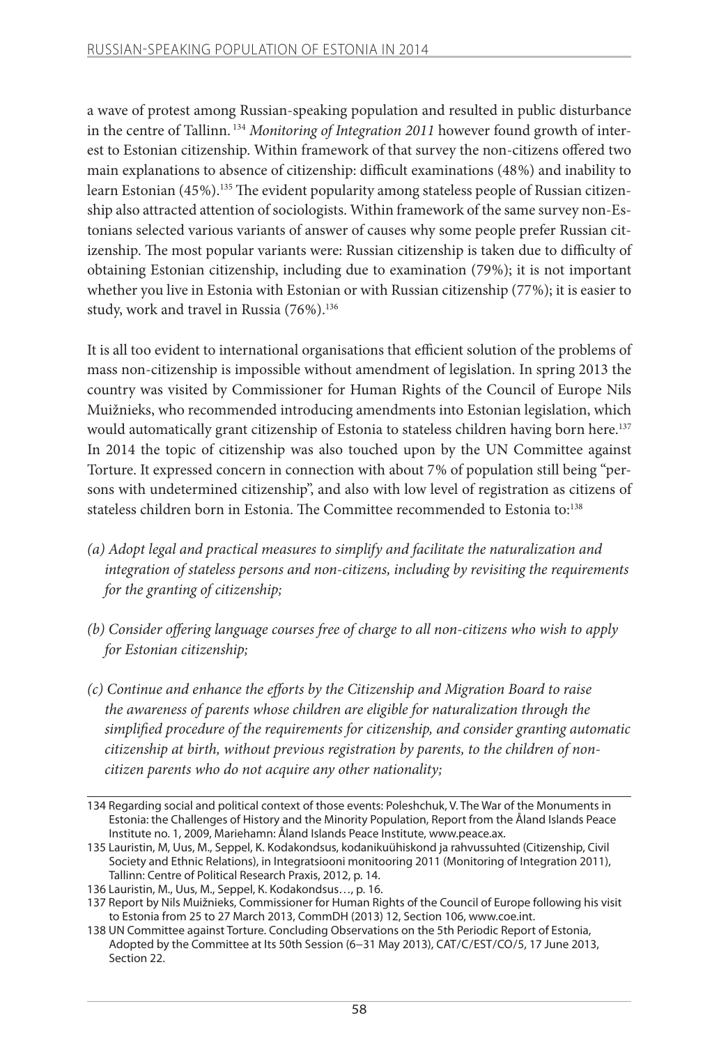a wave of protest among Russian-speaking population and resulted in public disturbance in the centre of Tallinn. [134] *Monitoring of Integration 2011* however found growth of interest to Estonian citizenship. Within framework of that survey the non-citizens offered two main explanations to absence of citizenship: difficult examinations (48%) and inability to learn Estonian (45%).[135] The evident popularity among stateless people of Russian citizenship also attracted attention of sociologists. Within framework of the same survey non-Estonians selected various variants of answer of causes why some people prefer Russian citizenship. The most popular variants were: Russian citizenship is taken due to difficulty of obtaining Estonian citizenship, including due to examination (79%); it is not important whether you live in Estonia with Estonian or with Russian citizenship (77%); it is easier to study, work and travel in Russia (76%).[136]

It is all too evident to international organisations that efficient solution of the problems of mass non-citizenship is impossible without amendment of legislation. In spring 2013 the country was visited by Commissioner for Human Rights of the Council of Europe Nils Muižnieks, who recommended introducing amendments into Estonian legislation, which would automatically grant citizenship of Estonia to stateless children having born here.[137] In 2014 the topic of citizenship was also touched upon by the UN Committee against Torture. It expressed concern in connection with about 7% of population still being "persons with undetermined citizenship", and also with low level of registration as citizens of stateless children born in Estonia. The Committee recommended to Estonia to:[138]

*(a) Adopt legal and practical measures to simplify and facilitate the naturalization and integration of stateless persons and non-citizens, including by revisiting the requirements for the granting of citizenship;*

*(b) Consider offering language courses free of charge to all non-citizens who wish to apply for Estonian citizenship;*

*(c) Continue and enhance the efforts by the Citizenship and Migration Board to raise the awareness of parents whose children are eligible for naturalization through the simplified procedure of the requirements for citizenship, and consider granting automatic citizenship at birth, without previous registration by parents, to the children of non-citizen parents who do not acquire any other nationality;*

---

134 Regarding social and political context of those events: Poleshchuk, V. The War of the Monuments in Estonia: the Challenges of History and the Minority Population, Report from the Åland Islands Peace Institute no. 1, 2009, Mariehamn: Åland Islands Peace Institute, www.peace.ax.

135 Lauristin, M, Uus, M., Seppel, K. Kodakondsus, kodanikuühiskond ja rahvussuhted (Citizenship, Civil Society and Ethnic Relations), in Integratsiooni monitooring 2011 (Monitoring of Integration 2011), Tallinn: Centre of Political Research Praxis, 2012, p. 14.

136 Lauristin, M., Uus, M., Seppel, K. Kodakondsus…, p. 16.

137 Report by Nils Muižnieks, Commissioner for Human Rights of the Council of Europe following his visit to Estonia from 25 to 27 March 2013, CommDH (2013) 12, Section 106, www.coe.int.

138 UN Committee against Torture. Concluding Observations on the 5th Periodic Report of Estonia, Adopted by the Committee at Its 50th Session (6–31 May 2013), CAT/C/EST/CO/5, 17 June 2013, Section 22.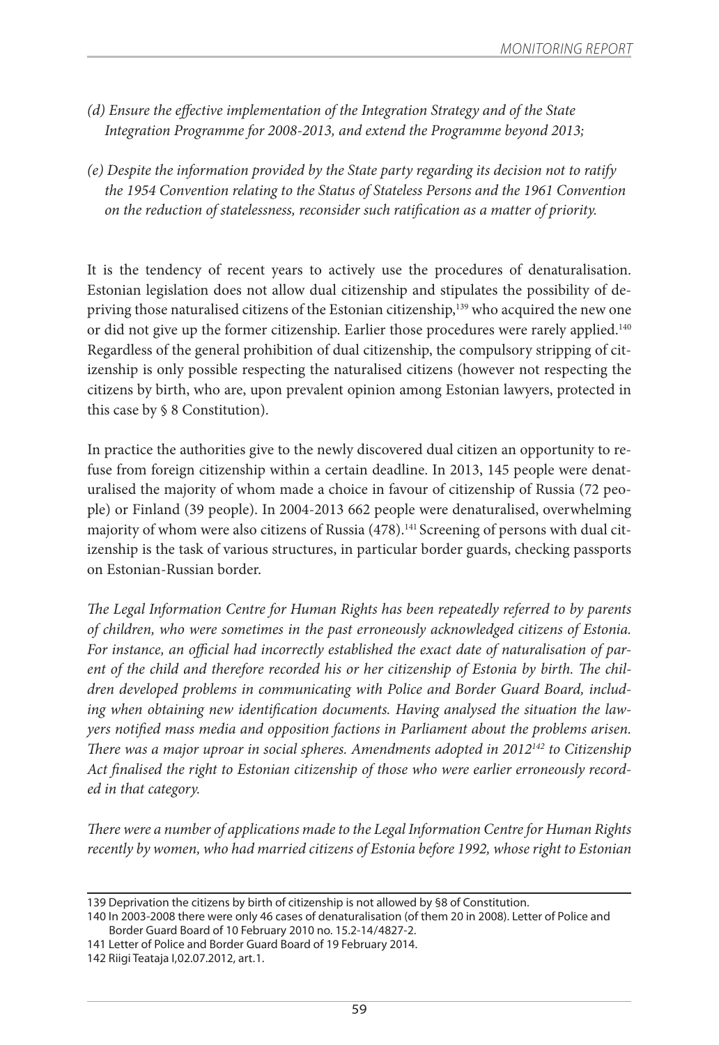*(d) Ensure the effective implementation of the Integration Strategy and of the State Integration Programme for 2008-2013, and extend the Programme beyond 2013;*

*(e) Despite the information provided by the State party regarding its decision not to ratify the 1954 Convention relating to the Status of Stateless Persons and the 1961 Convention on the reduction of statelessness, reconsider such ratification as a matter of priority.*

It is the tendency of recent years to actively use the procedures of denaturalisation. Estonian legislation does not allow dual citizenship and stipulates the possibility of depriving those naturalised citizens of the Estonian citizenship,[139] who acquired the new one or did not give up the former citizenship. Earlier those procedures were rarely applied.[140] Regardless of the general prohibition of dual citizenship, the compulsory stripping of citizenship is only possible respecting the naturalised citizens (however not respecting the citizens by birth, who are, upon prevalent opinion among Estonian lawyers, protected in this case by § 8 Constitution).

In practice the authorities give to the newly discovered dual citizen an opportunity to refuse from foreign citizenship within a certain deadline. In 2013, 145 people were denaturalised the majority of whom made a choice in favour of citizenship of Russia (72 people) or Finland (39 people). In 2004-2013 662 people were denaturalised, overwhelming majority of whom were also citizens of Russia (478).[141] Screening of persons with dual citizenship is the task of various structures, in particular border guards, checking passports on Estonian-Russian border.

*The Legal Information Centre for Human Rights has been repeatedly referred to by parents of children, who were sometimes in the past erroneously acknowledged citizens of Estonia. For instance, an official had incorrectly established the exact date of naturalisation of parent of the child and therefore recorded his or her citizenship of Estonia by birth. The children developed problems in communicating with Police and Border Guard Board, including when obtaining new identification documents. Having analysed the situation the lawyers notified mass media and opposition factions in Parliament about the problems arisen. There was a major uproar in social spheres. Amendments adopted in 2012[142] to Citizenship Act finalised the right to Estonian citizenship of those who were earlier erroneously recorded in that category.*

*There were a number of applications made to the Legal Information Centre for Human Rights recently by women, who had married citizens of Estonia before 1992, whose right to Estonian*

---

139 Deprivation the citizens by birth of citizenship is not allowed by §8 of Constitution.

140 In 2003-2008 there were only 46 cases of denaturalisation (of them 20 in 2008). Letter of Police and Border Guard Board of 10 February 2010 no. 15.2-14/4827-2.

141 Letter of Police and Border Guard Board of 19 February 2014.

142 Riigi Teataja I,02.07.2012, art.1.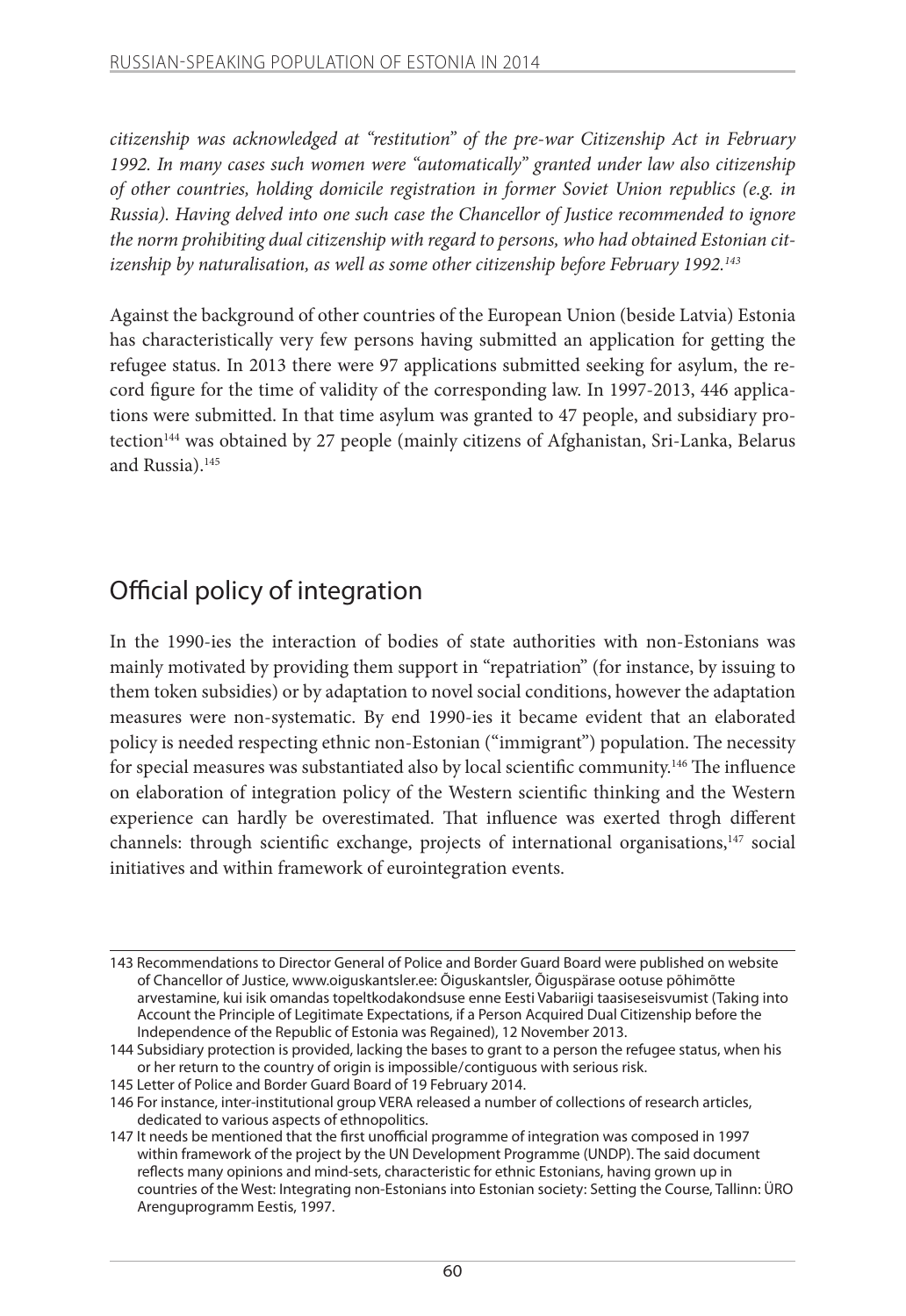*citizenship was acknowledged at "restitution" of the pre-war Citizenship Act in February 1992. In many cases such women were "automatically" granted under law also citizenship of other countries, holding domicile registration in former Soviet Union republics (e.g. in Russia). Having delved into one such case the Chancellor of Justice recommended to ignore the norm prohibiting dual citizenship with regard to persons, who had obtained Estonian citizenship by naturalisation, as well as some other citizenship before February 1992.*[143]

Against the background of other countries of the European Union (beside Latvia) Estonia has characteristically very few persons having submitted an application for getting the refugee status. In 2013 there were 97 applications submitted seeking for asylum, the record figure for the time of validity of the corresponding law. In 1997-2013, 446 applications were submitted. In that time asylum was granted to 47 people, and subsidiary protection[144] was obtained by 27 people (mainly citizens of Afghanistan, Sri-Lanka, Belarus and Russia).[145]

## Official policy of integration

In the 1990-ies the interaction of bodies of state authorities with non-Estonians was mainly motivated by providing them support in "repatriation" (for instance, by issuing to them token subsidies) or by adaptation to novel social conditions, however the adaptation measures were non-systematic. By end 1990-ies it became evident that an elaborated policy is needed respecting ethnic non-Estonian ("immigrant") population. The necessity for special measures was substantiated also by local scientific community.[146] The influence on elaboration of integration policy of the Western scientific thinking and the Western experience can hardly be overestimated. That influence was exerted throgh different channels: through scientific exchange, projects of international organisations,[147] social initiatives and within framework of eurointegration events.

---

143 Recommendations to Director General of Police and Border Guard Board were published on website of Chancellor of Justice, www.oiguskantsler.ee: Õiguskantsler, Õiguspärase ootuse põhimõtte arvestamine, kui isik omandas topeltkodakondsuse enne Eesti Vabariigi taasiseseisvumist (Taking into Account the Principle of Legitimate Expectations, if a Person Acquired Dual Citizenship before the Independence of the Republic of Estonia was Regained), 12 November 2013.

144 Subsidiary protection is provided, lacking the bases to grant to a person the refugee status, when his or her return to the country of origin is impossible/contiguous with serious risk.

145 Letter of Police and Border Guard Board of 19 February 2014.

146 For instance, inter-institutional group VERA released a number of collections of research articles, dedicated to various aspects of ethnopolitics.

147 It needs be mentioned that the first unofficial programme of integration was composed in 1997 within framework of the project by the UN Development Programme (UNDP). The said document reflects many opinions and mind-sets, characteristic for ethnic Estonians, having grown up in countries of the West: Integrating non-Estonians into Estonian society: Setting the Course, Tallinn: ÜRO Arenguprogramm Eestis, 1997.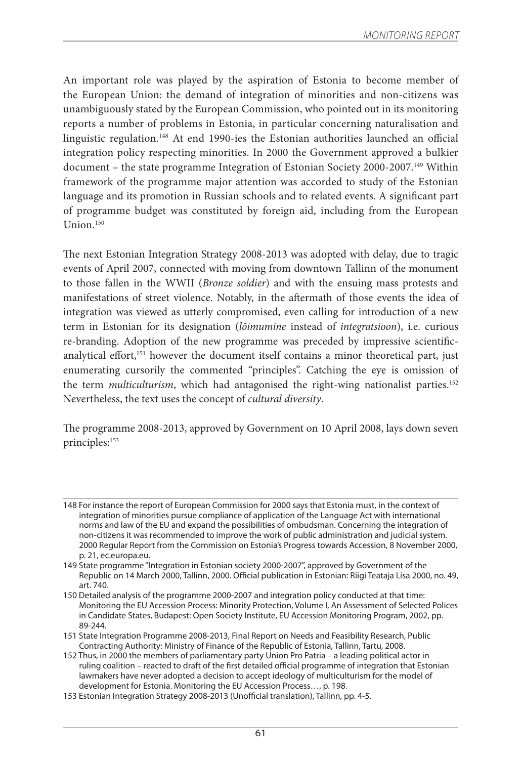An important role was played by the aspiration of Estonia to become member of the European Union: the demand of integration of minorities and non-citizens was unambiguously stated by the European Commission, who pointed out in its monitoring reports a number of problems in Estonia, in particular concerning naturalisation and linguistic regulation.[148] At end 1990-ies the Estonian authorities launched an official integration policy respecting minorities. In 2000 the Government approved a bulkier document – the state programme Integration of Estonian Society 2000-2007.[149] Within framework of the programme major attention was accorded to study of the Estonian language and its promotion in Russian schools and to related events. A significant part of programme budget was constituted by foreign aid, including from the European Union.[150]

The next Estonian Integration Strategy 2008-2013 was adopted with delay, due to tragic events of April 2007, connected with moving from downtown Tallinn of the monument to those fallen in the WWII (*Bronze soldier*) and with the ensuing mass protests and manifestations of street violence. Notably, in the aftermath of those events the idea of integration was viewed as utterly compromised, even calling for introduction of a new term in Estonian for its designation (*lõimumine* instead of *integratsioon*), i.e. curious re-branding. Adoption of the new programme was preceded by impressive scientific-analytical effort,[151] however the document itself contains a minor theoretical part, just enumerating cursorily the commented "principles". Catching the eye is omission of the term *multiculturism*, which had antagonised the right-wing nationalist parties.[152] Nevertheless, the text uses the concept of *cultural diversity*.

The programme 2008-2013, approved by Government on 10 April 2008, lays down seven principles:[153]

---

148 For instance the report of European Commission for 2000 says that Estonia must, in the context of integration of minorities pursue compliance of application of the Language Act with international norms and law of the EU and expand the possibilities of ombudsman. Concerning the integration of non-citizens it was recommended to improve the work of public administration and judicial system. 2000 Regular Report from the Commission on Estonia's Progress towards Accession, 8 November 2000, p. 21, ec.europa.eu.

149 State programme "Integration in Estonian society 2000-2007", approved by Government of the Republic on 14 March 2000, Tallinn, 2000. Official publication in Estonian: Riigi Teataja Lisa 2000, no. 49, art. 740.

150 Detailed analysis of the programme 2000-2007 and integration policy conducted at that time: Monitoring the EU Accession Process: Minority Protection, Volume I, An Assessment of Selected Polices in Candidate States, Budapest: Open Society Institute, EU Accession Monitoring Program, 2002, pp. 89-244.

151 State Integration Programme 2008-2013, Final Report on Needs and Feasibility Research, Public Contracting Authority: Ministry of Finance of the Republic of Estonia, Tallinn, Tartu, 2008.

152 Thus, in 2000 the members of parliamentary party Union Pro Patria – a leading political actor in ruling coalition – reacted to draft of the first detailed official programme of integration that Estonian lawmakers have never adopted a decision to accept ideology of multiculturism for the model of development for Estonia. Monitoring the EU Accession Process…, p. 198.

153 Estonian Integration Strategy 2008-2013 (Unofficial translation), Tallinn, pp. 4-5.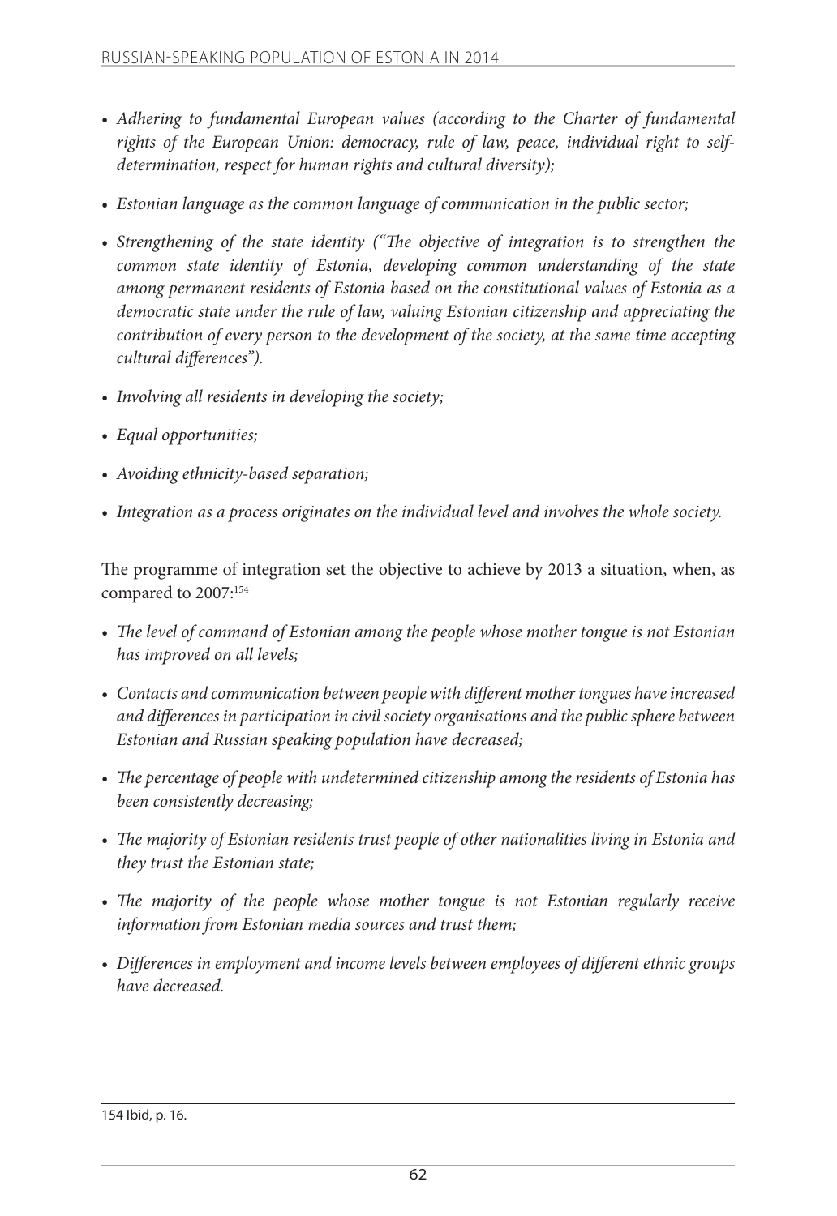- *Adhering to fundamental European values (according to the Charter of fundamental rights of the European Union: democracy, rule of law, peace, individual right to self-determination, respect for human rights and cultural diversity);*
- *Estonian language as the common language of communication in the public sector;*
- *Strengthening of the state identity ("The objective of integration is to strengthen the common state identity of Estonia, developing common understanding of the state among permanent residents of Estonia based on the constitutional values of Estonia as a democratic state under the rule of law, valuing Estonian citizenship and appreciating the contribution of every person to the development of the society, at the same time accepting cultural differences").*
- *Involving all residents in developing the society;*
- *Equal opportunities;*
- *Avoiding ethnicity-based separation;*
- *Integration as a process originates on the individual level and involves the whole society.*

The programme of integration set the objective to achieve by 2013 a situation, when, as compared to 2007:[154]

- *The level of command of Estonian among the people whose mother tongue is not Estonian has improved on all levels;*
- *Contacts and communication between people with different mother tongues have increased and differences in participation in civil society organisations and the public sphere between Estonian and Russian speaking population have decreased;*
- *The percentage of people with undetermined citizenship among the residents of Estonia has been consistently decreasing;*
- *The majority of Estonian residents trust people of other nationalities living in Estonia and they trust the Estonian state;*
- *The majority of the people whose mother tongue is not Estonian regularly receive information from Estonian media sources and trust them;*
- *Differences in employment and income levels between employees of different ethnic groups have decreased.*

154 Ibid, p. 16.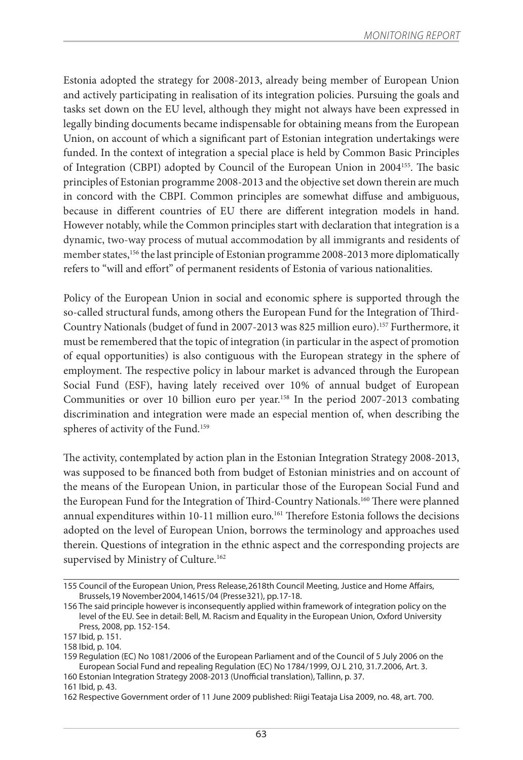Estonia adopted the strategy for 2008-2013, already being member of European Union and actively participating in realisation of its integration policies. Pursuing the goals and tasks set down on the EU level, although they might not always have been expressed in legally binding documents became indispensable for obtaining means from the European Union, on account of which a significant part of Estonian integration undertakings were funded. In the context of integration a special place is held by Common Basic Principles of Integration (CBPI) adopted by Council of the European Union in 2004[155]. The basic principles of Estonian programme 2008-2013 and the objective set down therein are much in concord with the CBPI. Common principles are somewhat diffuse and ambiguous, because in different countries of EU there are different integration models in hand. However notably, while the Common principles start with declaration that integration is a dynamic, two-way process of mutual accommodation by all immigrants and residents of member states,[156] the last principle of Estonian programme 2008-2013 more diplomatically refers to "will and effort" of permanent residents of Estonia of various nationalities.

Policy of the European Union in social and economic sphere is supported through the so-called structural funds, among others the European Fund for the Integration of Third-Country Nationals (budget of fund in 2007-2013 was 825 million euro).[157] Furthermore, it must be remembered that the topic of integration (in particular in the aspect of promotion of equal opportunities) is also contiguous with the European strategy in the sphere of employment. The respective policy in labour market is advanced through the European Social Fund (ESF), having lately received over 10% of annual budget of European Communities or over 10 billion euro per year.[158] In the period 2007-2013 combating discrimination and integration were made an especial mention of, when describing the spheres of activity of the Fund.[159]

The activity, contemplated by action plan in the Estonian Integration Strategy 2008-2013, was supposed to be financed both from budget of Estonian ministries and on account of the means of the European Union, in particular those of the European Social Fund and the European Fund for the Integration of Third-Country Nationals.[160] There were planned annual expenditures within 10-11 million euro.[161] Therefore Estonia follows the decisions adopted on the level of European Union, borrows the terminology and approaches used therein. Questions of integration in the ethnic aspect and the corresponding projects are supervised by Ministry of Culture.[162]

---

155 Council of the European Union, Press Release,2618th Council Meeting, Justice and Home Affairs, Brussels,19 November2004,14615/04 (Presse321), pp.17-18.

156 The said principle however is inconsequently applied within framework of integration policy on the level of the EU. See in detail: Bell, M. Racism and Equality in the European Union, Oxford University Press, 2008, pp. 152-154.

157 Ibid, p. 151.

158 Ibid, p. 104.

159 Regulation (EC) No 1081/2006 of the European Parliament and of the Council of 5 July 2006 on the European Social Fund and repealing Regulation (EC) No 1784/1999, OJ L 210, 31.7.2006, Art. 3.

160 Estonian Integration Strategy 2008-2013 (Unofficial translation), Tallinn, p. 37.

161 Ibid, p. 43.

162 Respective Government order of 11 June 2009 published: Riigi Teataja Lisa 2009, no. 48, art. 700.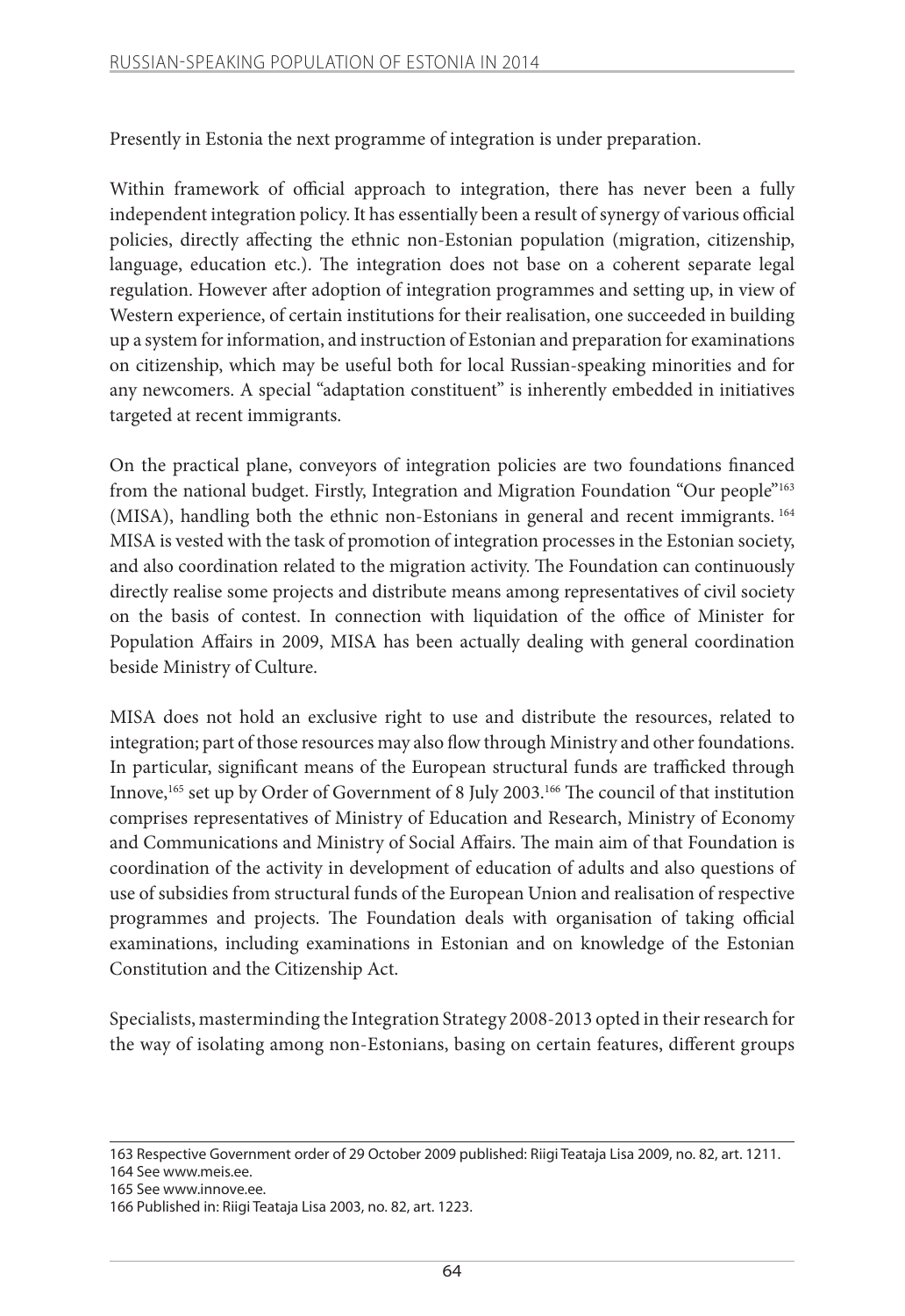Presently in Estonia the next programme of integration is under preparation.

Within framework of official approach to integration, there has never been a fully independent integration policy. It has essentially been a result of synergy of various official policies, directly affecting the ethnic non-Estonian population (migration, citizenship, language, education etc.). The integration does not base on a coherent separate legal regulation. However after adoption of integration programmes and setting up, in view of Western experience, of certain institutions for their realisation, one succeeded in building up a system for information, and instruction of Estonian and preparation for examinations on citizenship, which may be useful both for local Russian-speaking minorities and for any newcomers. A special "adaptation constituent" is inherently embedded in initiatives targeted at recent immigrants.

On the practical plane, conveyors of integration policies are two foundations financed from the national budget. Firstly, Integration and Migration Foundation "Our people"[163] (MISA), handling both the ethnic non-Estonians in general and recent immigrants. [164] MISA is vested with the task of promotion of integration processes in the Estonian society, and also coordination related to the migration activity. The Foundation can continuously directly realise some projects and distribute means among representatives of civil society on the basis of contest. In connection with liquidation of the office of Minister for Population Affairs in 2009, MISA has been actually dealing with general coordination beside Ministry of Culture.

MISA does not hold an exclusive right to use and distribute the resources, related to integration; part of those resources may also flow through Ministry and other foundations. In particular, significant means of the European structural funds are trafficked through Innove,[165] set up by Order of Government of 8 July 2003.[166] The council of that institution comprises representatives of Ministry of Education and Research, Ministry of Economy and Communications and Ministry of Social Affairs. The main aim of that Foundation is coordination of the activity in development of education of adults and also questions of use of subsidies from structural funds of the European Union and realisation of respective programmes and projects. The Foundation deals with organisation of taking official examinations, including examinations in Estonian and on knowledge of the Estonian Constitution and the Citizenship Act.

Specialists, masterminding the Integration Strategy 2008-2013 opted in their research for the way of isolating among non-Estonians, basing on certain features, different groups

---

163 Respective Government order of 29 October 2009 published: Riigi Teataja Lisa 2009, no. 82, art. 1211.
164 See www.meis.ee.
165 See www.innove.ee.
166 Published in: Riigi Teataja Lisa 2003, no. 82, art. 1223.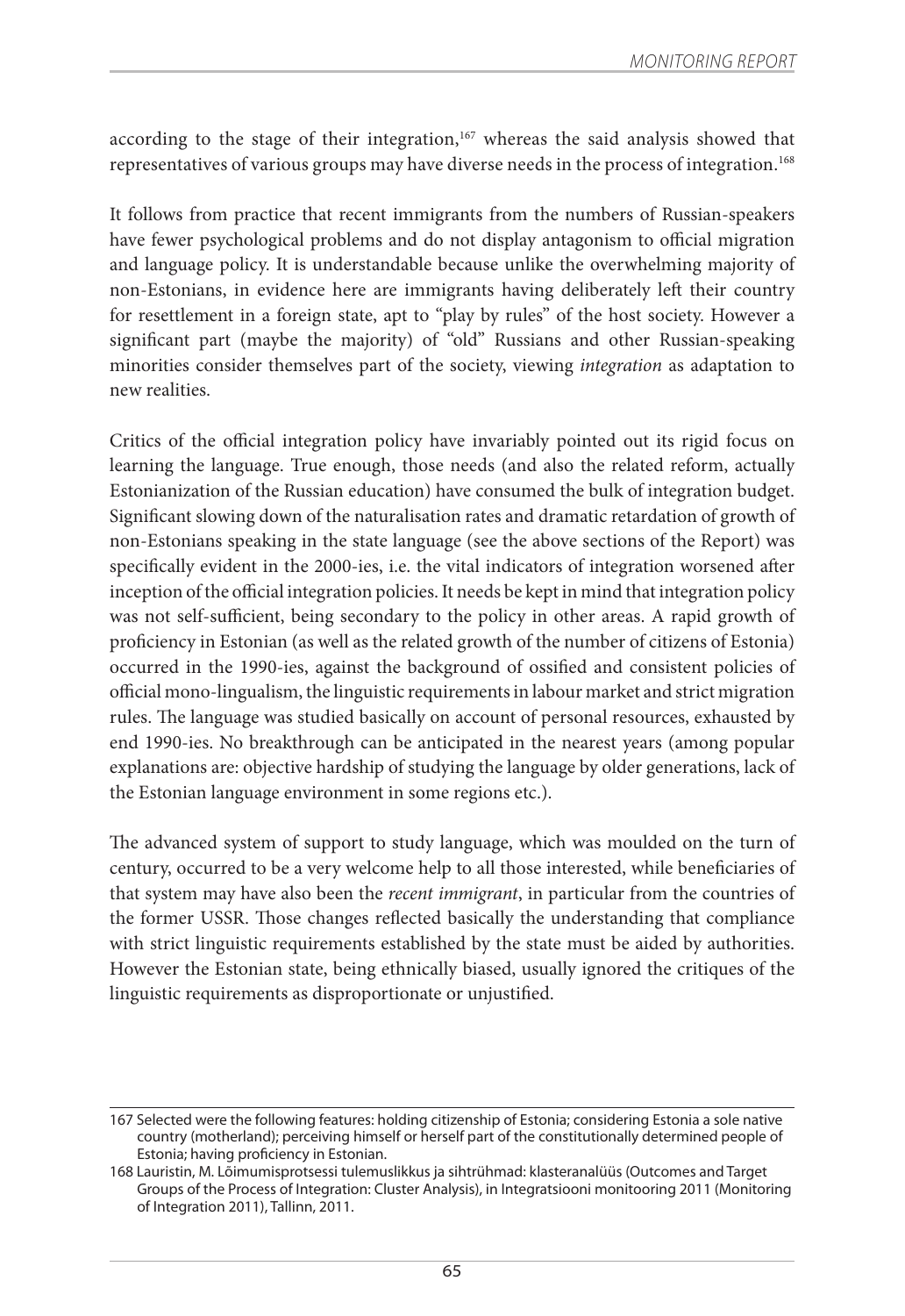according to the stage of their integration,[167] whereas the said analysis showed that representatives of various groups may have diverse needs in the process of integration.[168]

It follows from practice that recent immigrants from the numbers of Russian-speakers have fewer psychological problems and do not display antagonism to official migration and language policy. It is understandable because unlike the overwhelming majority of non-Estonians, in evidence here are immigrants having deliberately left their country for resettlement in a foreign state, apt to "play by rules" of the host society. However a significant part (maybe the majority) of "old" Russians and other Russian-speaking minorities consider themselves part of the society, viewing *integration* as adaptation to new realities.

Critics of the official integration policy have invariably pointed out its rigid focus on learning the language. True enough, those needs (and also the related reform, actually Estonianization of the Russian education) have consumed the bulk of integration budget. Significant slowing down of the naturalisation rates and dramatic retardation of growth of non-Estonians speaking in the state language (see the above sections of the Report) was specifically evident in the 2000-ies, i.e. the vital indicators of integration worsened after inception of the official integration policies. It needs be kept in mind that integration policy was not self-sufficient, being secondary to the policy in other areas. A rapid growth of proficiency in Estonian (as well as the related growth of the number of citizens of Estonia) occurred in the 1990-ies, against the background of ossified and consistent policies of official mono-lingualism, the linguistic requirements in labour market and strict migration rules. The language was studied basically on account of personal resources, exhausted by end 1990-ies. No breakthrough can be anticipated in the nearest years (among popular explanations are: objective hardship of studying the language by older generations, lack of the Estonian language environment in some regions etc.).

The advanced system of support to study language, which was moulded on the turn of century, occurred to be a very welcome help to all those interested, while beneficiaries of that system may have also been the *recent immigrant*, in particular from the countries of the former USSR. Those changes reflected basically the understanding that compliance with strict linguistic requirements established by the state must be aided by authorities. However the Estonian state, being ethnically biased, usually ignored the critiques of the linguistic requirements as disproportionate or unjustified.

---

167 Selected were the following features: holding citizenship of Estonia; considering Estonia a sole native country (motherland); perceiving himself or herself part of the constitutionally determined people of Estonia; having proficiency in Estonian.

168 Lauristin, M. Lõimumisprotsessi tulemuslikkus ja sihtrühmad: klasteranalüüs (Outcomes and Target Groups of the Process of Integration: Cluster Analysis), in Integratsiooni monitooring 2011 (Monitoring of Integration 2011), Tallinn, 2011.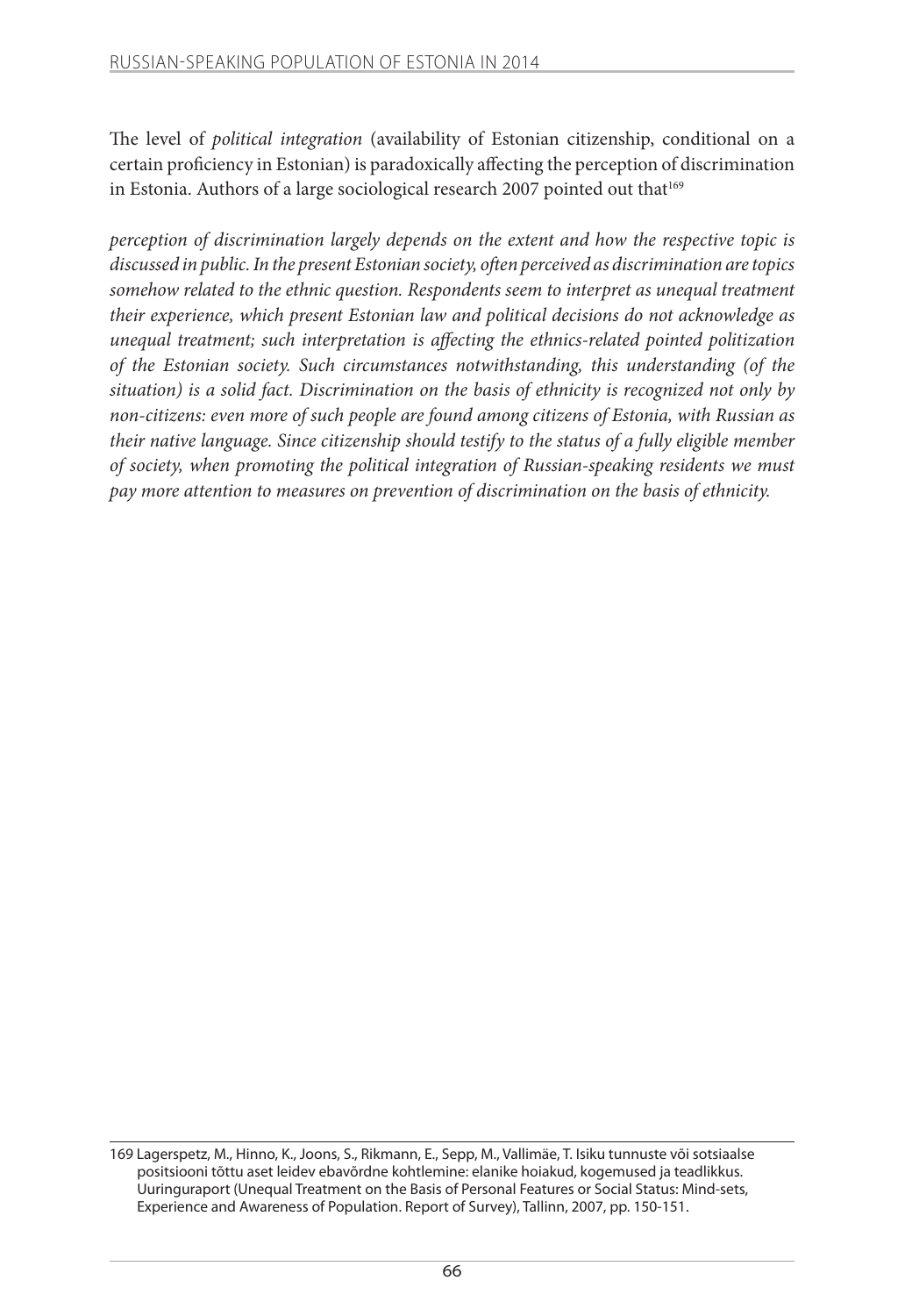The level of *political integration* (availability of Estonian citizenship, conditional on a certain proficiency in Estonian) is paradoxically affecting the perception of discrimination in Estonia. Authors of a large sociological research 2007 pointed out that[169]

*perception of discrimination largely depends on the extent and how the respective topic is discussed in public. In the present Estonian society, often perceived as discrimination are topics somehow related to the ethnic question. Respondents seem to interpret as unequal treatment their experience, which present Estonian law and political decisions do not acknowledge as unequal treatment; such interpretation is affecting the ethnics-related pointed politization of the Estonian society. Such circumstances notwithstanding, this understanding (of the situation) is a solid fact. Discrimination on the basis of ethnicity is recognized not only by non-citizens: even more of such people are found among citizens of Estonia, with Russian as their native language. Since citizenship should testify to the status of a fully eligible member of society, when promoting the political integration of Russian-speaking residents we must pay more attention to measures on prevention of discrimination on the basis of ethnicity.*

---

169 Lagerspetz, M., Hinno, K., Joons, S., Rikmann, E., Sepp, M., Vallimäe, T. Isiku tunnuste või sotsiaalse positsiooni tõttu aset leidev ebavõrdne kohtlemine: elanike hoiakud, kogemused ja teadlikkus. Uuringuraport (Unequal Treatment on the Basis of Personal Features or Social Status: Mind-sets, Experience and Awareness of Population. Report of Survey), Tallinn, 2007, pp. 150-151.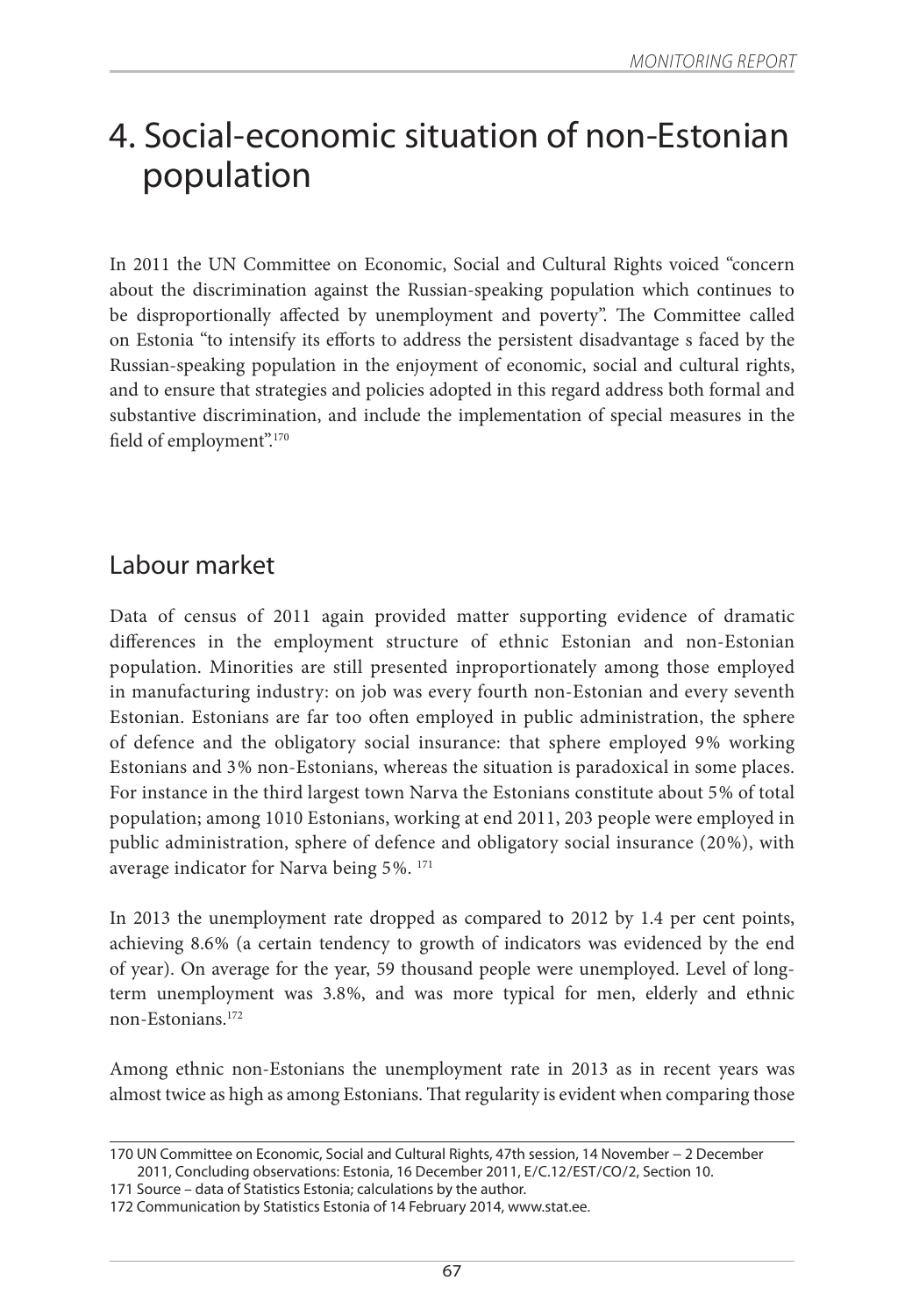# 4. Social-economic situation of non-Estonian population

In 2011 the UN Committee on Economic, Social and Cultural Rights voiced "concern about the discrimination against the Russian-speaking population which continues to be disproportionally affected by unemployment and poverty". The Committee called on Estonia "to intensify its efforts to address the persistent disadvantage s faced by the Russian-speaking population in the enjoyment of economic, social and cultural rights, and to ensure that strategies and policies adopted in this regard address both formal and substantive discrimination, and include the implementation of special measures in the field of employment".[170]

## Labour market

Data of census of 2011 again provided matter supporting evidence of dramatic differences in the employment structure of ethnic Estonian and non-Estonian population. Minorities are still presented inproportionately among those employed in manufacturing industry: on job was every fourth non-Estonian and every seventh Estonian. Estonians are far too often employed in public administration, the sphere of defence and the obligatory social insurance: that sphere employed 9% working Estonians and 3% non-Estonians, whereas the situation is paradoxical in some places. For instance in the third largest town Narva the Estonians constitute about 5% of total population; among 1010 Estonians, working at end 2011, 203 people were employed in public administration, sphere of defence and obligatory social insurance (20%), with average indicator for Narva being 5%. [171]

In 2013 the unemployment rate dropped as compared to 2012 by 1.4 per cent points, achieving 8.6% (a certain tendency to growth of indicators was evidenced by the end of year). On average for the year, 59 thousand people were unemployed. Level of long-term unemployment was 3.8%, and was more typical for men, elderly and ethnic non-Estonians.[172]

Among ethnic non-Estonians the unemployment rate in 2013 as in recent years was almost twice as high as among Estonians. That regularity is evident when comparing those

---

170 UN Committee on Economic, Social and Cultural Rights, 47th session, 14 November – 2 December 2011, Concluding observations: Estonia, 16 December 2011, E/C.12/EST/CO/2, Section 10.

171 Source – data of Statistics Estonia; calculations by the author.

172 Communication by Statistics Estonia of 14 February 2014, www.stat.ee.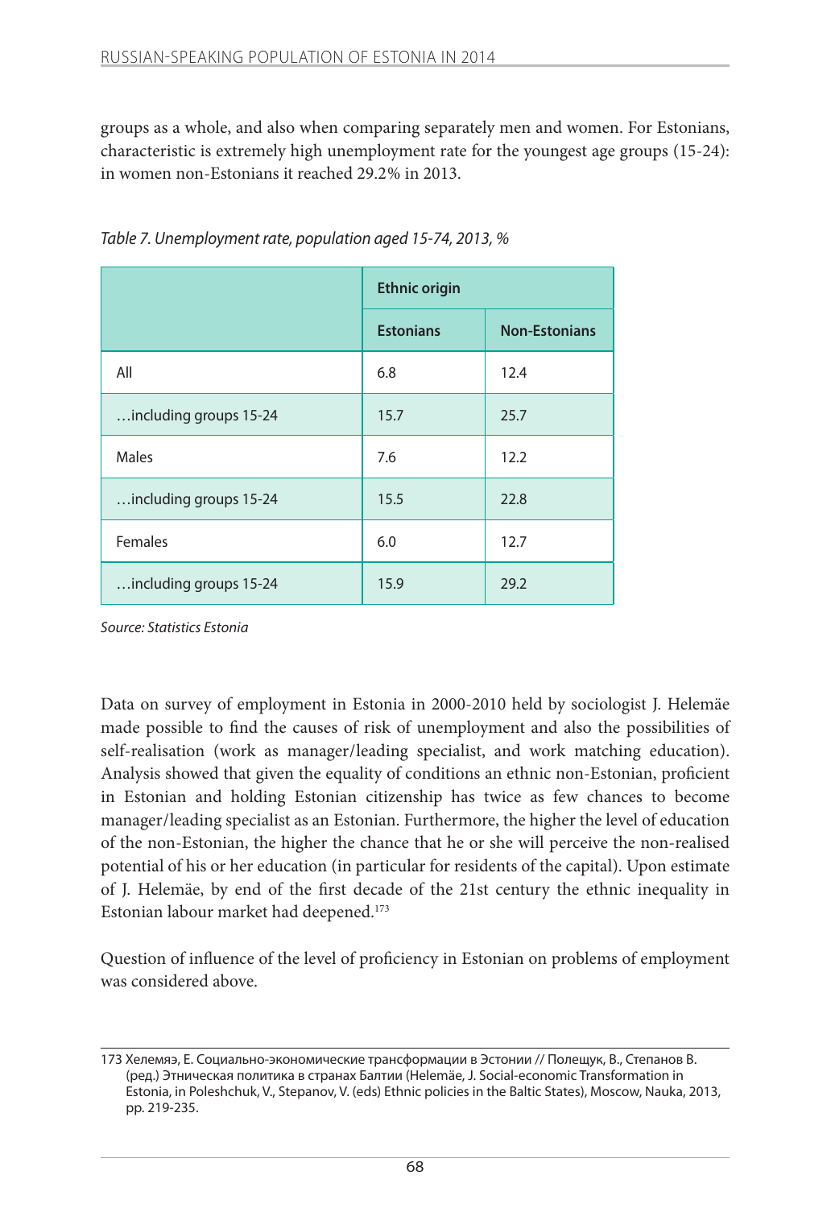groups as a whole, and also when comparing separately men and women. For Estonians, characteristic is extremely high unemployment rate for the youngest age groups (15-24): in women non-Estonians it reached 29.2% in 2013.

*Table 7. Unemployment rate, population aged 15-74, 2013, %*

| | **Ethnic origin** | |
|---|---|---|
| | **Estonians** | **Non-Estonians** |
| All | 6.8 | 12.4 |
| …including groups 15-24 | 15.7 | 25.7 |
| Males | 7.6 | 12.2 |
| …including groups 15-24 | 15.5 | 22.8 |
| Females | 6.0 | 12.7 |
| …including groups 15-24 | 15.9 | 29.2 |

*Source: Statistics Estonia*

Data on survey of employment in Estonia in 2000-2010 held by sociologist J. Helemäe made possible to find the causes of risk of unemployment and also the possibilities of self-realisation (work as manager/leading specialist, and work matching education). Analysis showed that given the equality of conditions an ethnic non-Estonian, proficient in Estonian and holding Estonian citizenship has twice as few chances to become manager/leading specialist as an Estonian. Furthermore, the higher the level of education of the non-Estonian, the higher the chance that he or she will perceive the non-realised potential of his or her education (in particular for residents of the capital). Upon estimate of J. Helemäe, by end of the first decade of the 21st century the ethnic inequality in Estonian labour market had deepened.[173]

Question of influence of the level of proficiency in Estonian on problems of employment was considered above.

---

173 Хелемяэ, Е. Социально-экономические трансформации в Эстонии // Полещук, В., Степанов В. (ред.) Этническая политика в странах Балтии (Helemäe, J. Social-economic Transformation in Estonia, in Poleshchuk, V., Stepanov, V. (eds) Ethnic policies in the Baltic States), Moscow, Nauka, 2013, pp. 219-235.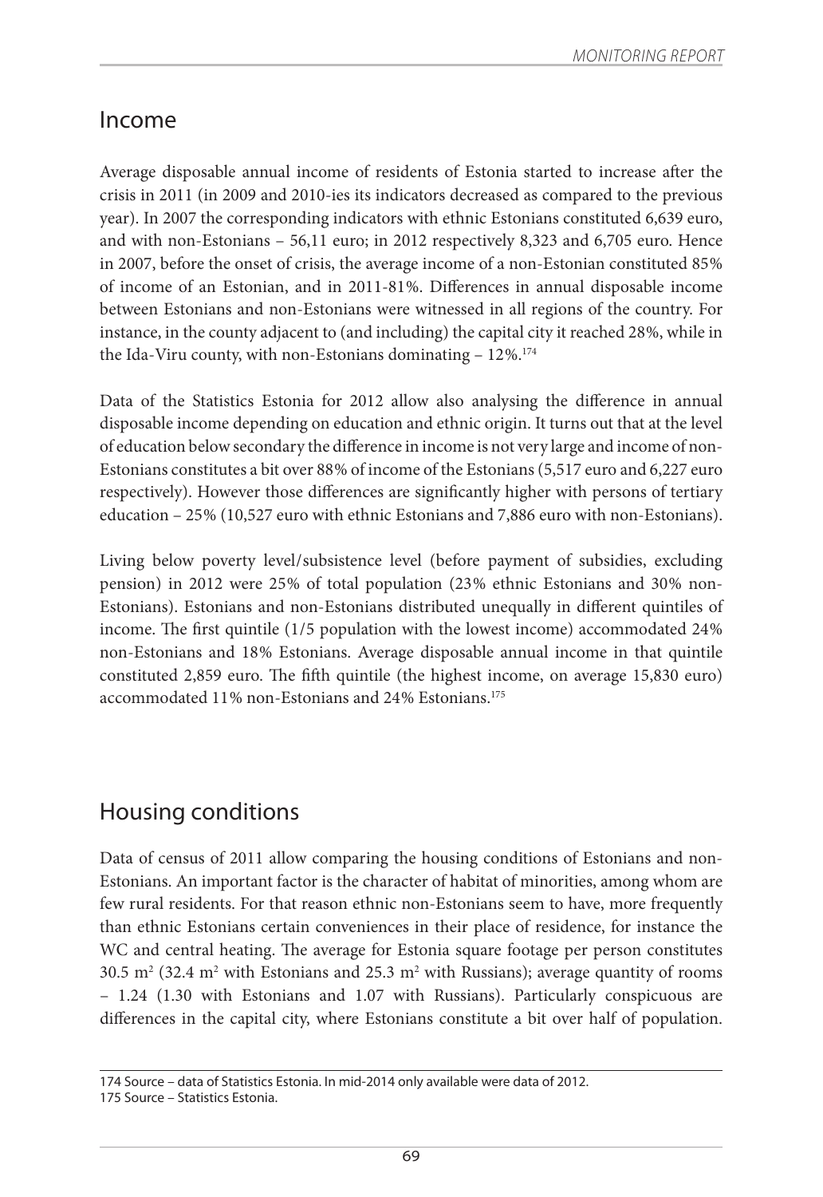## Income

Average disposable annual income of residents of Estonia started to increase after the crisis in 2011 (in 2009 and 2010-ies its indicators decreased as compared to the previous year). In 2007 the corresponding indicators with ethnic Estonians constituted 6,639 euro, and with non-Estonians – 56,11 euro; in 2012 respectively 8,323 and 6,705 euro. Hence in 2007, before the onset of crisis, the average income of a non-Estonian constituted 85% of income of an Estonian, and in 2011-81%. Differences in annual disposable income between Estonians and non-Estonians were witnessed in all regions of the country. For instance, in the county adjacent to (and including) the capital city it reached 28%, while in the Ida-Viru county, with non-Estonians dominating – 12%.[174]

Data of the Statistics Estonia for 2012 allow also analysing the difference in annual disposable income depending on education and ethnic origin. It turns out that at the level of education below secondary the difference in income is not very large and income of non-Estonians constitutes a bit over 88% of income of the Estonians (5,517 euro and 6,227 euro respectively). However those differences are significantly higher with persons of tertiary education – 25% (10,527 euro with ethnic Estonians and 7,886 euro with non-Estonians).

Living below poverty level/subsistence level (before payment of subsidies, excluding pension) in 2012 were 25% of total population (23% ethnic Estonians and 30% non-Estonians). Estonians and non-Estonians distributed unequally in different quintiles of income. The first quintile (1/5 population with the lowest income) accommodated 24% non-Estonians and 18% Estonians. Average disposable annual income in that quintile constituted 2,859 euro. The fifth quintile (the highest income, on average 15,830 euro) accommodated 11% non-Estonians and 24% Estonians.[175]

## Housing conditions

Data of census of 2011 allow comparing the housing conditions of Estonians and non-Estonians. An important factor is the character of habitat of minorities, among whom are few rural residents. For that reason ethnic non-Estonians seem to have, more frequently than ethnic Estonians certain conveniences in their place of residence, for instance the WC and central heating. The average for Estonia square footage per person constitutes 30.5 m$^2$ (32.4 m$^2$ with Estonians and 25.3 m$^2$ with Russians); average quantity of rooms – 1.24 (1.30 with Estonians and 1.07 with Russians). Particularly conspicuous are differences in the capital city, where Estonians constitute a bit over half of population.

174 Source – data of Statistics Estonia. In mid-2014 only available were data of 2012.

175 Source – Statistics Estonia.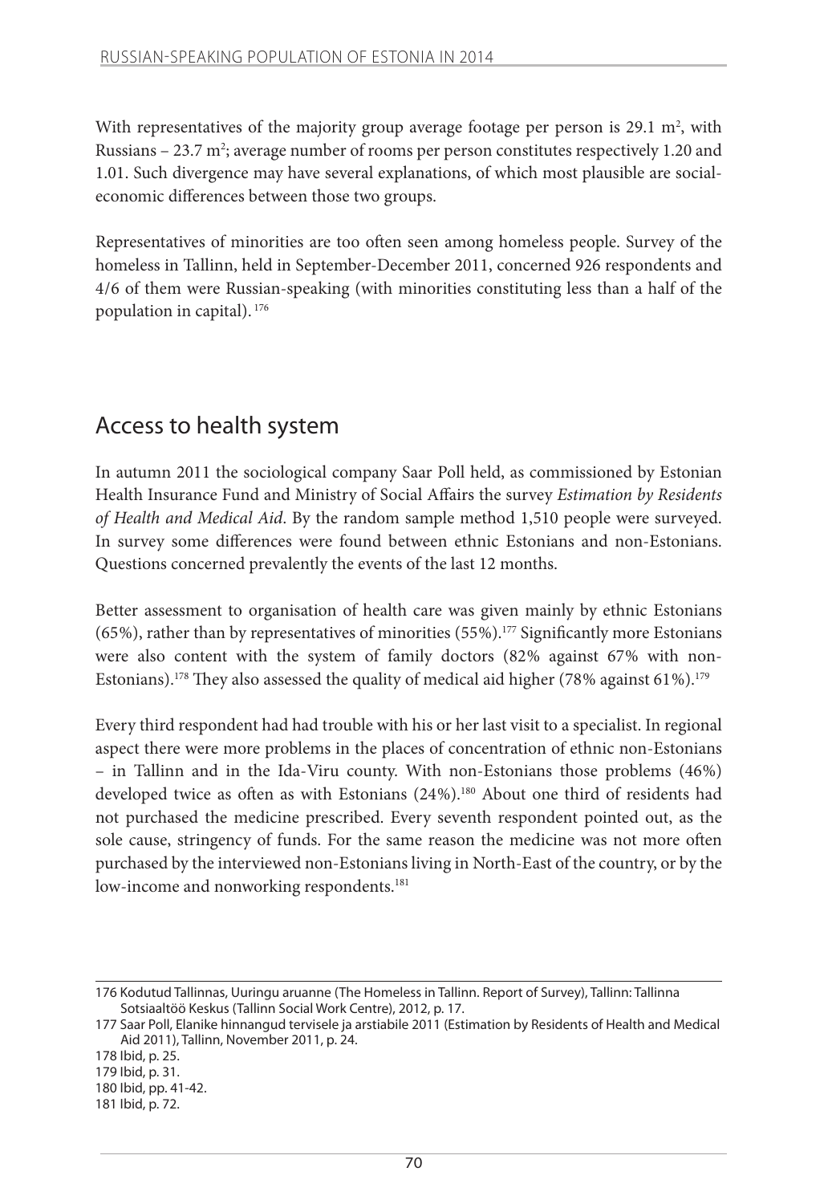With representatives of the majority group average footage per person is 29.1 $m^2$, with Russians – 23.7 $m^2$; average number of rooms per person constitutes respectively 1.20 and 1.01. Such divergence may have several explanations, of which most plausible are social-economic differences between those two groups.

Representatives of minorities are too often seen among homeless people. Survey of the homeless in Tallinn, held in September-December 2011, concerned 926 respondents and 4/6 of them were Russian-speaking (with minorities constituting less than a half of the population in capital). [176]

## Access to health system

In autumn 2011 the sociological company Saar Poll held, as commissioned by Estonian Health Insurance Fund and Ministry of Social Affairs the survey *Estimation by Residents of Health and Medical Aid*. By the random sample method 1,510 people were surveyed. In survey some differences were found between ethnic Estonians and non-Estonians. Questions concerned prevalently the events of the last 12 months.

Better assessment to organisation of health care was given mainly by ethnic Estonians (65%), rather than by representatives of minorities (55%).[177] Significantly more Estonians were also content with the system of family doctors (82% against 67% with non-Estonians).[178] They also assessed the quality of medical aid higher (78% against 61%).[179]

Every third respondent had had trouble with his or her last visit to a specialist. In regional aspect there were more problems in the places of concentration of ethnic non-Estonians – in Tallinn and in the Ida-Viru county. With non-Estonians those problems (46%) developed twice as often as with Estonians (24%).[180] About one third of residents had not purchased the medicine prescribed. Every seventh respondent pointed out, as the sole cause, stringency of funds. For the same reason the medicine was not more often purchased by the interviewed non-Estonians living in North-East of the country, or by the low-income and nonworking respondents.[181]

---

176 Kodutud Tallinnas, Uuringu aruanne (The Homeless in Tallinn. Report of Survey), Tallinn: Tallinna Sotsiaaltöö Keskus (Tallinn Social Work Centre), 2012, p. 17.

177 Saar Poll, Elanike hinnangud tervisele ja arstiabile 2011 (Estimation by Residents of Health and Medical Aid 2011), Tallinn, November 2011, p. 24.

178 Ibid, p. 25.

179 Ibid, p. 31.

180 Ibid, pp. 41-42.

181 Ibid, p. 72.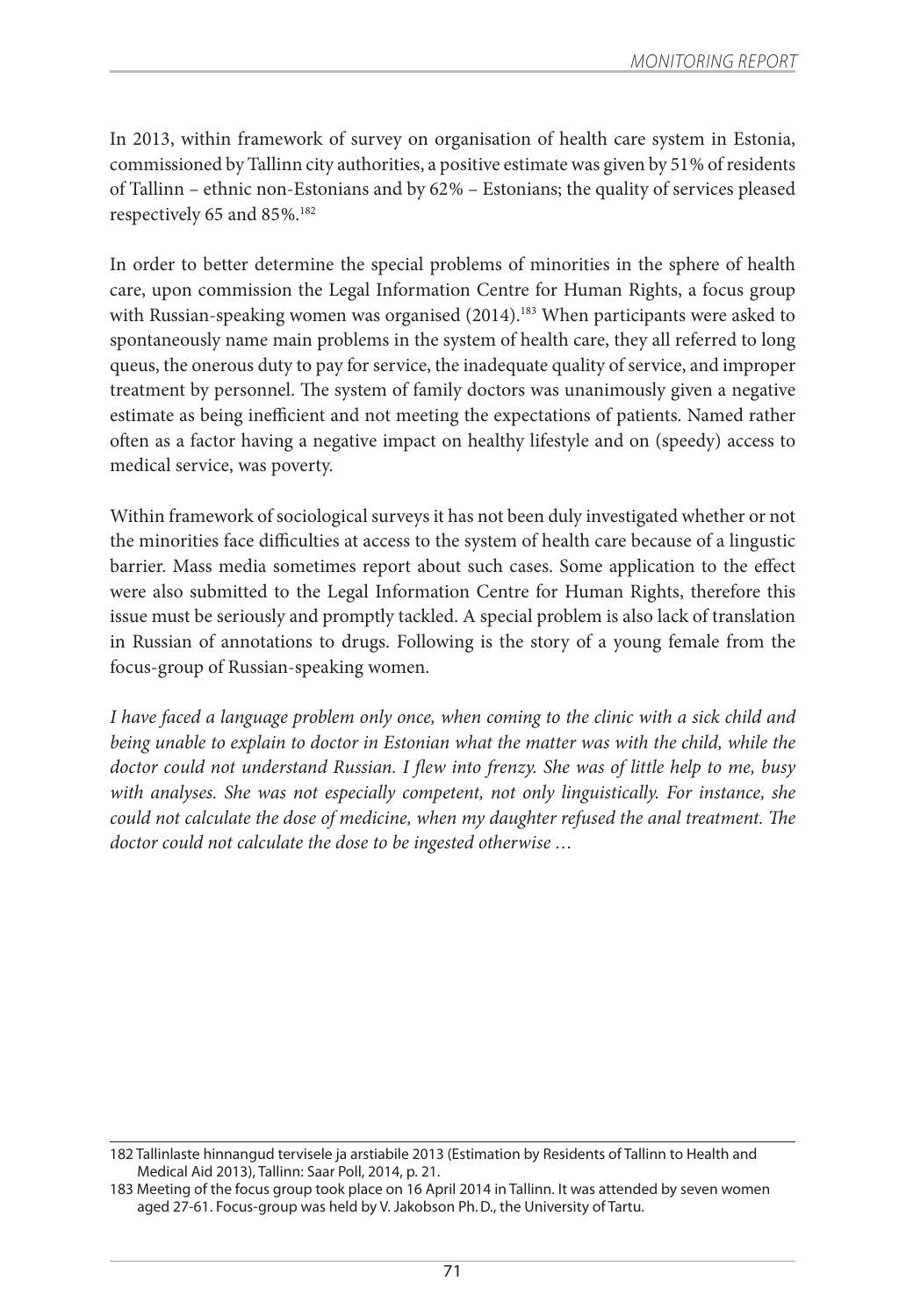In 2013, within framework of survey on organisation of health care system in Estonia, commissioned by Tallinn city authorities, a positive estimate was given by 51% of residents of Tallinn – ethnic non-Estonians and by 62% – Estonians; the quality of services pleased respectively 65 and 85%.[182]

In order to better determine the special problems of minorities in the sphere of health care, upon commission the Legal Information Centre for Human Rights, a focus group with Russian-speaking women was organised (2014).[183] When participants were asked to spontaneously name main problems in the system of health care, they all referred to long queus, the onerous duty to pay for service, the inadequate quality of service, and improper treatment by personnel. The system of family doctors was unanimously given a negative estimate as being inefficient and not meeting the expectations of patients. Named rather often as a factor having a negative impact on healthy lifestyle and on (speedy) access to medical service, was poverty.

Within framework of sociological surveys it has not been duly investigated whether or not the minorities face difficulties at access to the system of health care because of a lingustic barrier. Mass media sometimes report about such cases. Some application to the effect were also submitted to the Legal Information Centre for Human Rights, therefore this issue must be seriously and promptly tackled. A special problem is also lack of translation in Russian of annotations to drugs. Following is the story of a young female from the focus-group of Russian-speaking women.

*I have faced a language problem only once, when coming to the clinic with a sick child and being unable to explain to doctor in Estonian what the matter was with the child, while the doctor could not understand Russian. I flew into frenzy. She was of little help to me, busy with analyses. She was not especially competent, not only linguistically. For instance, she could not calculate the dose of medicine, when my daughter refused the anal treatment. The doctor could not calculate the dose to be ingested otherwise …*

---

182 Tallinlaste hinnangud tervisele ja arstiabile 2013 (Estimation by Residents of Tallinn to Health and Medical Aid 2013), Tallinn: Saar Poll, 2014, p. 21.

183 Meeting of the focus group took place on 16 April 2014 in Tallinn. It was attended by seven women aged 27-61. Focus-group was held by V. Jakobson Ph. D., the University of Tartu.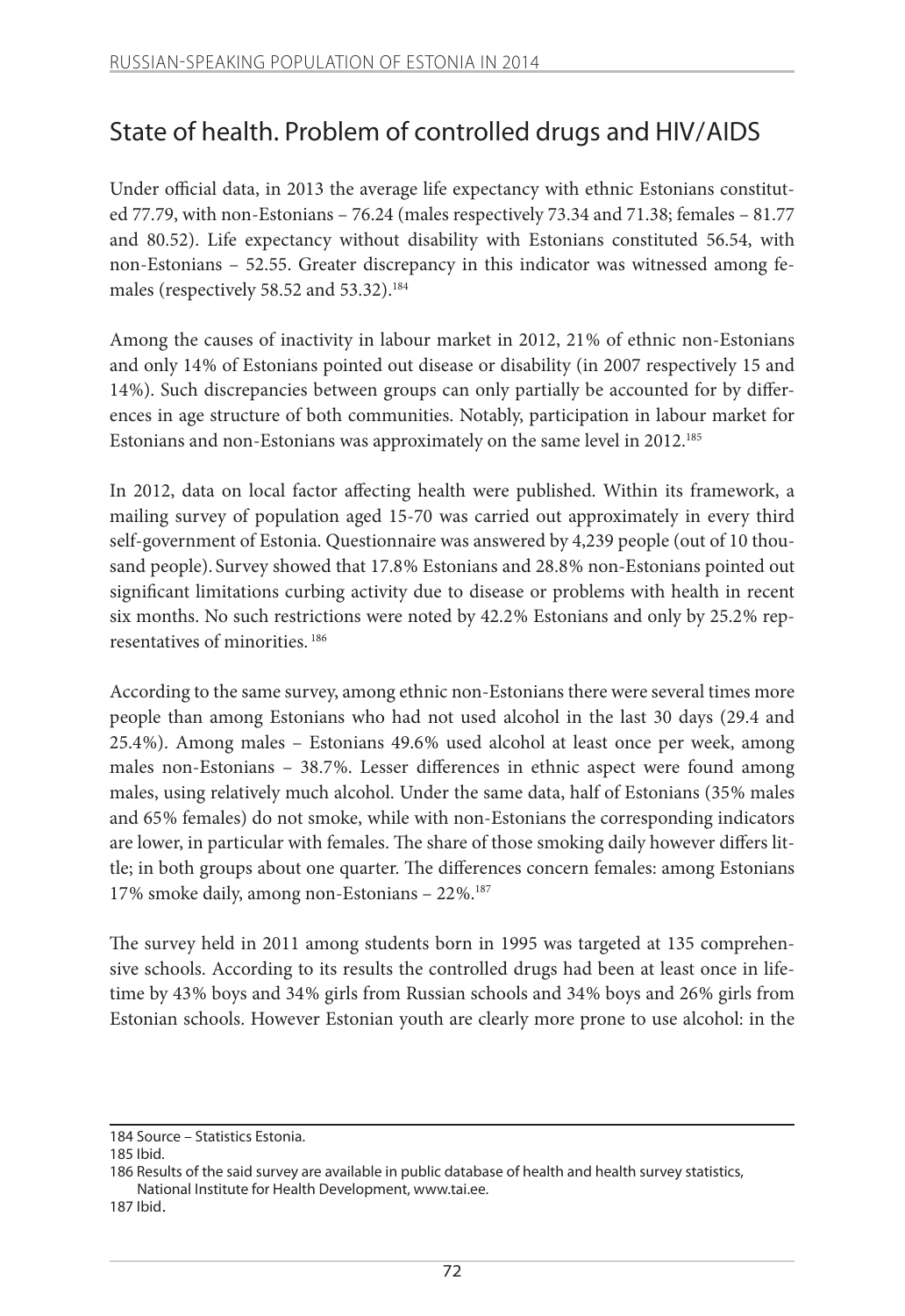## State of health. Problem of controlled drugs and HIV/AIDS

Under official data, in 2013 the average life expectancy with ethnic Estonians constituted 77.79, with non-Estonians – 76.24 (males respectively 73.34 and 71.38; females – 81.77 and 80.52). Life expectancy without disability with Estonians constituted 56.54, with non-Estonians – 52.55. Greater discrepancy in this indicator was witnessed among females (respectively 58.52 and 53.32).[184]

Among the causes of inactivity in labour market in 2012, 21% of ethnic non-Estonians and only 14% of Estonians pointed out disease or disability (in 2007 respectively 15 and 14%). Such discrepancies between groups can only partially be accounted for by differences in age structure of both communities. Notably, participation in labour market for Estonians and non-Estonians was approximately on the same level in 2012.[185]

In 2012, data on local factor affecting health were published. Within its framework, a mailing survey of population aged 15-70 was carried out approximately in every third self-government of Estonia. Questionnaire was answered by 4,239 people (out of 10 thousand people). Survey showed that 17.8% Estonians and 28.8% non-Estonians pointed out significant limitations curbing activity due to disease or problems with health in recent six months. No such restrictions were noted by 42.2% Estonians and only by 25.2% representatives of minorities.[186]

According to the same survey, among ethnic non-Estonians there were several times more people than among Estonians who had not used alcohol in the last 30 days (29.4 and 25.4%). Among males – Estonians 49.6% used alcohol at least once per week, among males non-Estonians – 38.7%. Lesser differences in ethnic aspect were found among males, using relatively much alcohol. Under the same data, half of Estonians (35% males and 65% females) do not smoke, while with non-Estonians the corresponding indicators are lower, in particular with females. The share of those smoking daily however differs little; in both groups about one quarter. The differences concern females: among Estonians 17% smoke daily, among non-Estonians – 22%.[187]

The survey held in 2011 among students born in 1995 was targeted at 135 comprehensive schools. According to its results the controlled drugs had been at least once in lifetime by 43% boys and 34% girls from Russian schools and 34% boys and 26% girls from Estonian schools. However Estonian youth are clearly more prone to use alcohol: in the

---

184 Source – Statistics Estonia.

185 Ibid.

186 Results of the said survey are available in public database of health and health survey statistics, National Institute for Health Development, www.tai.ee.

187 Ibid.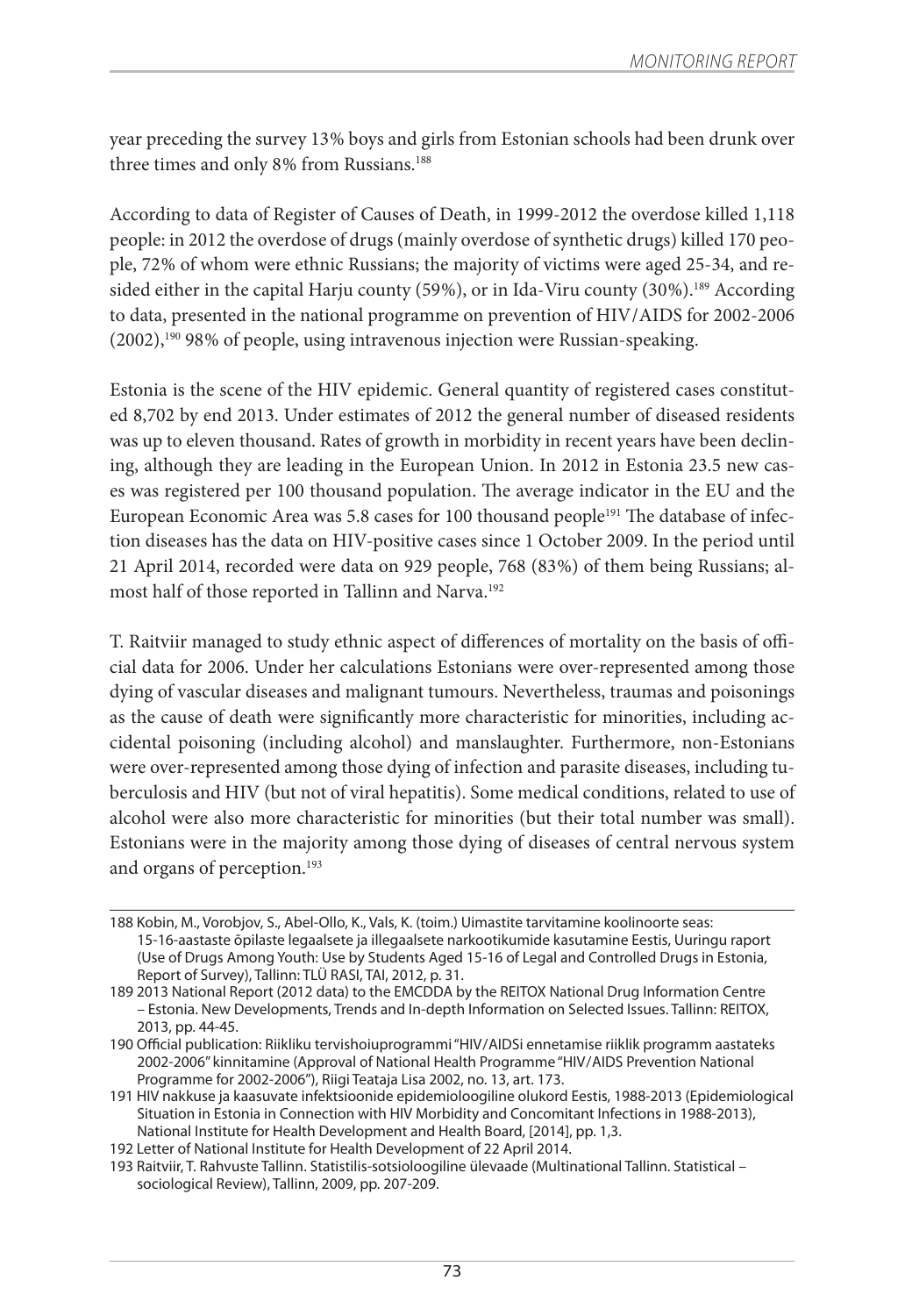year preceding the survey 13% boys and girls from Estonian schools had been drunk over three times and only 8% from Russians.[188]

According to data of Register of Causes of Death, in 1999-2012 the overdose killed 1,118 people: in 2012 the overdose of drugs (mainly overdose of synthetic drugs) killed 170 people, 72% of whom were ethnic Russians; the majority of victims were aged 25-34, and resided either in the capital Harju county (59%), or in Ida-Viru county (30%).[189] According to data, presented in the national programme on prevention of HIV/AIDS for 2002-2006 (2002),[190] 98% of people, using intravenous injection were Russian-speaking.

Estonia is the scene of the HIV epidemic. General quantity of registered cases constituted 8,702 by end 2013. Under estimates of 2012 the general number of diseased residents was up to eleven thousand. Rates of growth in morbidity in recent years have been declining, although they are leading in the European Union. In 2012 in Estonia 23.5 new cases was registered per 100 thousand population. The average indicator in the EU and the European Economic Area was 5.8 cases for 100 thousand people[191] The database of infection diseases has the data on HIV-positive cases since 1 October 2009. In the period until 21 April 2014, recorded were data on 929 people, 768 (83%) of them being Russians; almost half of those reported in Tallinn and Narva.[192]

T. Raitviir managed to study ethnic aspect of differences of mortality on the basis of official data for 2006. Under her calculations Estonians were over-represented among those dying of vascular diseases and malignant tumours. Nevertheless, traumas and poisonings as the cause of death were significantly more characteristic for minorities, including accidental poisoning (including alcohol) and manslaughter. Furthermore, non-Estonians were over-represented among those dying of infection and parasite diseases, including tuberculosis and HIV (but not of viral hepatitis). Some medical conditions, related to use of alcohol were also more characteristic for minorities (but their total number was small). Estonians were in the majority among those dying of diseases of central nervous system and organs of perception.[193]

---

188 Kobin, M., Vorobjov, S., Abel-Ollo, K., Vals, K. (toim.) Uimastite tarvitamine koolinoorte seas: 15-16-aastaste õpilaste legaalsete ja illegaalsete narkootikumide kasutamine Eestis, Uuringu raport (Use of Drugs Among Youth: Use by Students Aged 15-16 of Legal and Controlled Drugs in Estonia, Report of Survey), Tallinn: TLÜ RASI, TAI, 2012, p. 31.

189 2013 National Report (2012 data) to the EMCDDA by the REITOX National Drug Information Centre – Estonia. New Developments, Trends and In-depth Information on Selected Issues. Tallinn: REITOX, 2013, pp. 44-45.

190 Official publication: Riikliku tervishoiuprogrammi "HIV/AIDSi ennetamise riiklik programm aastateks 2002-2006" kinnitamine (Approval of National Health Programme "HIV/AIDS Prevention National Programme for 2002-2006"), Riigi Teataja Lisa 2002, no. 13, art. 173.

191 HIV nakkuse ja kaasuvate infektsioonide epidemioloogiline olukord Eestis, 1988-2013 (Epidemiological Situation in Estonia in Connection with HIV Morbidity and Concomitant Infections in 1988-2013), National Institute for Health Development and Health Board, [2014], pp. 1,3.

192 Letter of National Institute for Health Development of 22 April 2014.

193 Raitviir, T. Rahvuste Tallinn. Statistilis-sotsioloogiline ülevaade (Multinational Tallinn. Statistical – sociological Review), Tallinn, 2009, pp. 207-209.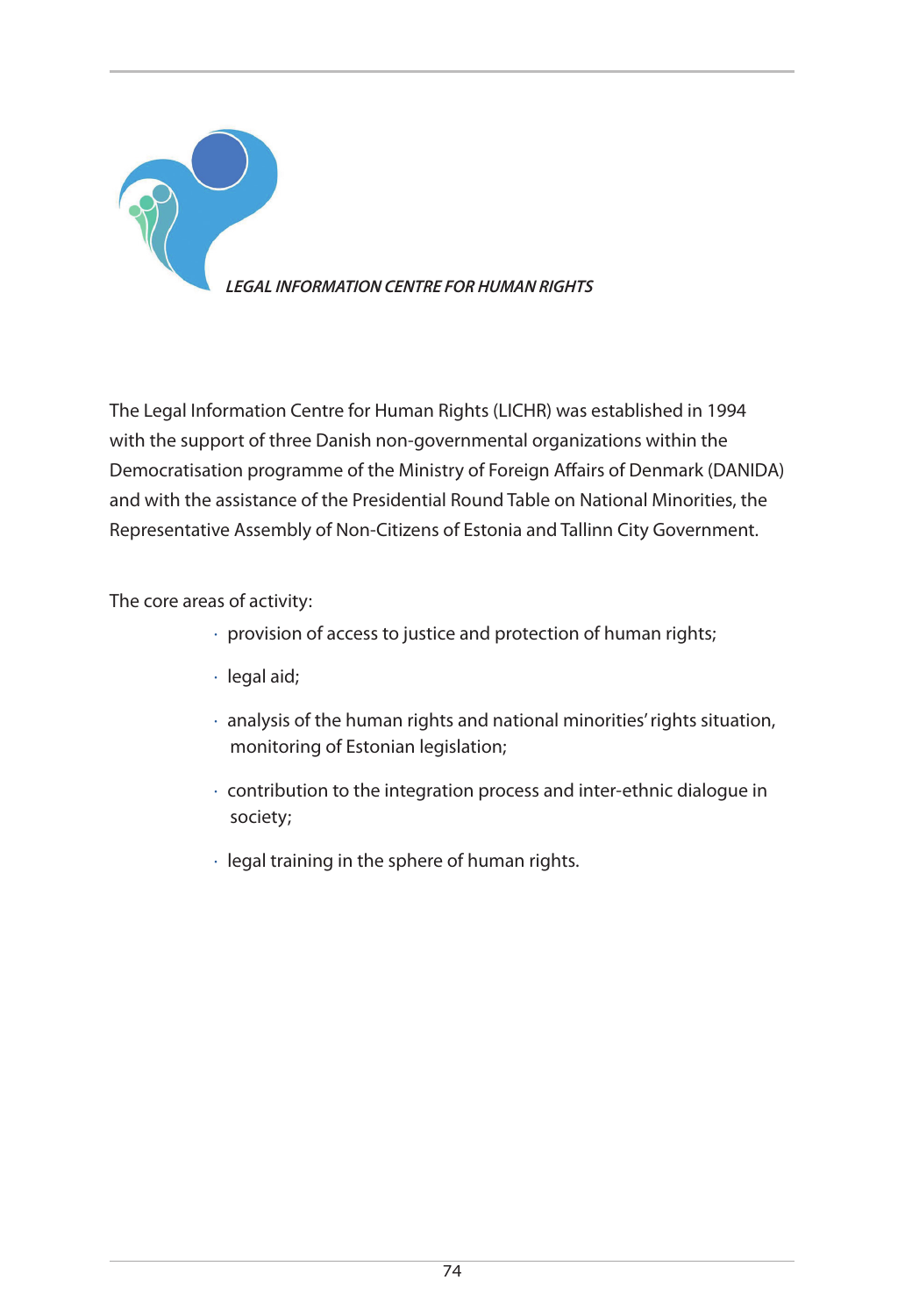*LEGAL INFORMATION CENTRE FOR HUMAN RIGHTS*

The Legal Information Centre for Human Rights (LICHR) was established in 1994 with the support of three Danish non-governmental organizations within the Democratisation programme of the Ministry of Foreign Affairs of Denmark (DANIDA) and with the assistance of the Presidential Round Table on National Minorities, the Representative Assembly of Non-Citizens of Estonia and Tallinn City Government.

The core areas of activity:

- provision of access to justice and protection of human rights;
- legal aid;
- analysis of the human rights and national minorities' rights situation, monitoring of Estonian legislation;
- contribution to the integration process and inter-ethnic dialogue in society;
- legal training in the sphere of human rights.